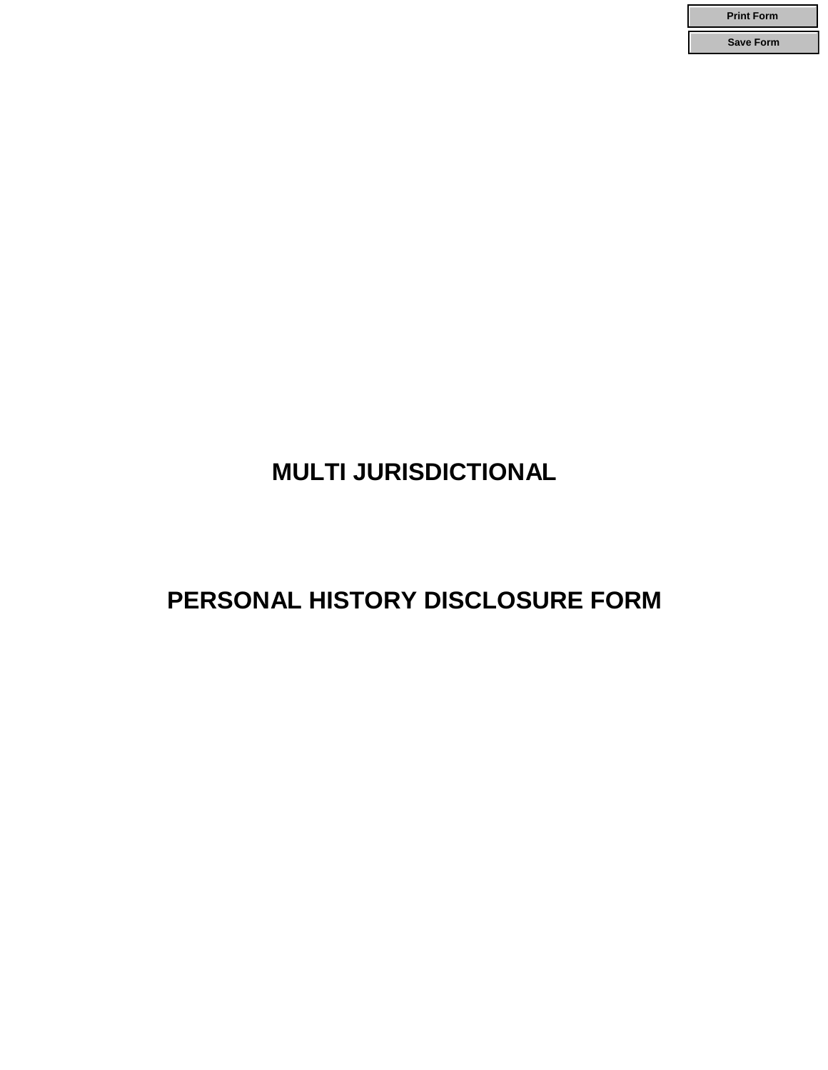# MULTI JURISDICTIONAL

# PERSONAL HISTORY DISCLOSURE FORM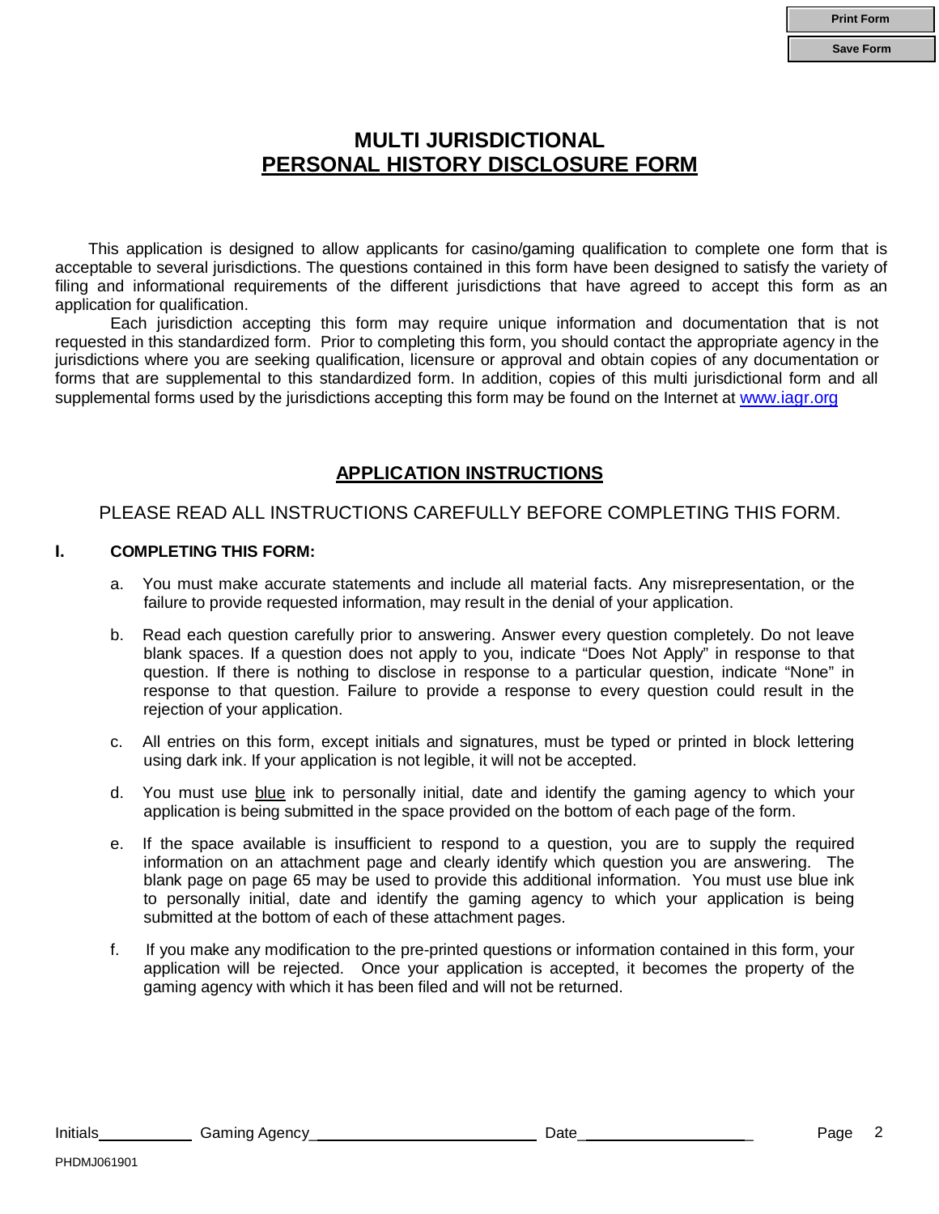# MULTI JURISDICTIONAL
# PERSONAL HISTORY DISCLOSURE FORM

This application is designed to allow applicants for casino/gaming qualification to complete one form that is acceptable to several jurisdictions. The questions contained in this form have been designed to satisfy the variety of filing and informational requirements of the different jurisdictions that have agreed to accept this form as an application for qualification.

Each jurisdiction accepting this form may require unique information and documentation that is not requested in this standardized form. Prior to completing this form, you should contact the appropriate agency in the jurisdictions where you are seeking qualification, licensure or approval and obtain copies of any documentation or forms that are supplemental to this standardized form. In addition, copies of this multi jurisdictional form and all supplemental forms used by the jurisdictions accepting this form may be found on the Internet at [www.iagr.org](http://www.iagr.org)

## APPLICATION INSTRUCTIONS

PLEASE READ ALL INSTRUCTIONS CAREFULLY BEFORE COMPLETING THIS FORM.

### I. COMPLETING THIS FORM:

a. You must make accurate statements and include all material facts. Any misrepresentation, or the failure to provide requested information, may result in the denial of your application.

b. Read each question carefully prior to answering. Answer every question completely. Do not leave blank spaces. If a question does not apply to you, indicate "Does Not Apply" in response to that question. If there is nothing to disclose in response to a particular question, indicate "None" in response to that question. Failure to provide a response to every question could result in the rejection of your application.

c. All entries on this form, except initials and signatures, must be typed or printed in block lettering using dark ink. If your application is not legible, it will not be accepted.

d. You must use blue ink to personally initial, date and identify the gaming agency to which your application is being submitted in the space provided on the bottom of each page of the form.

e. If the space available is insufficient to respond to a question, you are to supply the required information on an attachment page and clearly identify which question you are answering. The blank page on page 65 may be used to provide this additional information. You must use blue ink to personally initial, date and identify the gaming agency to which your application is being submitted at the bottom of each of these attachment pages.

f. If you make any modification to the pre-printed questions or information contained in this form, your application will be rejected. Once your application is accepted, it becomes the property of the gaming agency with which it has been filed and will not be returned.

Initials\_\_\_\_\_\_\_\_\_\_ Gaming Agency\_\_\_\_\_\_\_\_\_\_\_\_\_\_\_\_\_\_\_\_\_\_\_\_ Date\_\_\_\_\_\_\_\_\_\_\_\_\_\_\_\_\_\_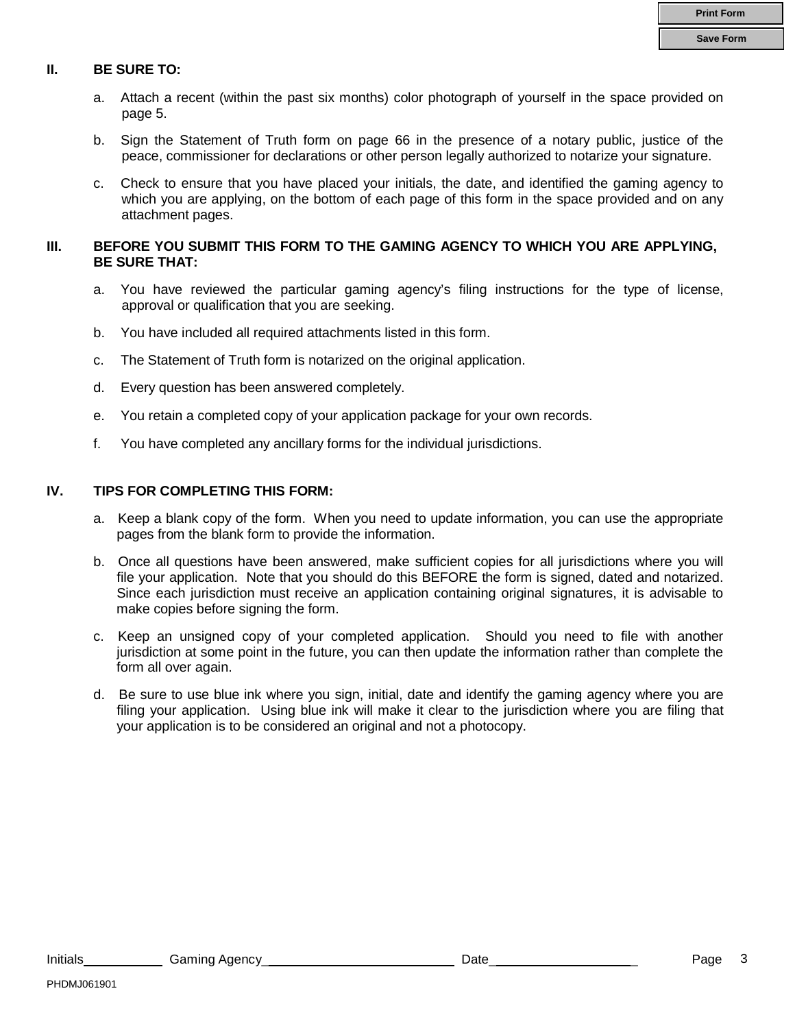## II. BE SURE TO:

a. Attach a recent (within the past six months) color photograph of yourself in the space provided on page 5.

b. Sign the Statement of Truth form on page 66 in the presence of a notary public, justice of the peace, commissioner for declarations or other person legally authorized to notarize your signature.

c. Check to ensure that you have placed your initials, the date, and identified the gaming agency to which you are applying, on the bottom of each page of this form in the space provided and on any attachment pages.

## III. BEFORE YOU SUBMIT THIS FORM TO THE GAMING AGENCY TO WHICH YOU ARE APPLYING, BE SURE THAT:

a. You have reviewed the particular gaming agency's filing instructions for the type of license, approval or qualification that you are seeking.

b. You have included all required attachments listed in this form.

c. The Statement of Truth form is notarized on the original application.

d. Every question has been answered completely.

e. You retain a completed copy of your application package for your own records.

f. You have completed any ancillary forms for the individual jurisdictions.

## IV. TIPS FOR COMPLETING THIS FORM:

a. Keep a blank copy of the form. When you need to update information, you can use the appropriate pages from the blank form to provide the information.

b. Once all questions have been answered, make sufficient copies for all jurisdictions where you will file your application. Note that you should do this BEFORE the form is signed, dated and notarized. Since each jurisdiction must receive an application containing original signatures, it is advisable to make copies before signing the form.

c. Keep an unsigned copy of your completed application. Should you need to file with another jurisdiction at some point in the future, you can then update the information rather than complete the form all over again.

d. Be sure to use blue ink where you sign, initial, date and identify the gaming agency where you are filing your application. Using blue ink will make it clear to the jurisdiction where you are filing that your application is to be considered an original and not a photocopy.

Initials\_\_\_\_\_\_\_\_\_\_ Gaming Agency\_\_\_\_\_\_\_\_\_\_\_\_\_\_\_\_\_\_\_\_\_\_\_\_\_\_ Date\_\_\_\_\_\_\_\_\_\_\_\_\_\_\_\_\_\_\_\_

PHDMJ061901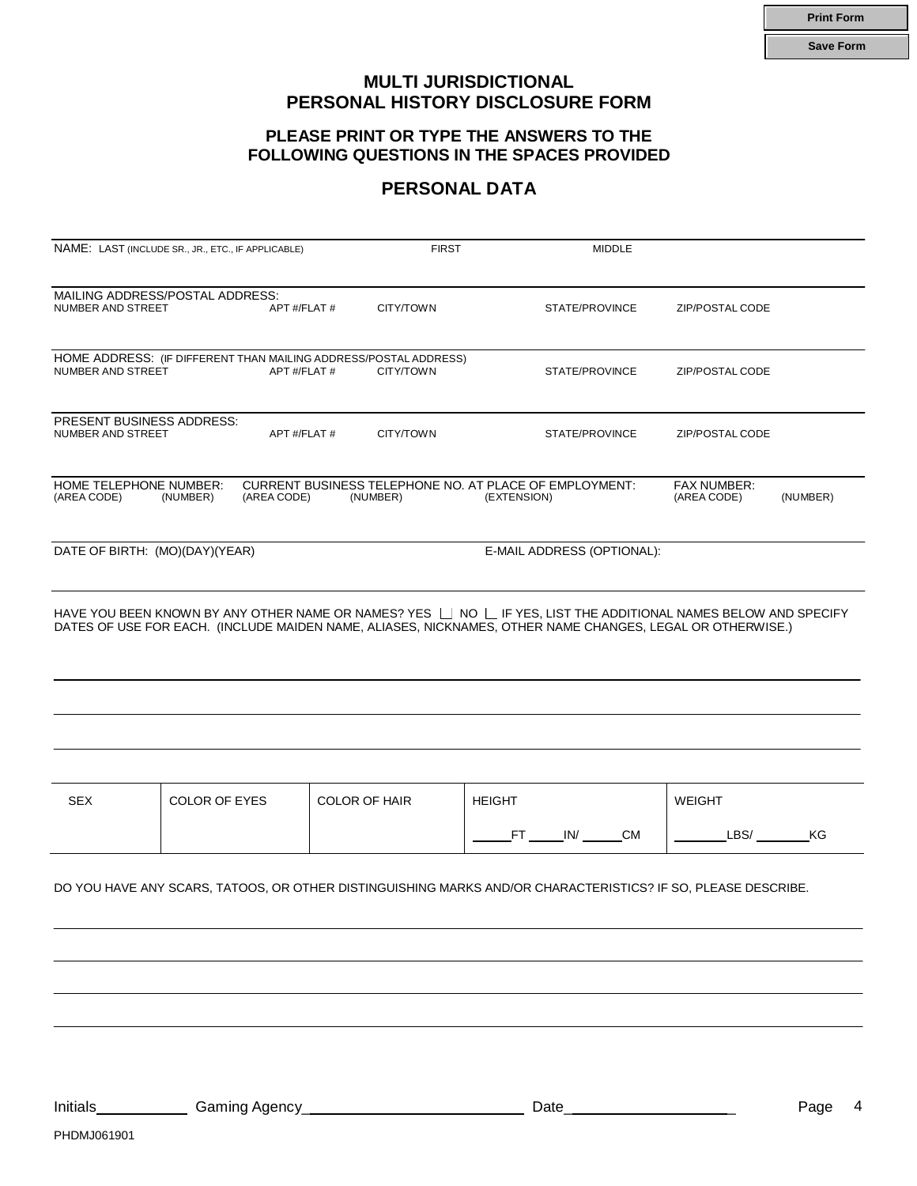Print Form

Save Form

# MULTI JURISDICTIONAL PERSONAL HISTORY DISCLOSURE FORM

## PLEASE PRINT OR TYPE THE ANSWERS TO THE FOLLOWING QUESTIONS IN THE SPACES PROVIDED

## PERSONAL DATA

| NAME: LAST (INCLUDE SR., JR., ETC., IF APPLICABLE) | FIRST | MIDDLE |
|---|---|---|
| | | |

MAILING ADDRESS/POSTAL ADDRESS:

| NUMBER AND STREET | APT #/FLAT # | CITY/TOWN | STATE/PROVINCE | ZIP/POSTAL CODE |
|---|---|---|---|---|
| | | | | |

HOME ADDRESS: (IF DIFFERENT THAN MAILING ADDRESS/POSTAL ADDRESS)

| NUMBER AND STREET | APT #/FLAT # | CITY/TOWN | STATE/PROVINCE | ZIP/POSTAL CODE |
|---|---|---|---|---|
| | | | | |

PRESENT BUSINESS ADDRESS:

| NUMBER AND STREET | APT #/FLAT # | CITY/TOWN | STATE/PROVINCE | ZIP/POSTAL CODE |
|---|---|---|---|---|
| | | | | |

| HOME TELEPHONE NUMBER: | | CURRENT BUSINESS TELEPHONE NO. AT PLACE OF EMPLOYMENT: | | | FAX NUMBER: | |
|---|---|---|---|---|---|---|
| (AREA CODE) | (NUMBER) | (AREA CODE) | (NUMBER) | (EXTENSION) | (AREA CODE) | (NUMBER) |
| | | | | | | |

| DATE OF BIRTH: (MO)(DAY)(YEAR) | E-MAIL ADDRESS (OPTIONAL): |
|---|---|
| | |

HAVE YOU BEEN KNOWN BY ANY OTHER NAME OR NAMES? YES ☐ NO ☐ IF YES, LIST THE ADDITIONAL NAMES BELOW AND SPECIFY DATES OF USE FOR EACH. (INCLUDE MAIDEN NAME, ALIASES, NICKNAMES, OTHER NAME CHANGES, LEGAL OR OTHERWISE.)

______________________________________________________________________

______________________________________________________________________

______________________________________________________________________

| SEX | COLOR OF EYES | COLOR OF HAIR | HEIGHT | WEIGHT |
|---|---|---|---|---|
| | | | _____FT _____IN/ _____CM | _______LBS/ _______KG |

DO YOU HAVE ANY SCARS, TATOOS, OR OTHER DISTINGUISHING MARKS AND/OR CHARACTERISTICS? IF SO, PLEASE DESCRIBE.

______________________________________________________________________

______________________________________________________________________

______________________________________________________________________

______________________________________________________________________

Initials__________ Gaming Agency________________________ Date__________________

PHDMJ061901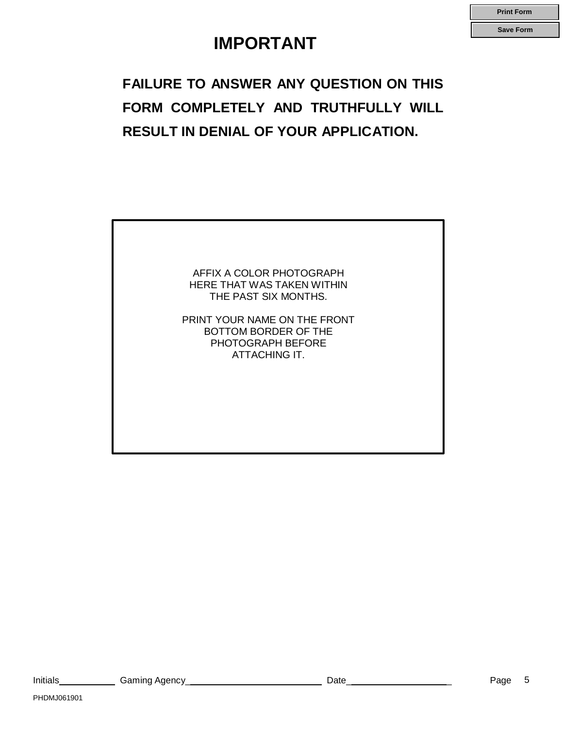# IMPORTANT

**FAILURE TO ANSWER ANY QUESTION ON THIS FORM COMPLETELY AND TRUTHFULLY WILL RESULT IN DENIAL OF YOUR APPLICATION.**

AFFIX A COLOR PHOTOGRAPH HERE THAT WAS TAKEN WITHIN THE PAST SIX MONTHS.

PRINT YOUR NAME ON THE FRONT BOTTOM BORDER OF THE PHOTOGRAPH BEFORE ATTACHING IT.

Initials\_\_\_\_\_\_\_\_\_\_ Gaming Agency\_\_\_\_\_\_\_\_\_\_\_\_\_\_\_\_\_\_\_\_\_\_\_\_ Date\_\_\_\_\_\_\_\_\_\_\_\_\_\_\_\_\_\_\_\_

PHDMJ061901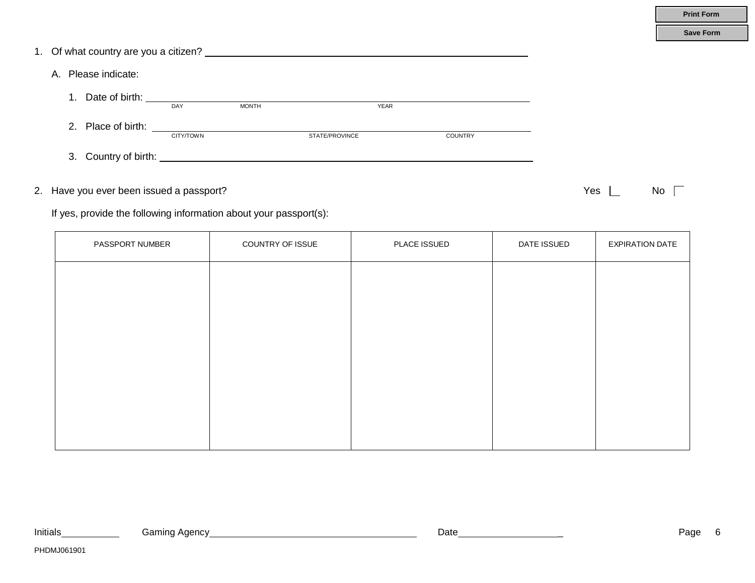1. Of what country are you a citizen? ______________________________

   A. Please indicate:

      1. Date of birth: ______________________________
         DAY MONTH YEAR

      2. Place of birth: ______________________________
         CITY/TOWN STATE/PROVINCE COUNTRY

      3. Country of birth: ______________________________

2. Have you ever been issued a passport? Yes ☐ No ☐

   If yes, provide the following information about your passport(s):

| PASSPORT NUMBER | COUNTRY OF ISSUE | PLACE ISSUED | DATE ISSUED | EXPIRATION DATE |
|---|---|---|---|---|
| | | | | |

Initials__________ Gaming Agency______________________________ Date__________________

PHDMJ061901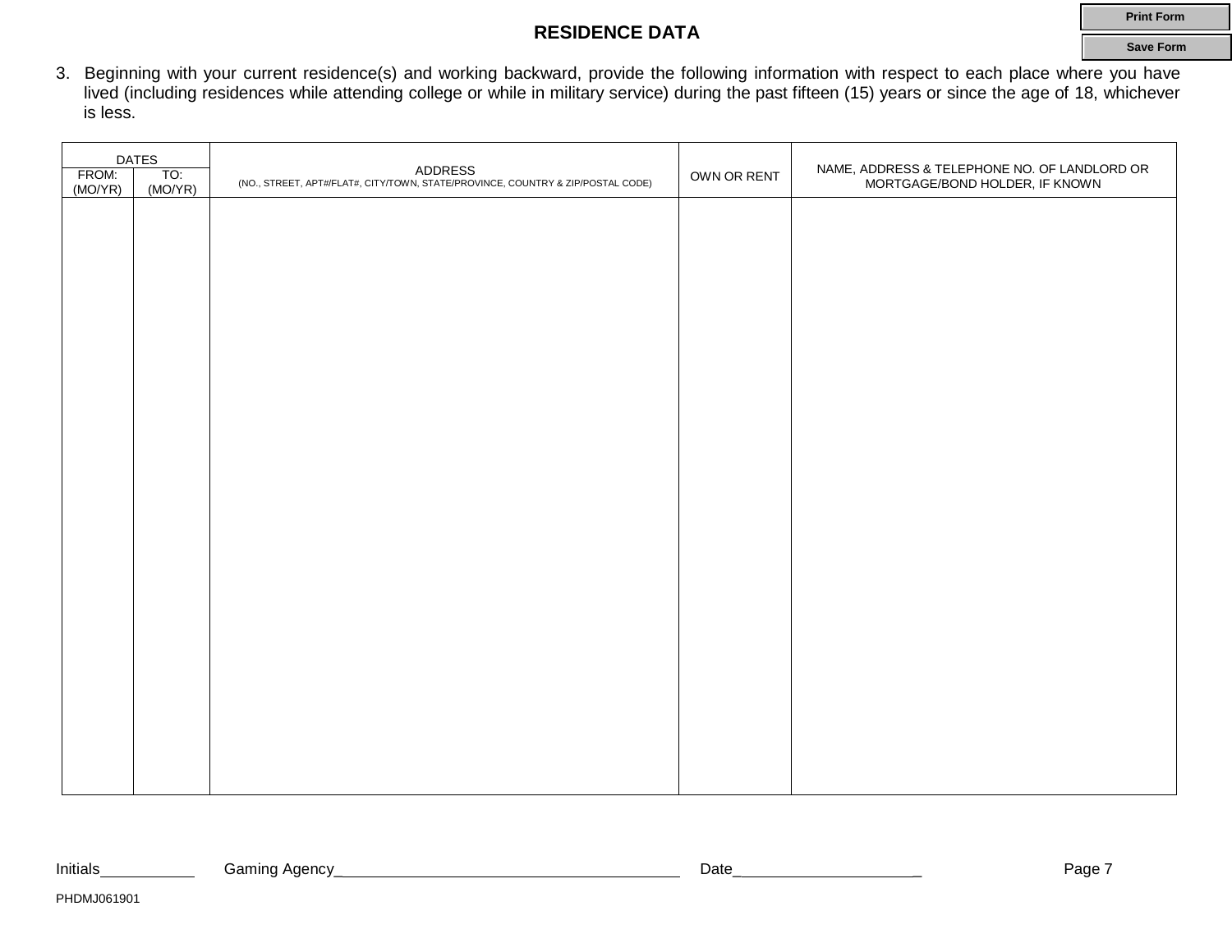## RESIDENCE DATA

3. Beginning with your current residence(s) and working backward, provide the following information with respect to each place where you have lived (including residences while attending college or while in military service) during the past fifteen (15) years or since the age of 18, whichever is less.

| DATES | | ADDRESS<br>(NO., STREET, APT#/FLAT#, CITY/TOWN, STATE/PROVINCE, COUNTRY & ZIP/POSTAL CODE) | OWN OR RENT | NAME, ADDRESS & TELEPHONE NO. OF LANDLORD OR MORTGAGE/BOND HOLDER, IF KNOWN |
|---|---|---|---|---|
| FROM: (MO/YR) | TO: (MO/YR) | | | |
| | | | | |

Initials__________ Gaming Agency______________________________________ Date____________________

PHDMJ061901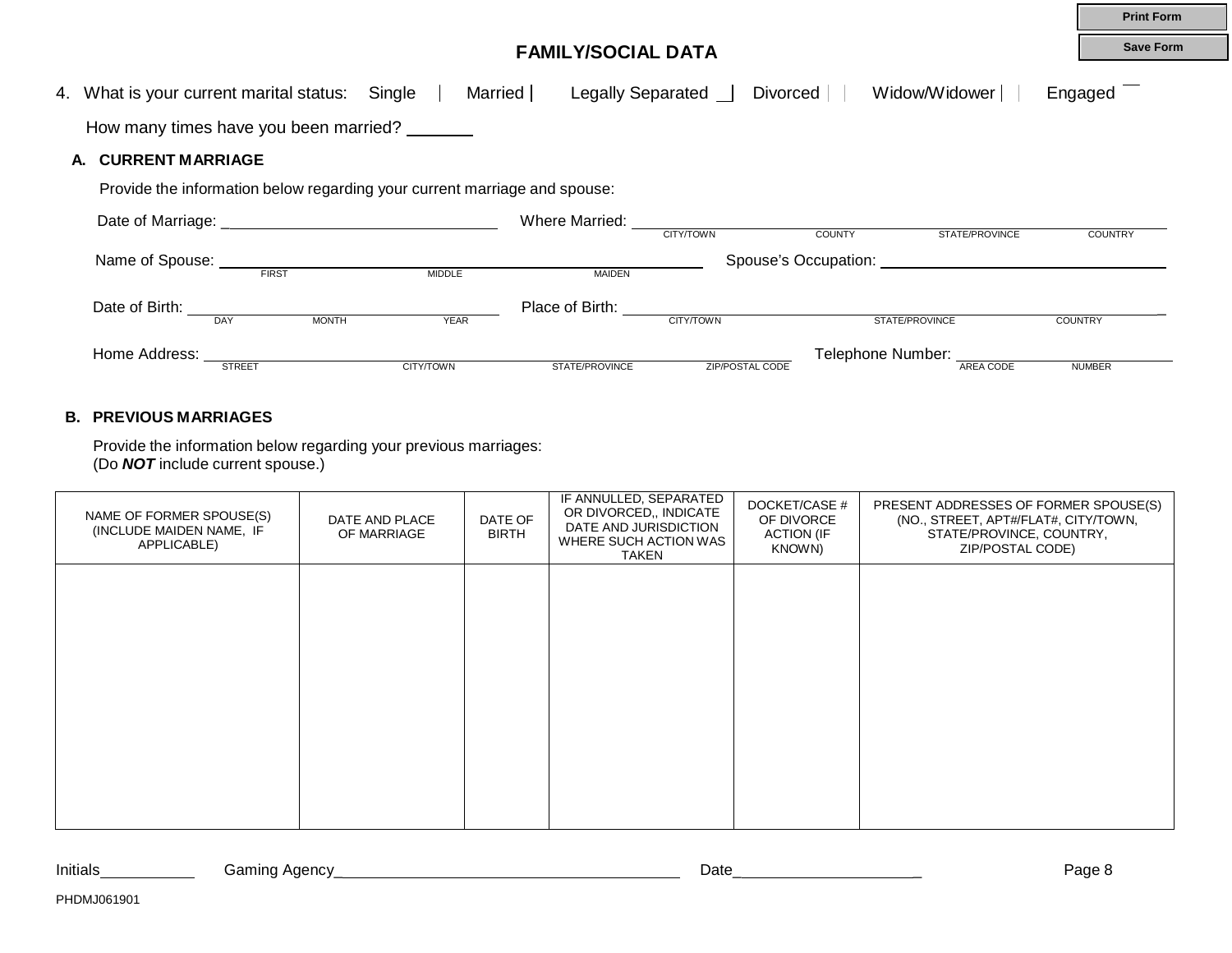## FAMILY/SOCIAL DATA

4. What is your current marital status: Single ☐ Married ☐ Legally Separated ☐ Divorced ☐ Widow/Widower ☐ Engaged ☐

How many times have you been married? _______

### A. CURRENT MARRIAGE

Provide the information below regarding your current marriage and spouse:

Date of Marriage: ______________________________ Where Married: ______________________________
CITY/TOWN COUNTY STATE/PROVINCE COUNTRY

Name of Spouse: ______________________________ Spouse's Occupation: ______________________________
FIRST MIDDLE MAIDEN

Date of Birth: ______________________________ Place of Birth: ______________________________
DAY MONTH YEAR CITY/TOWN STATE/PROVINCE COUNTRY

Home Address: ______________________________ Telephone Number: ______________________________
STREET CITY/TOWN STATE/PROVINCE ZIP/POSTAL CODE AREA CODE NUMBER

### B. PREVIOUS MARRIAGES

Provide the information below regarding your previous marriages:
(Do ***NOT*** include current spouse.)

| NAME OF FORMER SPOUSE(S) (INCLUDE MAIDEN NAME, IF APPLICABLE) | DATE AND PLACE OF MARRIAGE | DATE OF BIRTH | IF ANNULLED, SEPARATED OR DIVORCED,, INDICATE DATE AND JURISDICTION WHERE SUCH ACTION WAS TAKEN | DOCKET/CASE # OF DIVORCE ACTION (IF KNOWN) | PRESENT ADDRESSES OF FORMER SPOUSE(S) (NO., STREET, APT#/FLAT#, CITY/TOWN, STATE/PROVINCE, COUNTRY, ZIP/POSTAL CODE) |
|---|---|---|---|---|---|
| | | | | | |

Initials__________ Gaming Agency______________________________ Date____________________

PHDMJ061901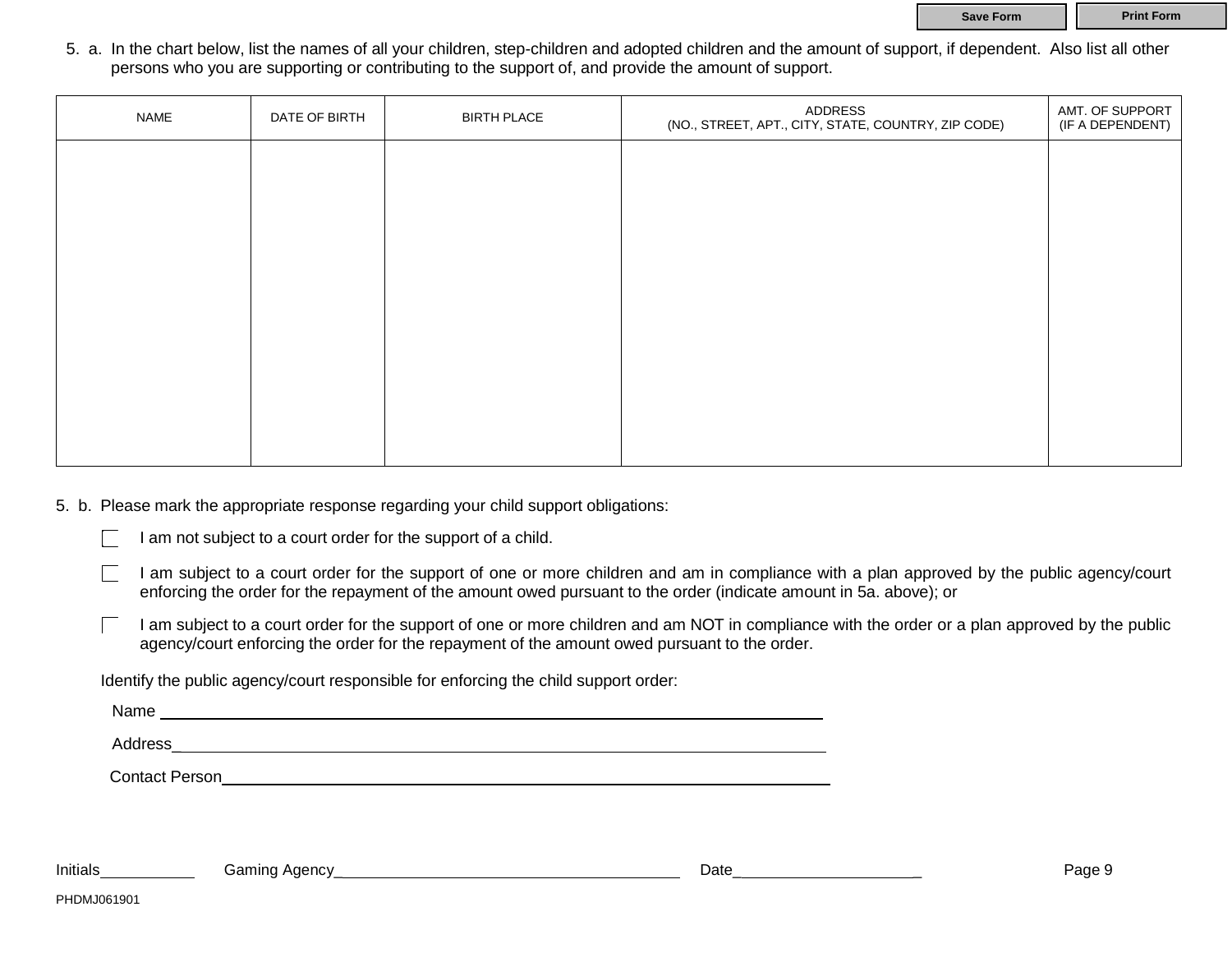5. a. In the chart below, list the names of all your children, step-children and adopted children and the amount of support, if dependent. Also list all other persons who you are supporting or contributing to the support of, and provide the amount of support.

| NAME | DATE OF BIRTH | BIRTH PLACE | ADDRESS (NO., STREET, APT., CITY, STATE, COUNTRY, ZIP CODE) | AMT. OF SUPPORT (IF A DEPENDENT) |
|---|---|---|---|---|
| | | | | |

5. b. Please mark the appropriate response regarding your child support obligations:

- ☐ I am not subject to a court order for the support of a child.
- ☐ I am subject to a court order for the support of one or more children and am in compliance with a plan approved by the public agency/court enforcing the order for the repayment of the amount owed pursuant to the order (indicate amount in 5a. above); or
- ☐ I am subject to a court order for the support of one or more children and am NOT in compliance with the order or a plan approved by the public agency/court enforcing the order for the repayment of the amount owed pursuant to the order.

Identify the public agency/court responsible for enforcing the child support order:

Name ____________________________________________

Address__________________________________________

Contact Person____________________________________

Initials__________ Gaming Agency______________________________ Date____________________

PHDMJ061901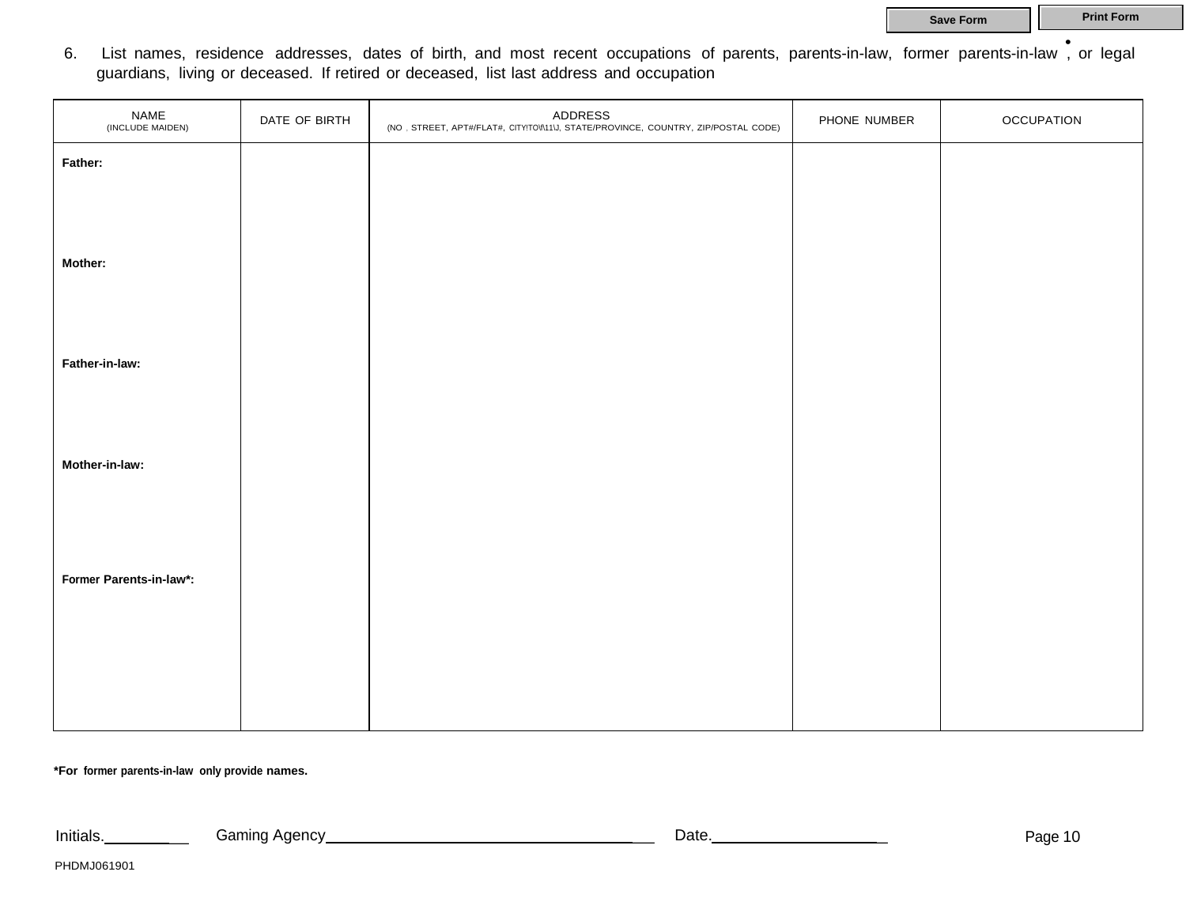6. List names, residence addresses, dates of birth, and most recent occupations of parents, parents-in-law, former parents-in-law*, or legal guardians, living or deceased. If retired or deceased, list last address and occupation

| NAME (INCLUDE MAIDEN) | DATE OF BIRTH | ADDRESS (NO., STREET, APT#/FLAT#, CITY/TOWN, STATE/PROVINCE, COUNTRY, ZIP/POSTAL CODE) | PHONE NUMBER | OCCUPATION |
|---|---|---|---|---|
| **Father:** | | | | |
| **Mother:** | | | | |
| **Father-in-law:** | | | | |
| **Mother-in-law:** | | | | |
| **Former Parents-in-law*:** | | | | |

**\*For former parents-in-law only provide names.**

Initials.__________ Gaming Agency______________________________________ Date.____________________

PHDMJ061901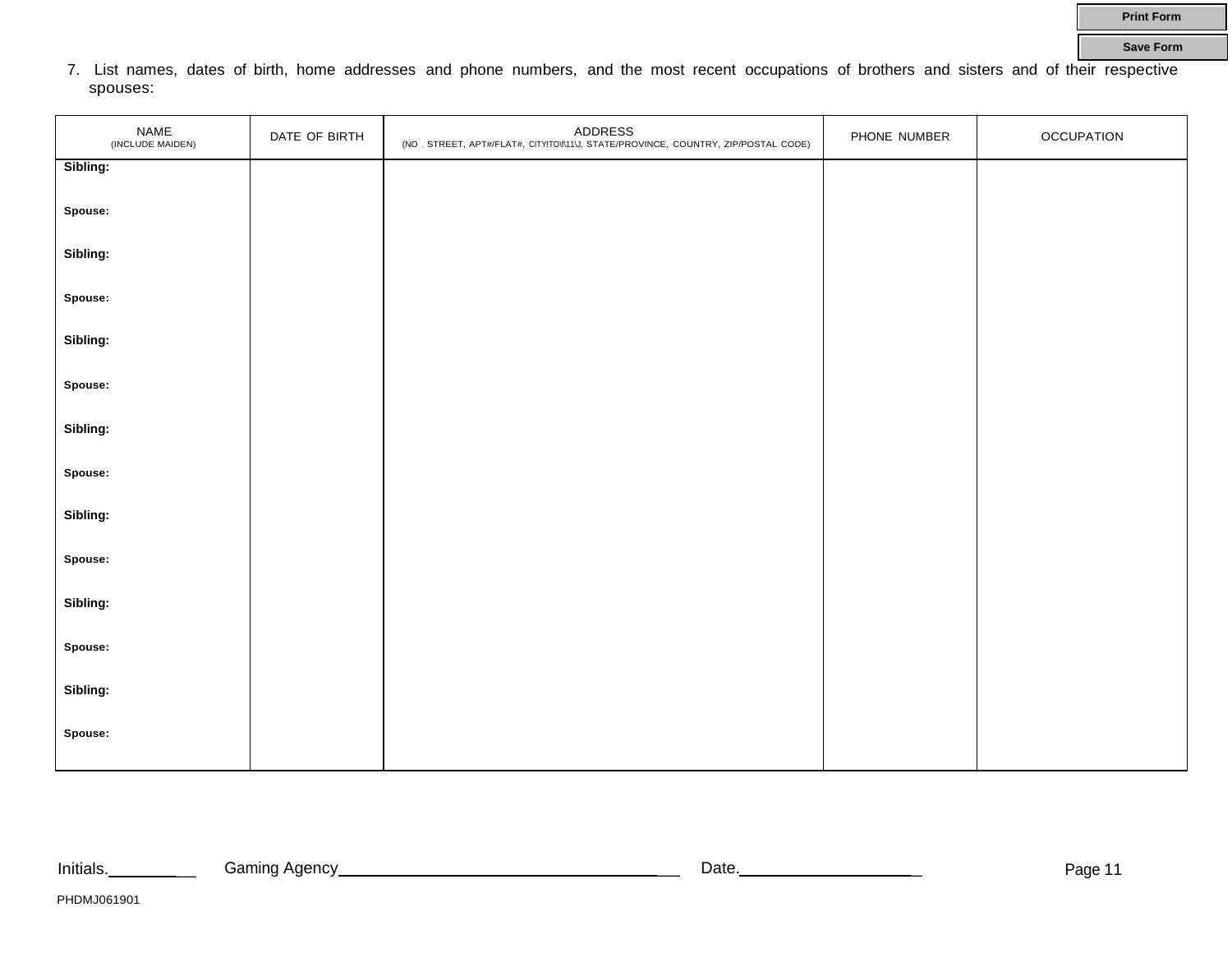Print Form

Save Form

7. List names, dates of birth, home addresses and phone numbers, and the most recent occupations of brothers and sisters and of their respective spouses:

| NAME (INCLUDE MAIDEN) | DATE OF BIRTH | ADDRESS (NO , STREET, APT#/FLAT#, CITY/TOWN, STATE/PROVINCE, COUNTRY, ZIP/POSTAL CODE) | PHONE NUMBER | OCCUPATION |
|---|---|---|---|---|
| **Sibling:** | | | | |
| **Spouse:** | | | | |
| **Sibling:** | | | | |
| **Spouse:** | | | | |
| **Sibling:** | | | | |
| **Spouse:** | | | | |
| **Sibling:** | | | | |
| **Spouse:** | | | | |
| **Sibling:** | | | | |
| **Spouse:** | | | | |
| **Sibling:** | | | | |
| **Spouse:** | | | | |
| **Sibling:** | | | | |
| **Spouse:** | | | | |

Initials.__________ Gaming Agency______________________________ Date.____________________

PHDMJ061901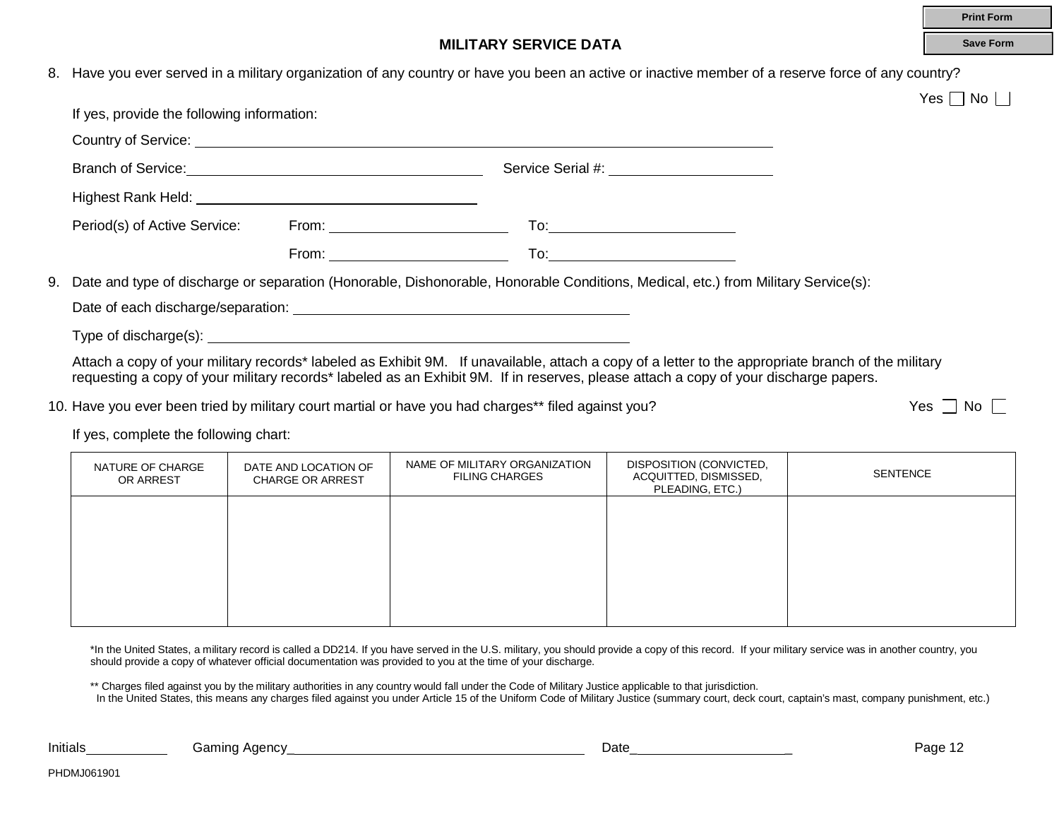## MILITARY SERVICE DATA

8. Have you ever served in a military organization of any country or have you been an active or inactive member of a reserve force of any country?

   Yes ☐ No ☐

   If yes, provide the following information:

   Country of Service: ______________________________

   Branch of Service: ______________________________ Service Serial #: ______________________________

   Highest Rank Held: ______________________________

   Period(s) of Active Service: From: ______________________________ To: ______________________________

   From: ______________________________ To: ______________________________

9. Date and type of discharge or separation (Honorable, Dishonorable, Honorable Conditions, Medical, etc.) from Military Service(s):

   Date of each discharge/separation: ______________________________

   Type of discharge(s): ______________________________

   Attach a copy of your military records* labeled as Exhibit 9M. If unavailable, attach a copy of a letter to the appropriate branch of the military requesting a copy of your military records* labeled as an Exhibit 9M. If in reserves, please attach a copy of your discharge papers.

10. Have you ever been tried by military court martial or have you had charges** filed against you? Yes ☐ No ☐

    If yes, complete the following chart:

| NATURE OF CHARGE OR ARREST | DATE AND LOCATION OF CHARGE OR ARREST | NAME OF MILITARY ORGANIZATION FILING CHARGES | DISPOSITION (CONVICTED, ACQUITTED, DISMISSED, PLEADING, ETC.) | SENTENCE |
|---|---|---|---|---|
| | | | | |

*In the United States, a military record is called a DD214. If you have served in the U.S. military, you should provide a copy of this record. If your military service was in another country, you should provide a copy of whatever official documentation was provided to you at the time of your discharge.

** Charges filed against you by the military authorities in any country would fall under the Code of Military Justice applicable to that jurisdiction. In the United States, this means any charges filed against you under Article 15 of the Uniform Code of Military Justice (summary court, deck court, captain's mast, company punishment, etc.)

Initials__________ Gaming Agency______________________________ Date______________________

PHDMJ061901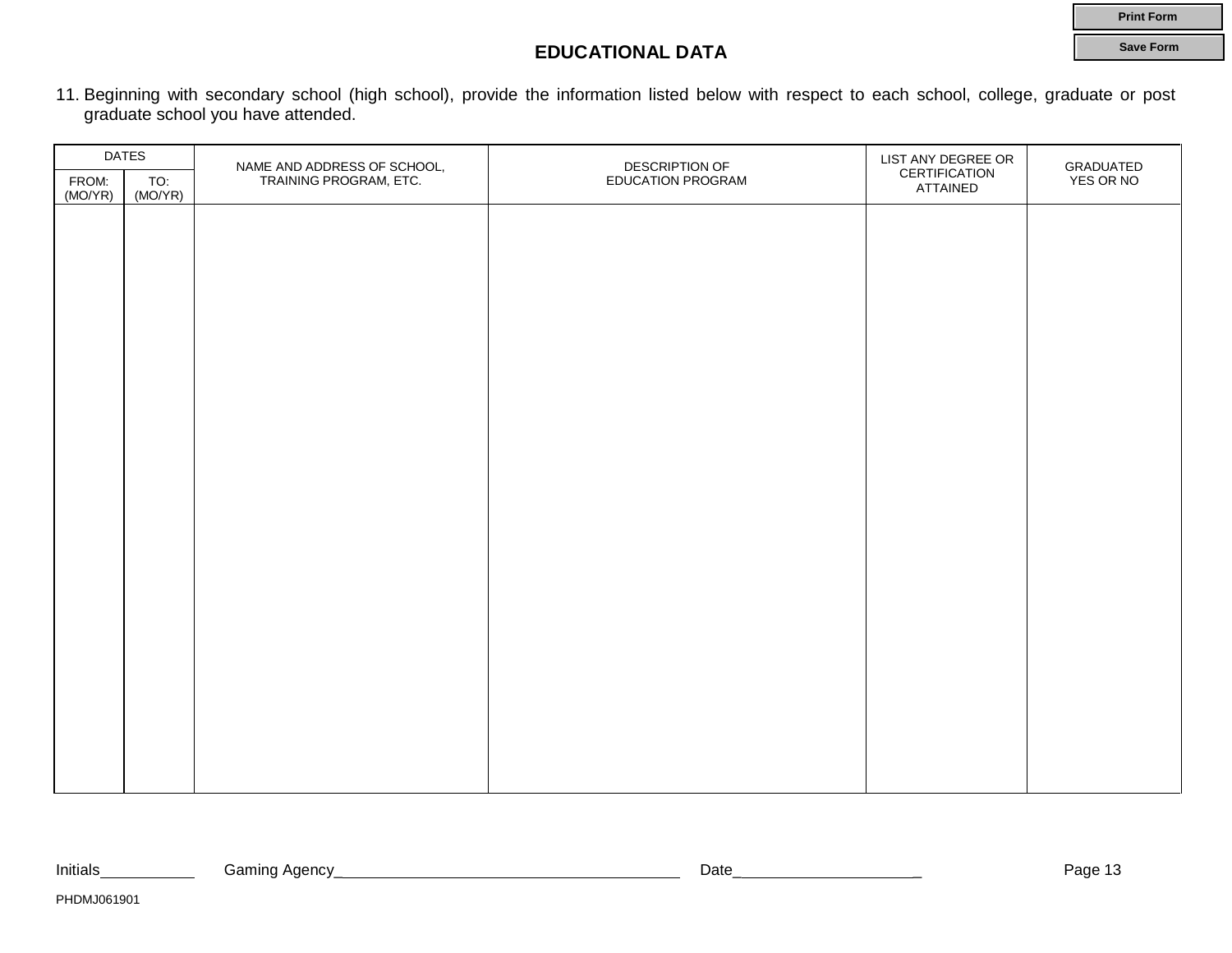## EDUCATIONAL DATA

11. Beginning with secondary school (high school), provide the information listed below with respect to each school, college, graduate or post graduate school you have attended.

| DATES | | NAME AND ADDRESS OF SCHOOL, TRAINING PROGRAM, ETC. | DESCRIPTION OF EDUCATION PROGRAM | LIST ANY DEGREE OR CERTIFICATION ATTAINED | GRADUATED YES OR NO |
|---|---|---|---|---|---|
| FROM: (MO/YR) | TO: (MO/YR) | | | | |
| | | | | | |

Initials\_\_\_\_\_\_\_\_\_\_ Gaming Agency\_\_\_\_\_\_\_\_\_\_\_\_\_\_\_\_\_\_\_\_\_\_\_\_\_\_\_\_\_\_\_\_\_\_\_\_\_\_ Date\_\_\_\_\_\_\_\_\_\_\_\_\_\_\_\_\_\_\_\_\_\_

PHDMJ061901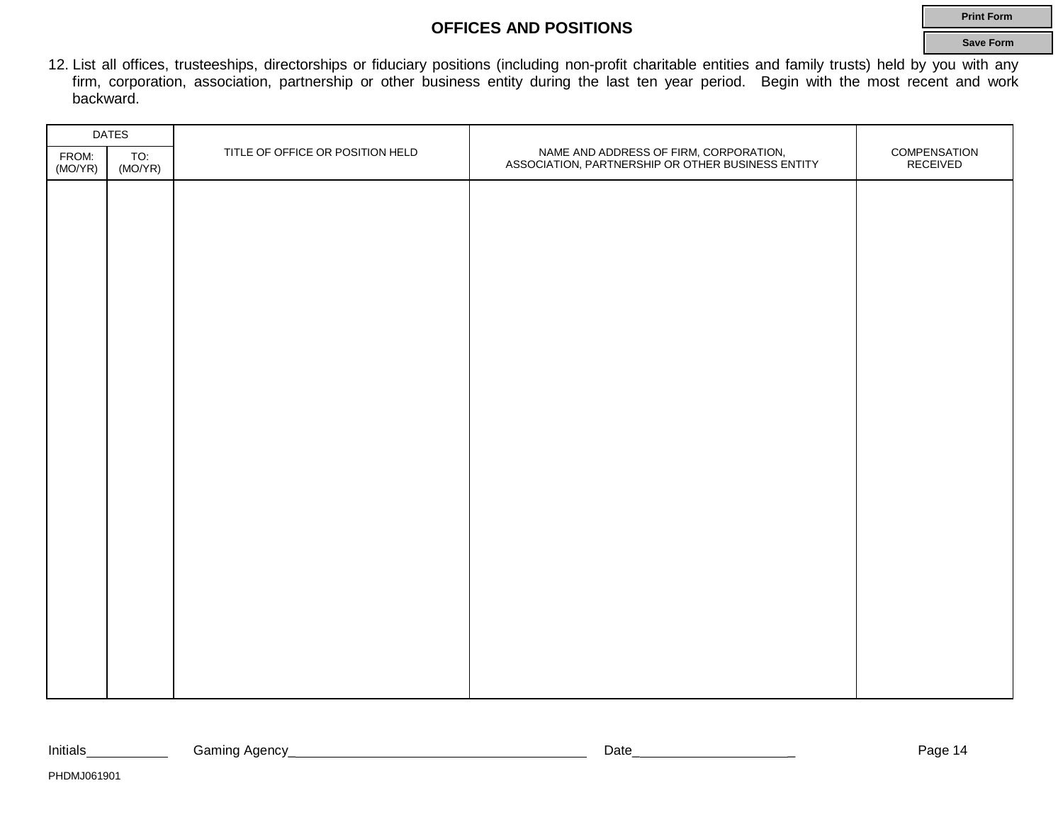## OFFICES AND POSITIONS

12. List all offices, trusteeships, directorships or fiduciary positions (including non-profit charitable entities and family trusts) held by you with any firm, corporation, association, partnership or other business entity during the last ten year period. Begin with the most recent and work backward.

| DATES | | TITLE OF OFFICE OR POSITION HELD | NAME AND ADDRESS OF FIRM, CORPORATION, ASSOCIATION, PARTNERSHIP OR OTHER BUSINESS ENTITY | COMPENSATION RECEIVED |
|---|---|---|---|---|
| FROM: (MO/YR) | TO: (MO/YR) | | | |
| | | | | |

Initials__________ Gaming Agency______________________________________ Date____________________

PHDMJ061901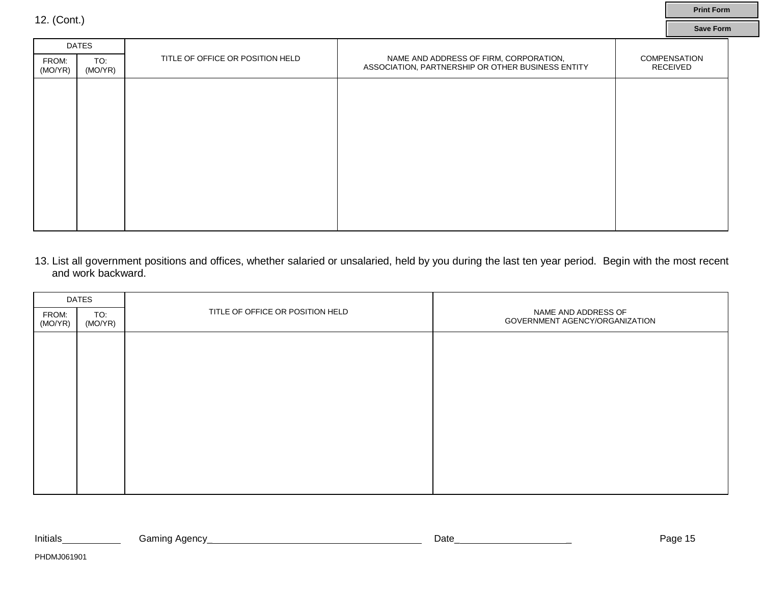12. (Cont.)

| DATES | | TITLE OF OFFICE OR POSITION HELD | NAME AND ADDRESS OF FIRM, CORPORATION, ASSOCIATION, PARTNERSHIP OR OTHER BUSINESS ENTITY | COMPENSATION RECEIVED |
|---|---|---|---|---|
| FROM: (MO/YR) | TO: (MO/YR) | | | |
| | | | | |

13. List all government positions and offices, whether salaried or unsalaried, held by you during the last ten year period. Begin with the most recent and work backward.

| DATES | | TITLE OF OFFICE OR POSITION HELD | NAME AND ADDRESS OF GOVERNMENT AGENCY/ORGANIZATION |
|---|---|---|---|
| FROM: (MO/YR) | TO: (MO/YR) | | |
| | | | |

Initials__________ Gaming Agency______________________________________ Date____________________

PHDMJ061901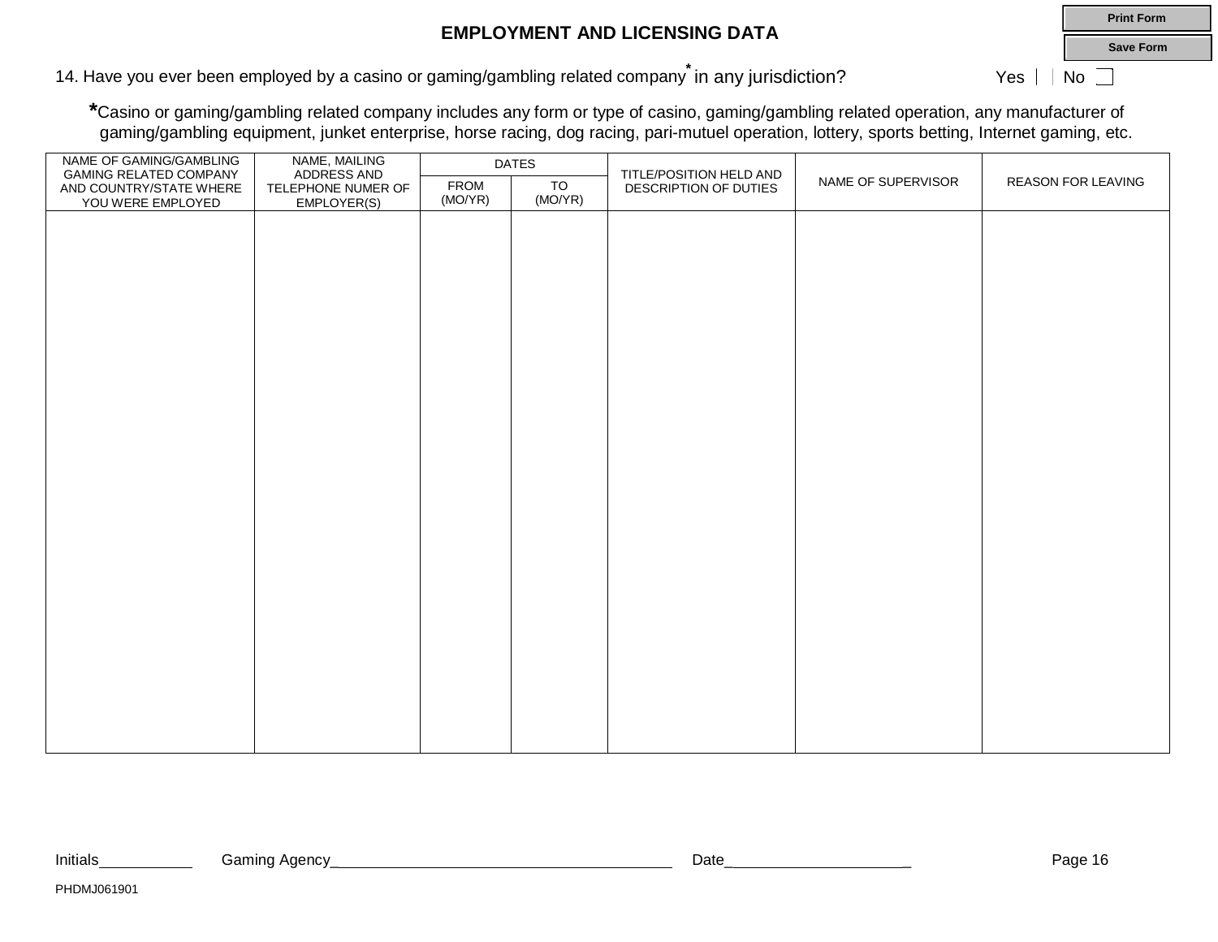## EMPLOYMENT AND LICENSING DATA

14. Have you ever been employed by a casino or gaming/gambling related company* in any jurisdiction? Yes ☐ No ☐

*Casino or gaming/gambling related company includes any form or type of casino, gaming/gambling related operation, any manufacturer of gaming/gambling equipment, junket enterprise, horse racing, dog racing, pari-mutuel operation, lottery, sports betting, Internet gaming, etc.

| NAME OF GAMING/GAMBLING GAMING RELATED COMPANY AND COUNTRY/STATE WHERE YOU WERE EMPLOYED | NAME, MAILING ADDRESS AND TELEPHONE NUMER OF EMPLOYER(S) | DATES | | TITLE/POSITION HELD AND DESCRIPTION OF DUTIES | NAME OF SUPERVISOR | REASON FOR LEAVING |
|---|---|---|---|---|---|---|
| | | FROM (MO/YR) | TO (MO/YR) | | | |
| | | | | | | |

Initials__________ Gaming Agency_______________________________________ Date_____________________

PHDMJ061901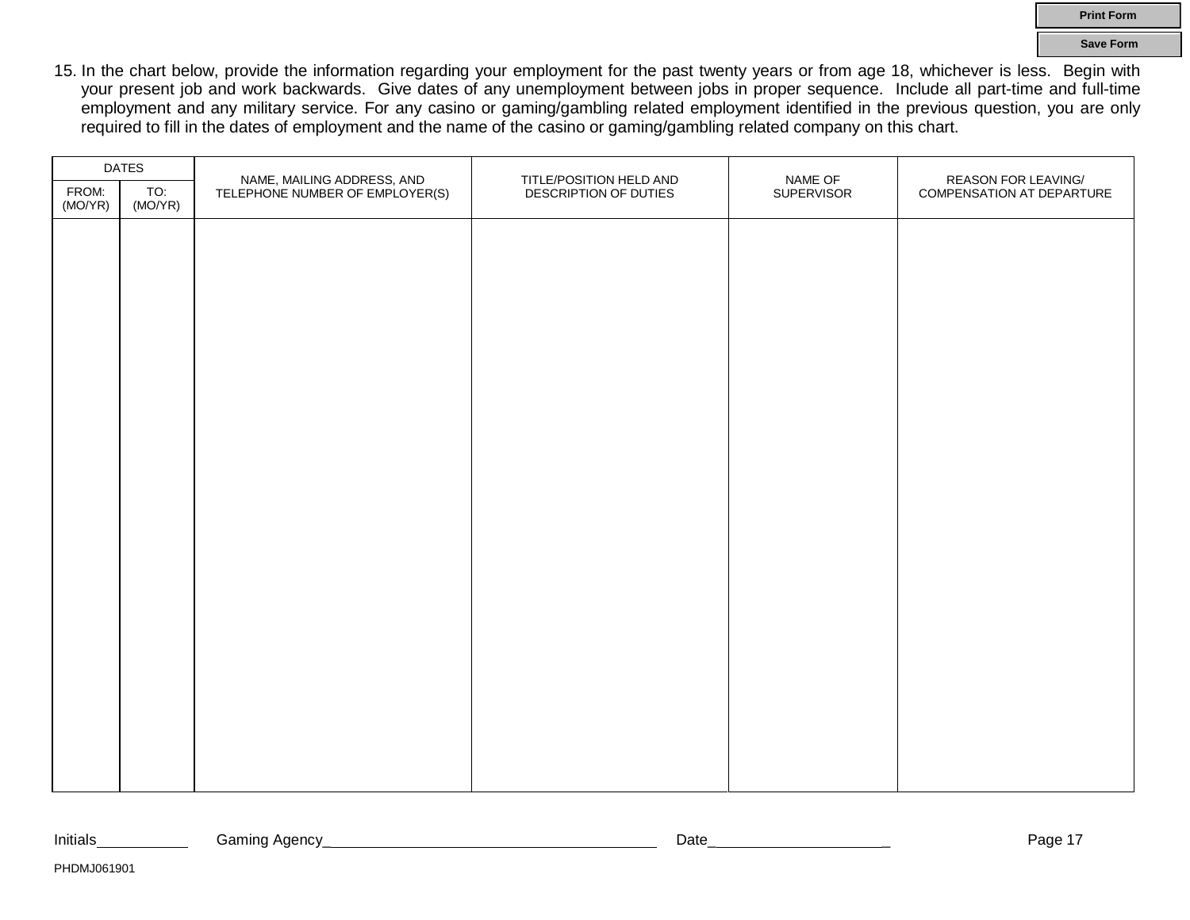15. In the chart below, provide the information regarding your employment for the past twenty years or from age 18, whichever is less. Begin with your present job and work backwards. Give dates of any unemployment between jobs in proper sequence. Include all part-time and full-time employment and any military service. For any casino or gaming/gambling related employment identified in the previous question, you are only required to fill in the dates of employment and the name of the casino or gaming/gambling related company on this chart.

| DATES | | NAME, MAILING ADDRESS, AND TELEPHONE NUMBER OF EMPLOYER(S) | TITLE/POSITION HELD AND DESCRIPTION OF DUTIES | NAME OF SUPERVISOR | REASON FOR LEAVING/ COMPENSATION AT DEPARTURE |
|---|---|---|---|---|---|
| FROM: (MO/YR) | TO: (MO/YR) | | | | |
| | | | | | |

Initials\_\_\_\_\_\_\_\_\_\_ Gaming Agency\_\_\_\_\_\_\_\_\_\_\_\_\_\_\_\_\_\_\_\_\_\_\_\_\_\_\_\_\_\_\_\_ Date\_\_\_\_\_\_\_\_\_\_\_\_\_\_\_\_\_\_\_\_

PHDMJ061901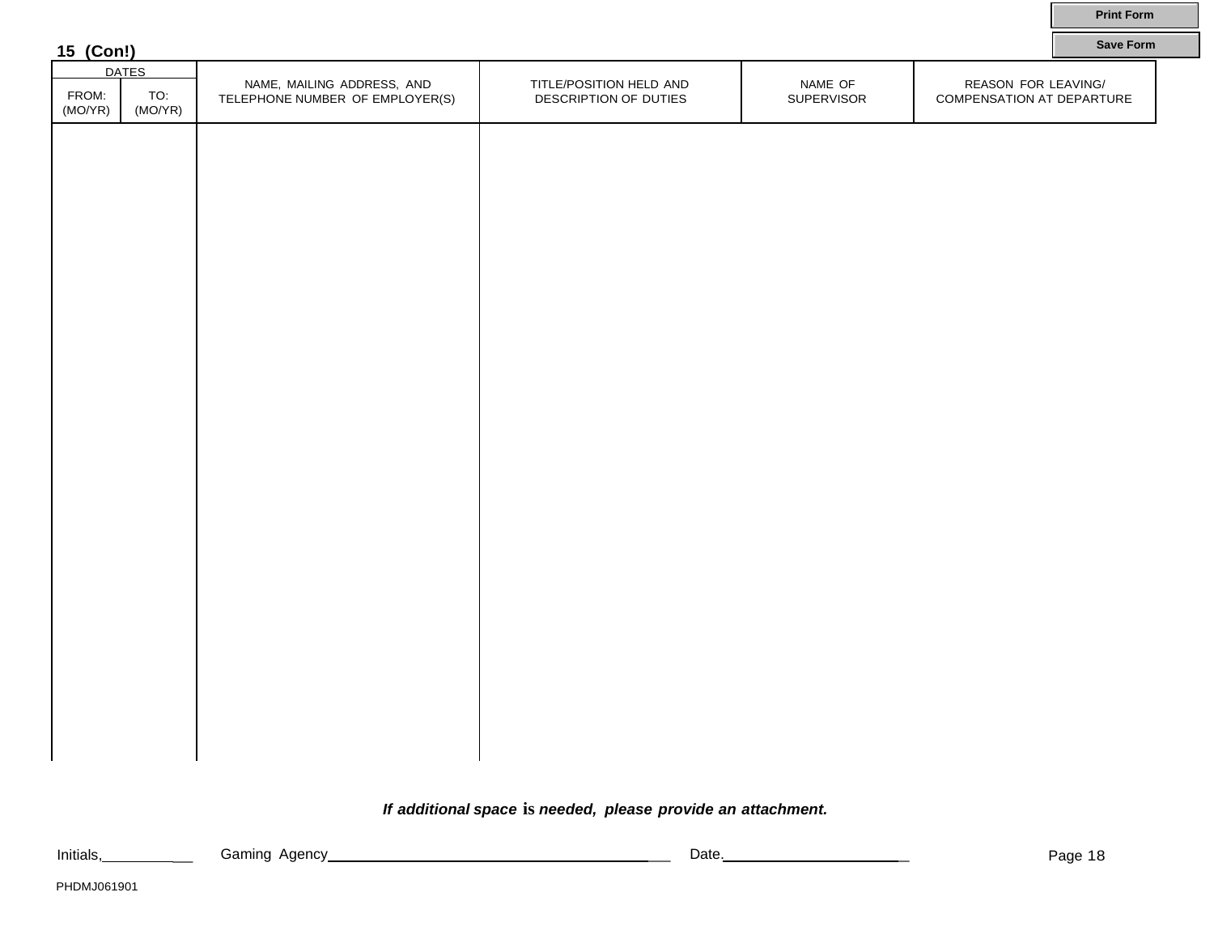**15 (Con!)**

| DATES | | NAME, MAILING ADDRESS, AND TELEPHONE NUMBER OF EMPLOYER(S) | TITLE/POSITION HELD AND DESCRIPTION OF DUTIES | NAME OF SUPERVISOR | REASON FOR LEAVING/ COMPENSATION AT DEPARTURE |
|---|---|---|---|---|---|
| FROM: (MO/YR) | TO: (MO/YR) | | | | |
| | | | | | |

***If additional space is needed, please provide an attachment.***

Initials,\_\_\_\_\_\_\_\_\_\_ Gaming Agency\_\_\_\_\_\_\_\_\_\_\_\_\_\_\_\_\_\_\_\_\_\_\_\_\_\_\_\_\_\_\_\_\_\_\_\_\_\_ Date.\_\_\_\_\_\_\_\_\_\_\_\_\_\_\_\_\_\_\_\_\_\_

PHDMJ061901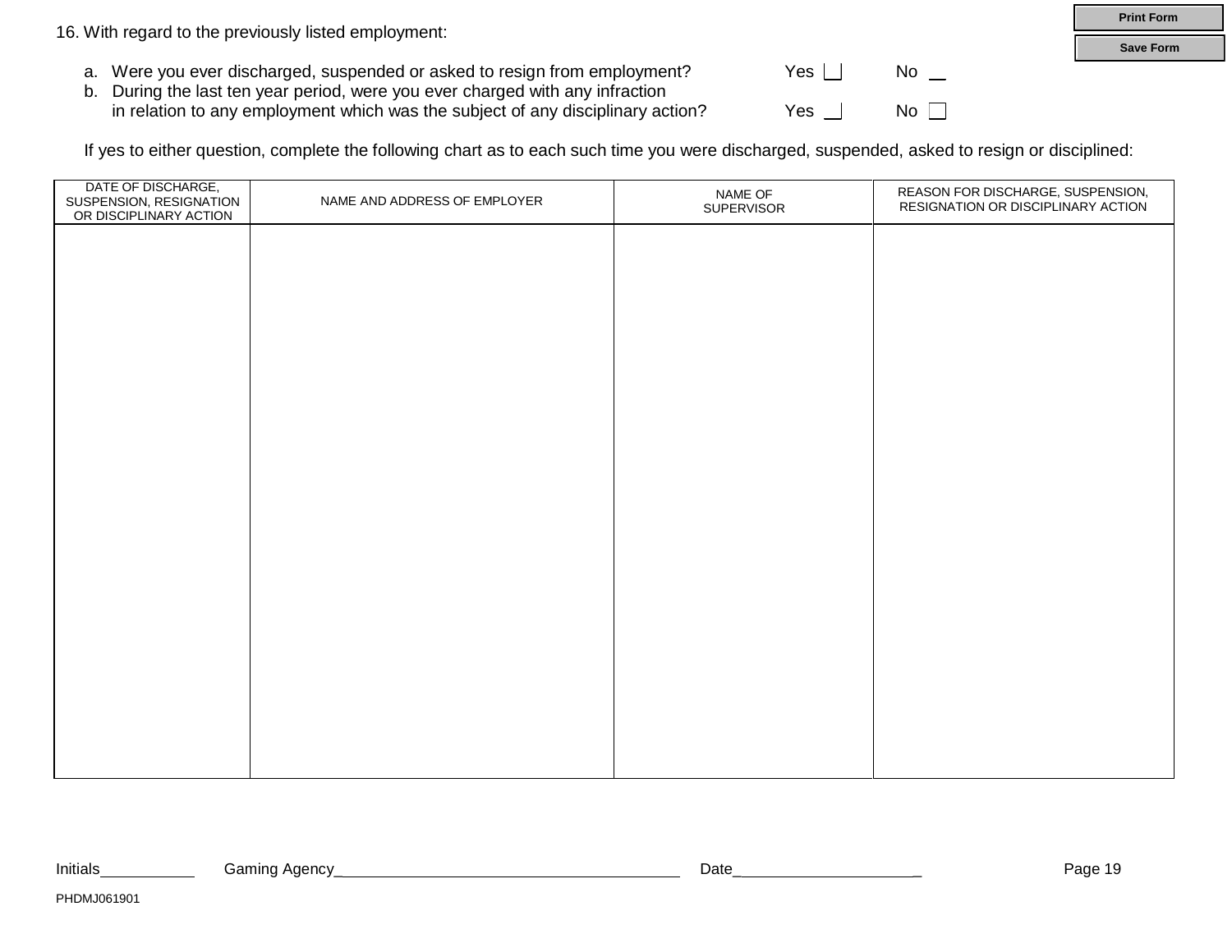16. With regard to the previously listed employment:

a. Were you ever discharged, suspended or asked to resign from employment? Yes ☐ No ☐

b. During the last ten year period, were you ever charged with any infraction in relation to any employment which was the subject of any disciplinary action? Yes ☐ No ☐

If yes to either question, complete the following chart as to each such time you were discharged, suspended, asked to resign or disciplined:

| DATE OF DISCHARGE, SUSPENSION, RESIGNATION OR DISCIPLINARY ACTION | NAME AND ADDRESS OF EMPLOYER | NAME OF SUPERVISOR | REASON FOR DISCHARGE, SUSPENSION, RESIGNATION OR DISCIPLINARY ACTION |
|---|---|---|---|
| | | | |

Initials__________ Gaming Agency______________________________________ Date____________________

PHDMJ061901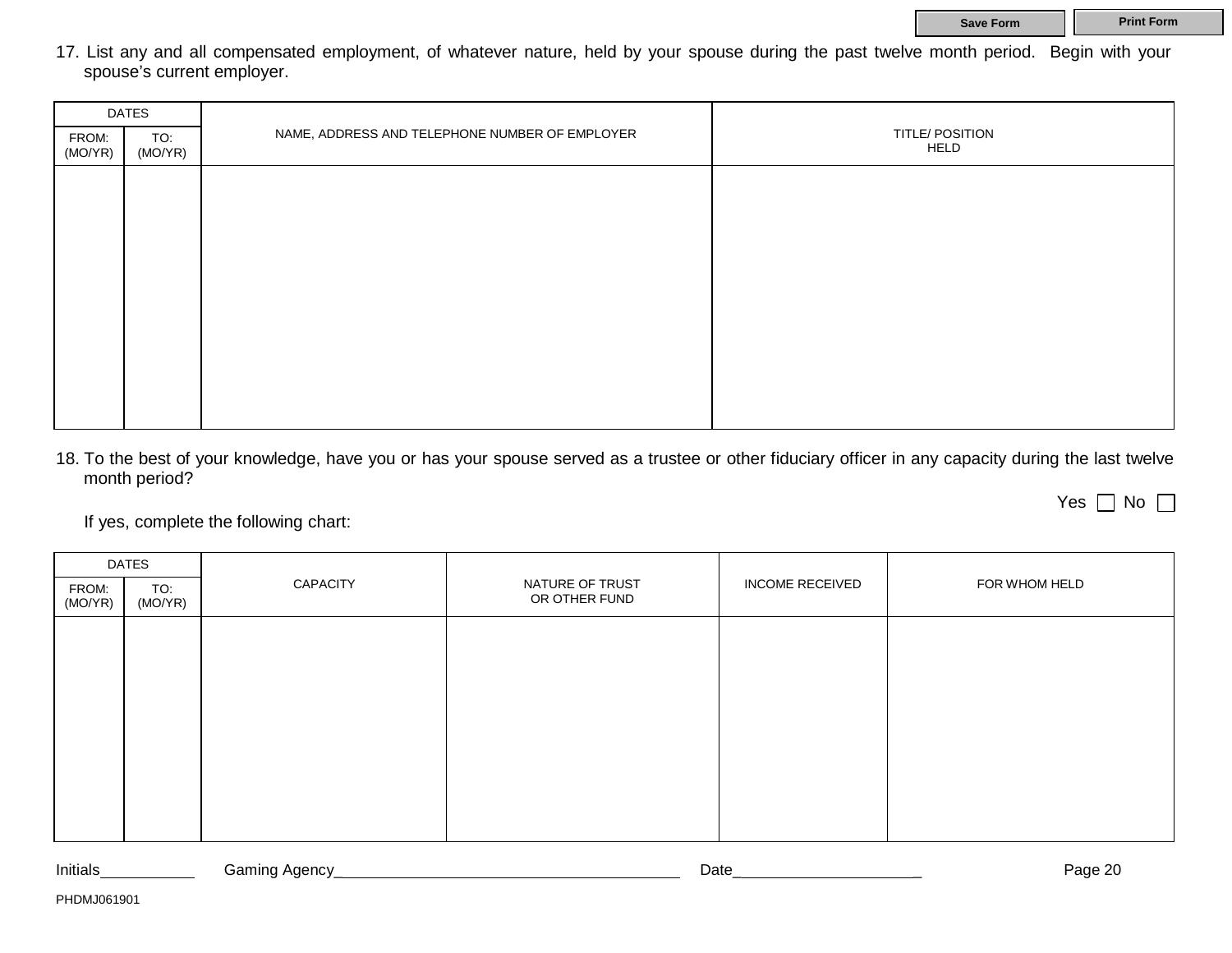17. List any and all compensated employment, of whatever nature, held by your spouse during the past twelve month period. Begin with your spouse's current employer.

| DATES | | NAME, ADDRESS AND TELEPHONE NUMBER OF EMPLOYER | TITLE/ POSITION HELD |
|---|---|---|---|
| FROM: (MO/YR) | TO: (MO/YR) | | |
| | | | |

18. To the best of your knowledge, have you or has your spouse served as a trustee or other fiduciary officer in any capacity during the last twelve month period?

Yes ☐ No ☐

If yes, complete the following chart:

| DATES | | CAPACITY | NATURE OF TRUST OR OTHER FUND | INCOME RECEIVED | FOR WHOM HELD |
|---|---|---|---|---|---|
| FROM: (MO/YR) | TO: (MO/YR) | | | | |
| | | | | | |

Initials__________ Gaming Agency______________________________________ Date_____________________

PHDMJ061901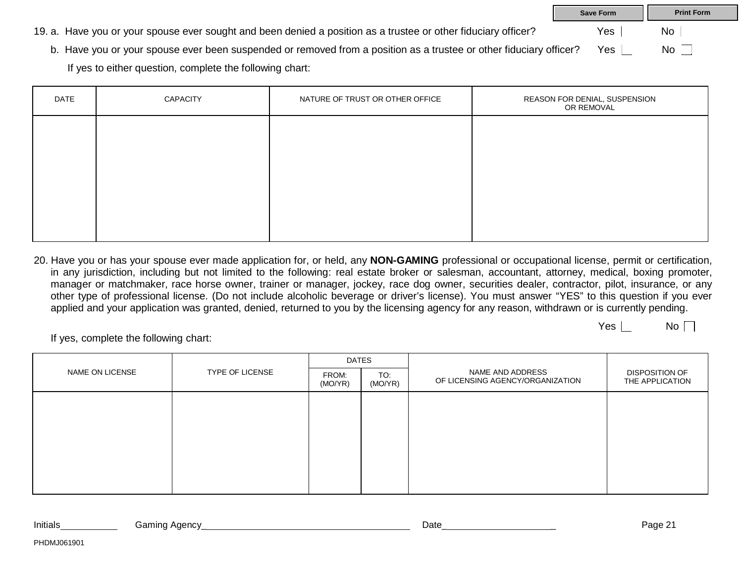19. a. Have you or your spouse ever sought and been denied a position as a trustee or other fiduciary officer? Yes ☐ No ☐

    b. Have you or your spouse ever been suspended or removed from a position as a trustee or other fiduciary officer? Yes ☐ No ☐

    If yes to either question, complete the following chart:

| DATE | CAPACITY | NATURE OF TRUST OR OTHER OFFICE | REASON FOR DENIAL, SUSPENSION OR REMOVAL |
|---|---|---|---|
| | | | |

20. Have you or has your spouse ever made application for, or held, any **NON-GAMING** professional or occupational license, permit or certification, in any jurisdiction, including but not limited to the following: real estate broker or salesman, accountant, attorney, medical, boxing promoter, manager or matchmaker, race horse owner, trainer or manager, jockey, race dog owner, securities dealer, contractor, pilot, insurance, or any other type of professional license. (Do not include alcoholic beverage or driver's license). You must answer "YES" to this question if you ever applied and your application was granted, denied, returned to you by the licensing agency for any reason, withdrawn or is currently pending.

    Yes ☐ No ☐

    If yes, complete the following chart:

| NAME ON LICENSE | TYPE OF LICENSE | DATES | | NAME AND ADDRESS OF LICENSING AGENCY/ORGANIZATION | DISPOSITION OF THE APPLICATION |
|---|---|---|---|---|---|
| | | FROM: (MO/YR) | TO: (MO/YR) | | |
| | | | | | |

Initials__________ Gaming Agency______________________________________ Date_____________________

PHDMJ061901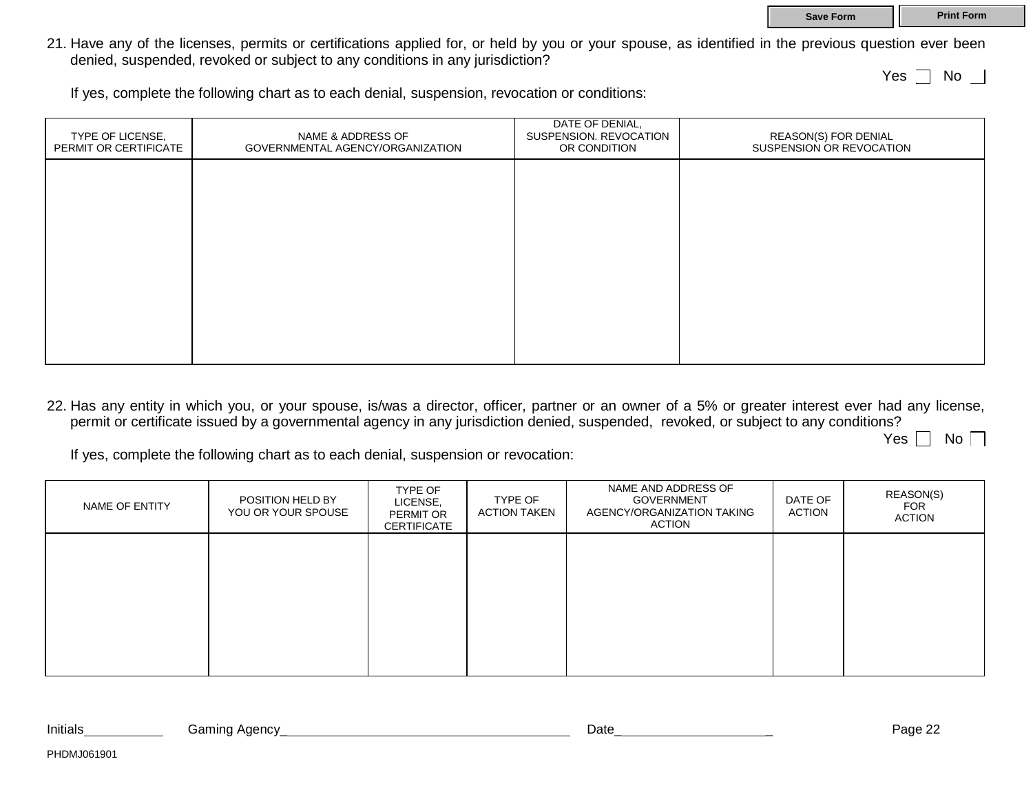21. Have any of the licenses, permits or certifications applied for, or held by you or your spouse, as identified in the previous question ever been denied, suspended, revoked or subject to any conditions in any jurisdiction?

Yes ☐ No ☐

If yes, complete the following chart as to each denial, suspension, revocation or conditions:

| TYPE OF LICENSE, PERMIT OR CERTIFICATE | NAME & ADDRESS OF GOVERNMENTAL AGENCY/ORGANIZATION | DATE OF DENIAL, SUSPENSION. REVOCATION OR CONDITION | REASON(S) FOR DENIAL SUSPENSION OR REVOCATION |
|---|---|---|---|
| | | | |

22. Has any entity in which you, or your spouse, is/was a director, officer, partner or an owner of a 5% or greater interest ever had any license, permit or certificate issued by a governmental agency in any jurisdiction denied, suspended, revoked, or subject to any conditions?

Yes ☐ No ☐

If yes, complete the following chart as to each denial, suspension or revocation:

| NAME OF ENTITY | POSITION HELD BY YOU OR YOUR SPOUSE | TYPE OF LICENSE, PERMIT OR CERTIFICATE | TYPE OF ACTION TAKEN | NAME AND ADDRESS OF GOVERNMENT AGENCY/ORGANIZATION TAKING ACTION | DATE OF ACTION | REASON(S) FOR ACTION |
|---|---|---|---|---|---|---|
| | | | | | | |

Initials__________ Gaming Agency______________________________________ Date_____________________

PHDMJ061901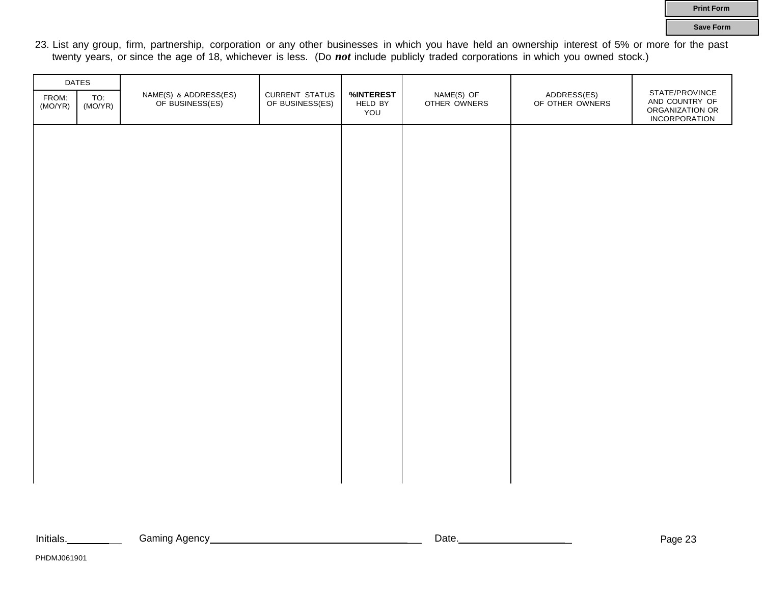23. List any group, firm, partnership, corporation or any other businesses in which you have held an ownership interest of 5% or more for the past twenty years, or since the age of 18, whichever is less. (Do ***not*** include publicly traded corporations in which you owned stock.)

| DATES | | NAME(S) & ADDRESS(ES) OF BUSINESS(ES) | CURRENT STATUS OF BUSINESS(ES) | **%INTEREST** HELD BY YOU | NAME(S) OF OTHER OWNERS | ADDRESS(ES) OF OTHER OWNERS | STATE/PROVINCE AND COUNTRY OF ORGANIZATION OR INCORPORATION |
|---|---|---|---|---|---|---|---|
| FROM: (MO/YR) | TO: (MO/YR) | | | | | | |
| | | | | | | | |

Initials.________ Gaming Agency________________________________ Date.__________________

PHDMJ061901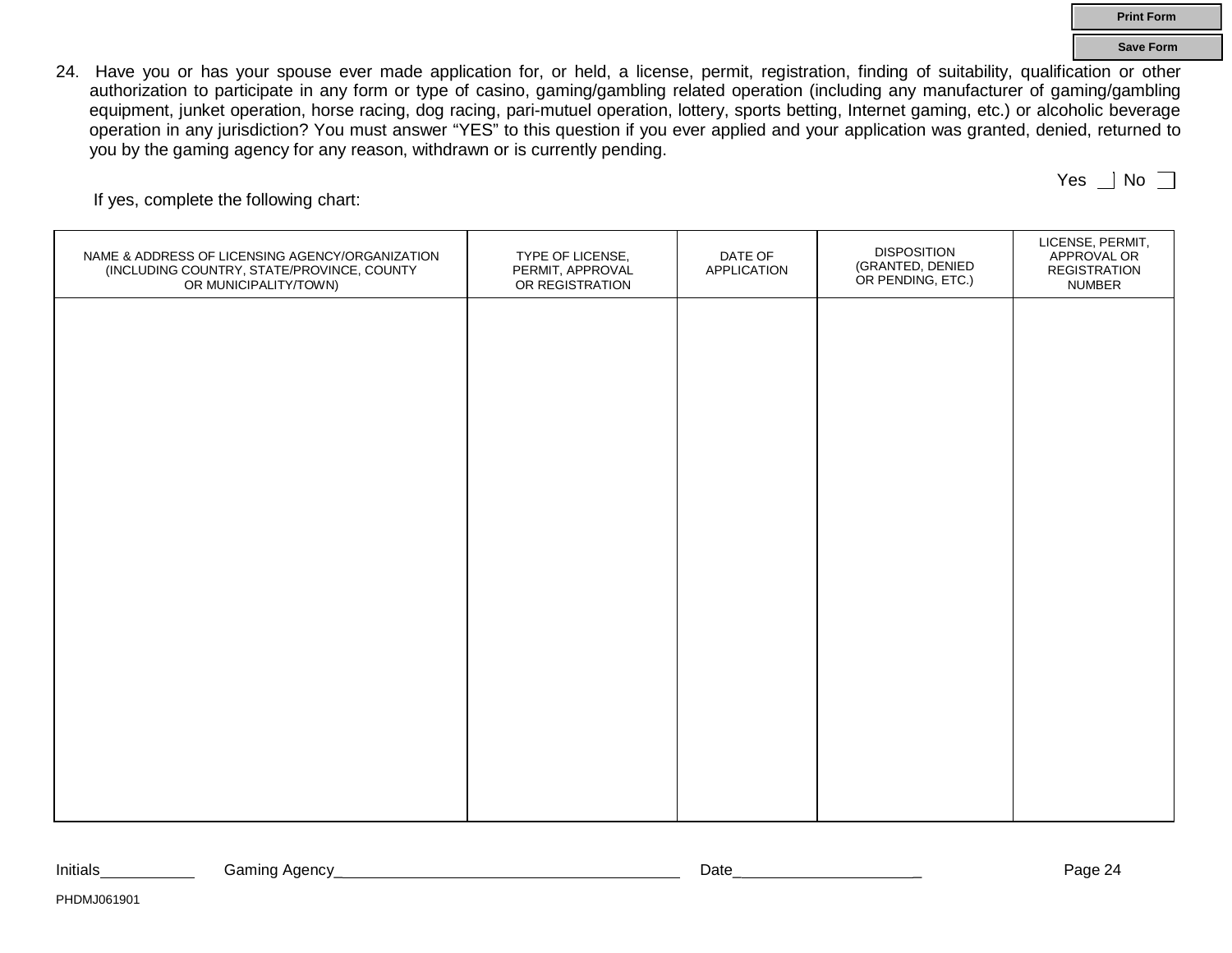24. Have you or has your spouse ever made application for, or held, a license, permit, registration, finding of suitability, qualification or other authorization to participate in any form or type of casino, gaming/gambling related operation (including any manufacturer of gaming/gambling equipment, junket operation, horse racing, dog racing, pari-mutuel operation, lottery, sports betting, Internet gaming, etc.) or alcoholic beverage operation in any jurisdiction? You must answer "YES" to this question if you ever applied and your application was granted, denied, returned to you by the gaming agency for any reason, withdrawn or is currently pending.

Yes ☐ No ☐

If yes, complete the following chart:

| NAME & ADDRESS OF LICENSING AGENCY/ORGANIZATION (INCLUDING COUNTRY, STATE/PROVINCE, COUNTY OR MUNICIPALITY/TOWN) | TYPE OF LICENSE, PERMIT, APPROVAL OR REGISTRATION | DATE OF APPLICATION | DISPOSITION (GRANTED, DENIED OR PENDING, ETC.) | LICENSE, PERMIT, APPROVAL OR REGISTRATION NUMBER |
|---|---|---|---|---|
| | | | | |

Initials__________ Gaming Agency______________________________________ Date____________________

PHDMJ061901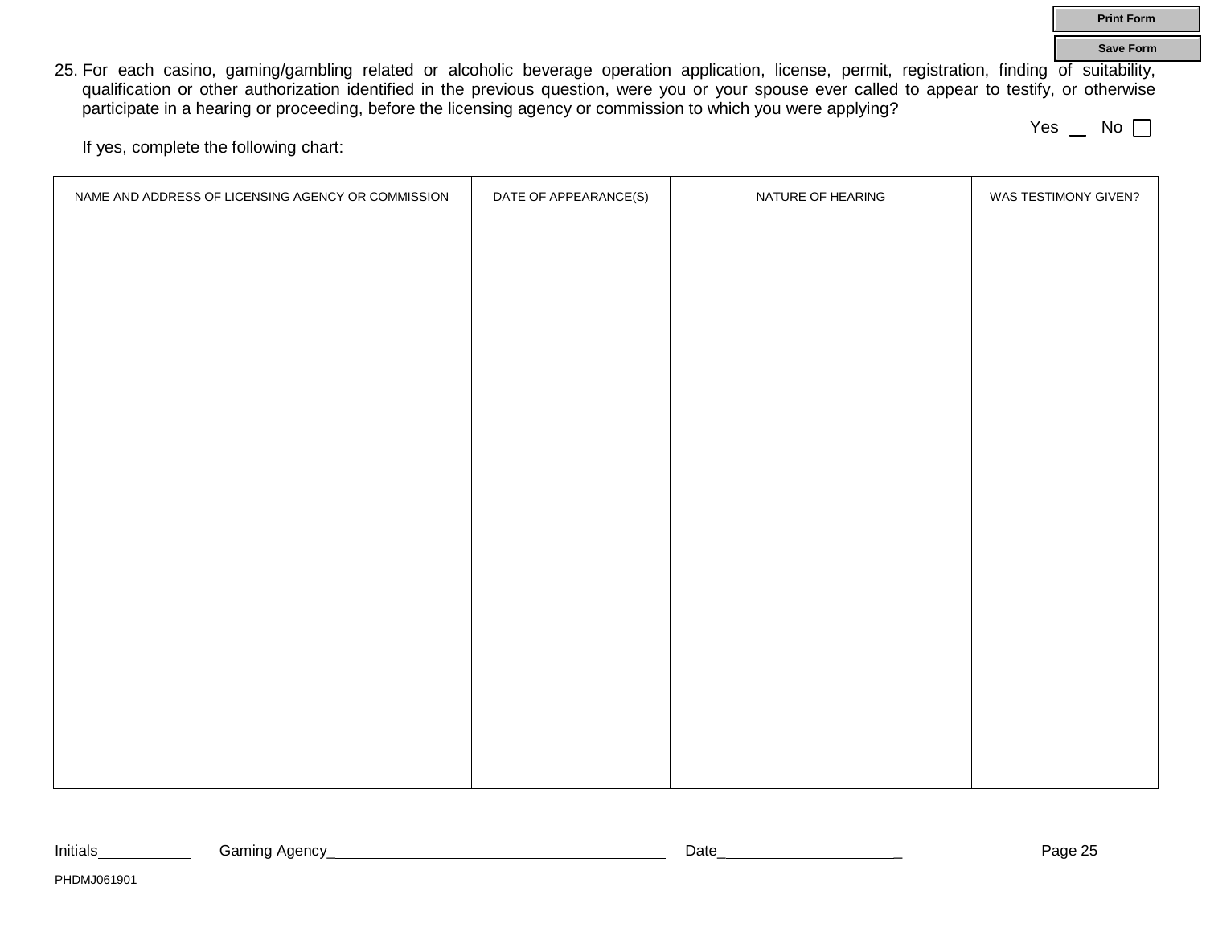25. For each casino, gaming/gambling related or alcoholic beverage operation application, license, permit, registration, finding of suitability, qualification or other authorization identified in the previous question, were you or your spouse ever called to appear to testify, or otherwise participate in a hearing or proceeding, before the licensing agency or commission to which you were applying?

Yes __ No ☐

If yes, complete the following chart:

| NAME AND ADDRESS OF LICENSING AGENCY OR COMMISSION | DATE OF APPEARANCE(S) | NATURE OF HEARING | WAS TESTIMONY GIVEN? |
|---|---|---|---|
| | | | |

Initials__________ Gaming Agency______________________________________ Date____________________

PHDMJ061901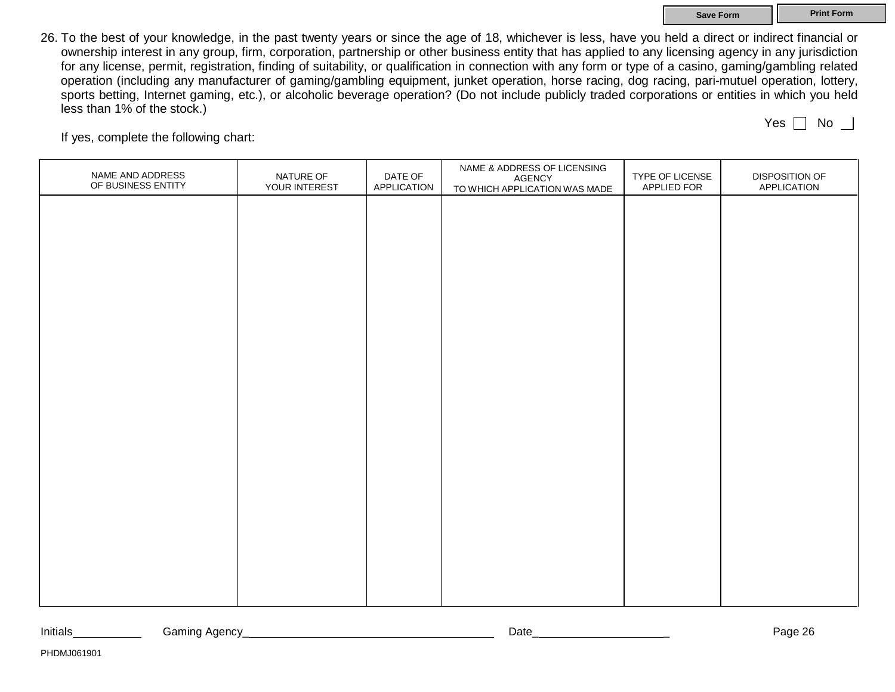26. To the best of your knowledge, in the past twenty years or since the age of 18, whichever is less, have you held a direct or indirect financial or ownership interest in any group, firm, corporation, partnership or other business entity that has applied to any licensing agency in any jurisdiction for any license, permit, registration, finding of suitability, or qualification in connection with any form or type of a casino, gaming/gambling related operation (including any manufacturer of gaming/gambling equipment, junket operation, horse racing, dog racing, pari-mutuel operation, lottery, sports betting, Internet gaming, etc.), or alcoholic beverage operation? (Do not include publicly traded corporations or entities in which you held less than 1% of the stock.)

Yes ☐ No ☐

If yes, complete the following chart:

| NAME AND ADDRESS OF BUSINESS ENTITY | NATURE OF YOUR INTEREST | DATE OF APPLICATION | NAME & ADDRESS OF LICENSING AGENCY TO WHICH APPLICATION WAS MADE | TYPE OF LICENSE APPLIED FOR | DISPOSITION OF APPLICATION |
|---|---|---|---|---|---|
| | | | | | |

Initials__________ Gaming Agency____________________________________ Date____________________

PHDMJ061901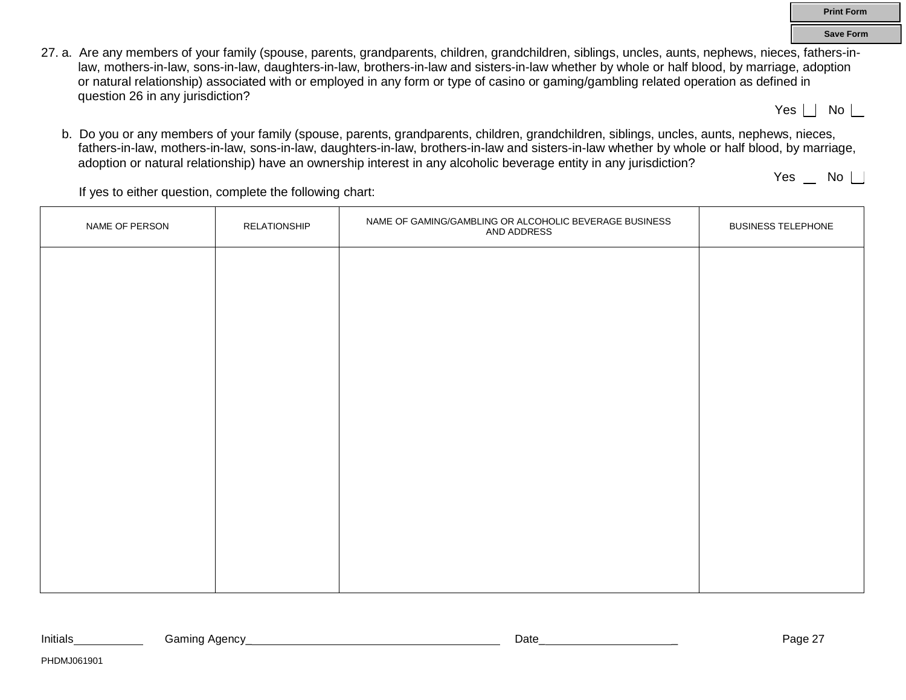27. a. Are any members of your family (spouse, parents, grandparents, children, grandchildren, siblings, uncles, aunts, nephews, nieces, fathers-in-law, mothers-in-law, sons-in-law, daughters-in-law, brothers-in-law and sisters-in-law whether by whole or half blood, by marriage, adoption or natural relationship) associated with or employed in any form or type of casino or gaming/gambling related operation as defined in question 26 in any jurisdiction?

Yes ☐ No ☐

b. Do you or any members of your family (spouse, parents, grandparents, children, grandchildren, siblings, uncles, aunts, nephews, nieces, fathers-in-law, mothers-in-law, sons-in-law, daughters-in-law, brothers-in-law and sisters-in-law whether by whole or half blood, by marriage, adoption or natural relationship) have an ownership interest in any alcoholic beverage entity in any jurisdiction?

Yes ☐ No ☐

If yes to either question, complete the following chart:

| NAME OF PERSON | RELATIONSHIP | NAME OF GAMING/GAMBLING OR ALCOHOLIC BEVERAGE BUSINESS AND ADDRESS | BUSINESS TELEPHONE |
|---|---|---|---|
| | | | |

Initials__________ Gaming Agency______________________________________ Date____________________

PHDMJ061901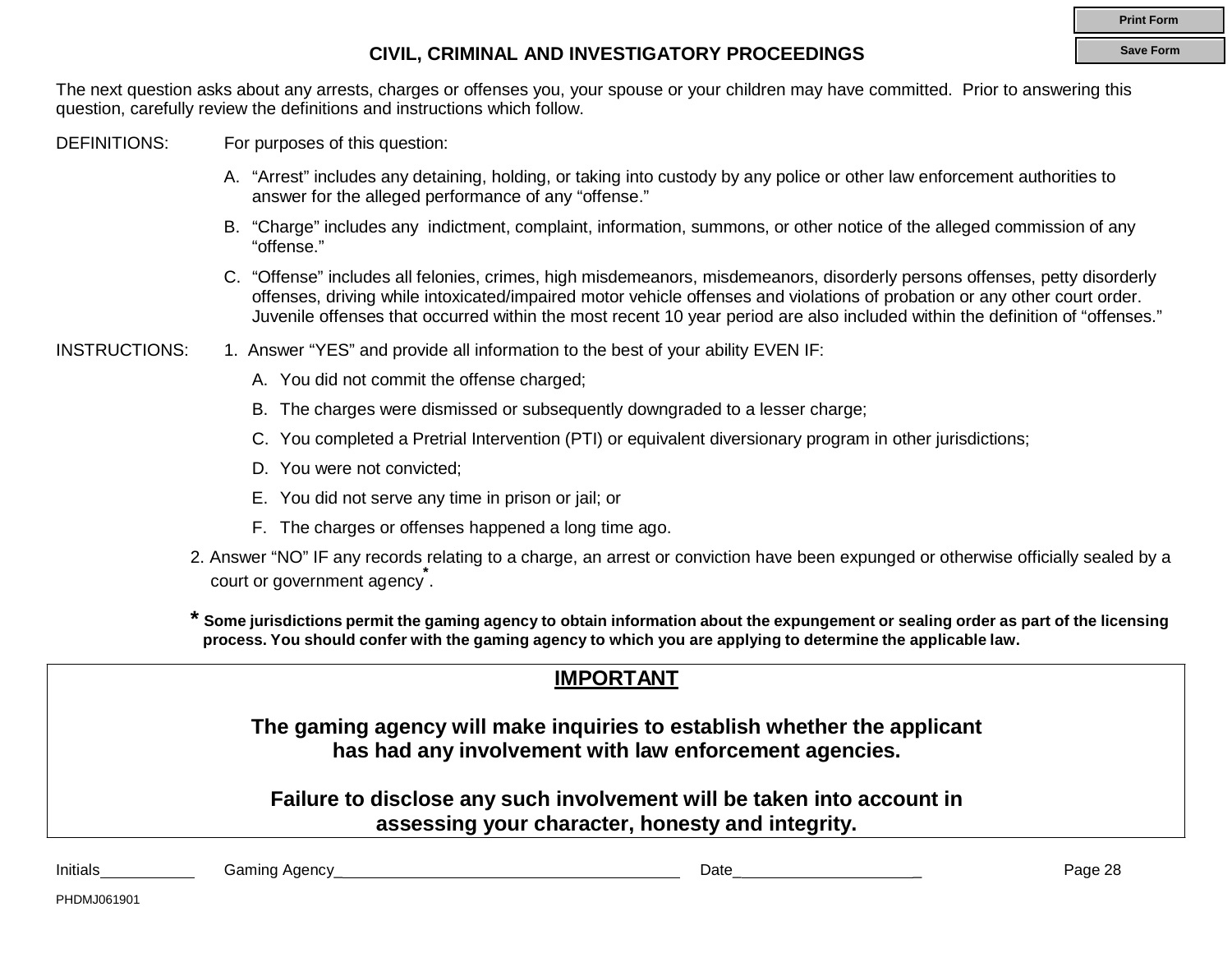## CIVIL, CRIMINAL AND INVESTIGATORY PROCEEDINGS

The next question asks about any arrests, charges or offenses you, your spouse or your children may have committed. Prior to answering this question, carefully review the definitions and instructions which follow.

DEFINITIONS: For purposes of this question:

A. "Arrest" includes any detaining, holding, or taking into custody by any police or other law enforcement authorities to answer for the alleged performance of any "offense."

B. "Charge" includes any indictment, complaint, information, summons, or other notice of the alleged commission of any "offense."

C. "Offense" includes all felonies, crimes, high misdemeanors, misdemeanors, disorderly persons offenses, petty disorderly offenses, driving while intoxicated/impaired motor vehicle offenses and violations of probation or any other court order. Juvenile offenses that occurred within the most recent 10 year period are also included within the definition of "offenses."

INSTRUCTIONS:

1. Answer "YES" and provide all information to the best of your ability EVEN IF:
   - A. You did not commit the offense charged;
   - B. The charges were dismissed or subsequently downgraded to a lesser charge;
   - C. You completed a Pretrial Intervention (PTI) or equivalent diversionary program in other jurisdictions;
   - D. You were not convicted;
   - E. You did not serve any time in prison or jail; or
   - F. The charges or offenses happened a long time ago.
2. Answer "NO" IF any records relating to a charge, an arrest or conviction have been expunged or otherwise officially sealed by a court or government agency*.

**\* Some jurisdictions permit the gaming agency to obtain information about the expungement or sealing order as part of the licensing process. You should confer with the gaming agency to which you are applying to determine the applicable law.**

**IMPORTANT**

**The gaming agency will make inquiries to establish whether the applicant has had any involvement with law enforcement agencies.**

**Failure to disclose any such involvement will be taken into account in assessing your character, honesty and integrity.**

Initials__________ Gaming Agency______________________________________ Date_____________________

PHDMJ061901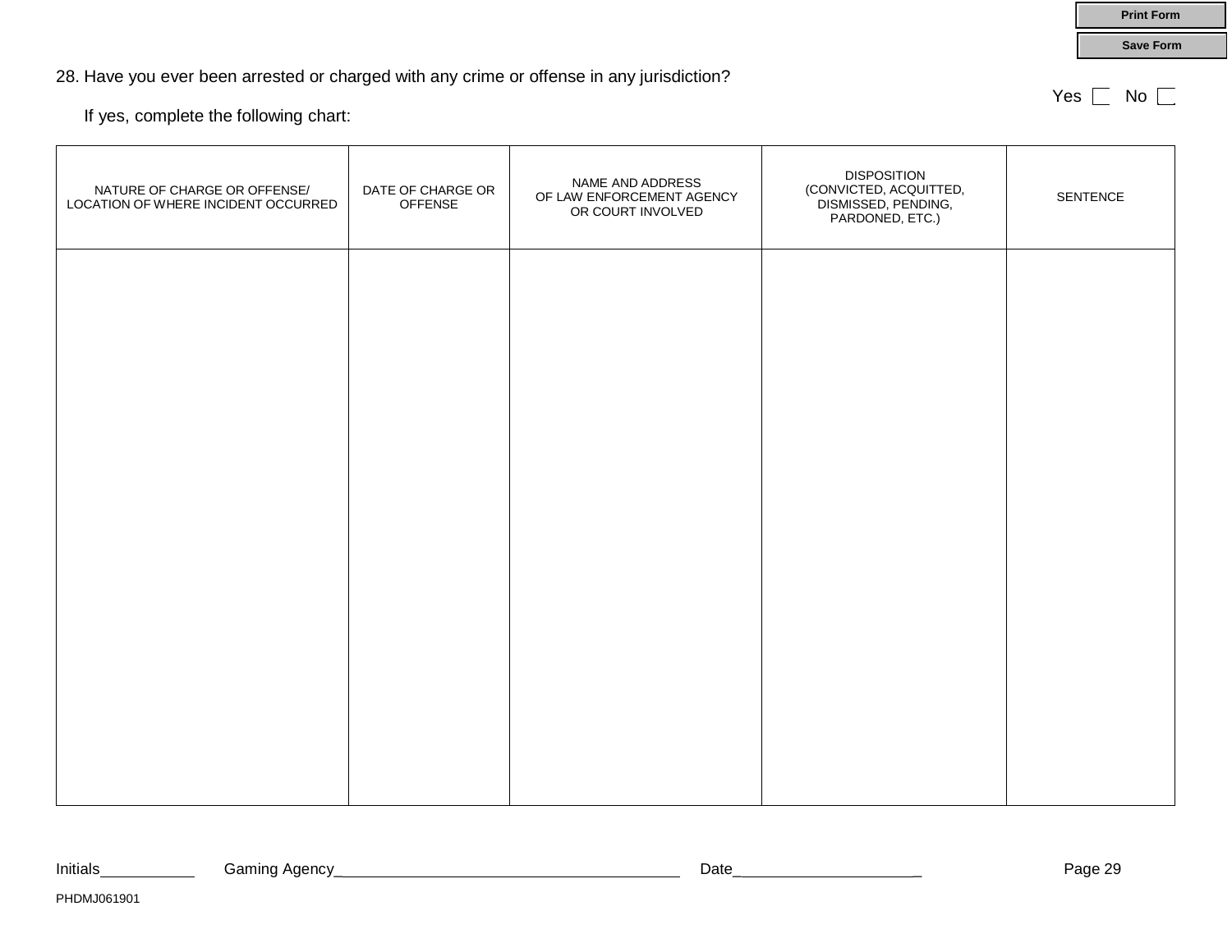28. Have you ever been arrested or charged with any crime or offense in any jurisdiction?

Yes ☐ No ☐

If yes, complete the following chart:

| NATURE OF CHARGE OR OFFENSE/ LOCATION OF WHERE INCIDENT OCCURRED | DATE OF CHARGE OR OFFENSE | NAME AND ADDRESS OF LAW ENFORCEMENT AGENCY OR COURT INVOLVED | DISPOSITION (CONVICTED, ACQUITTED, DISMISSED, PENDING, PARDONED, ETC.) | SENTENCE |
|---|---|---|---|---|
| | | | | |

Initials__________ Gaming Agency______________________________________ Date____________________

PHDMJ061901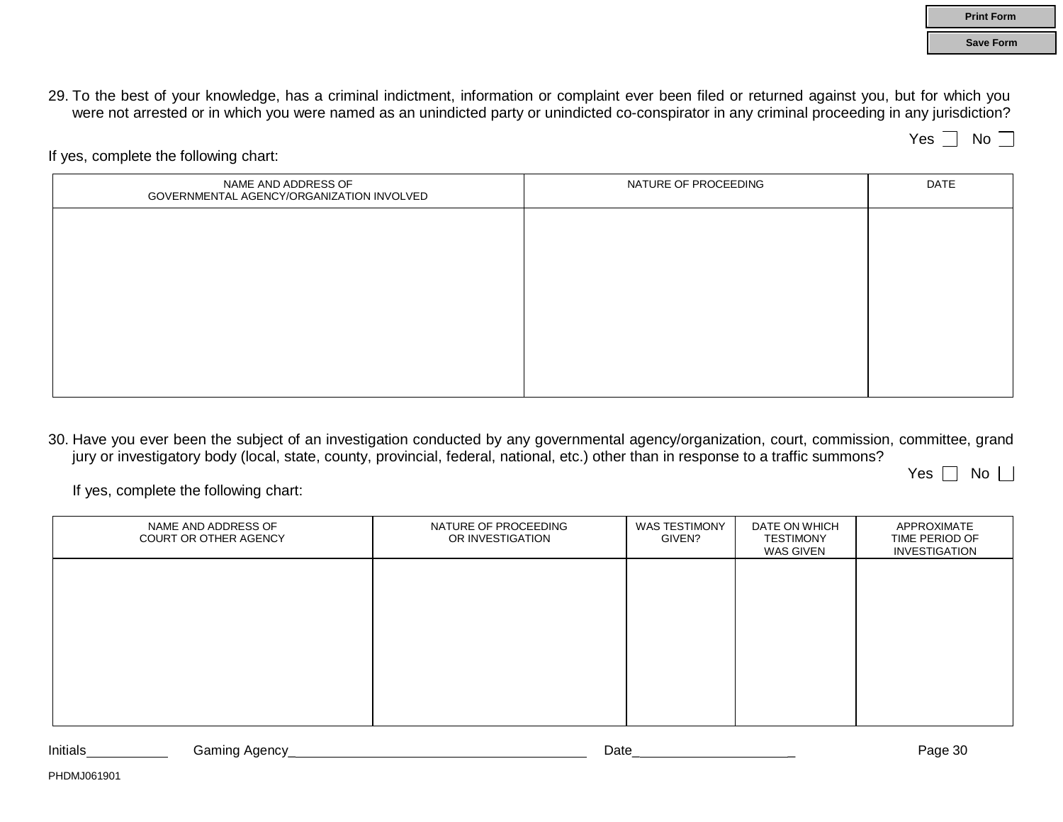29. To the best of your knowledge, has a criminal indictment, information or complaint ever been filed or returned against you, but for which you were not arrested or in which you were named as an unindicted party or unindicted co-conspirator in any criminal proceeding in any jurisdiction?

Yes ☐ No ☐

If yes, complete the following chart:

| NAME AND ADDRESS OF GOVERNMENTAL AGENCY/ORGANIZATION INVOLVED | NATURE OF PROCEEDING | DATE |
|---|---|---|
| | | |

30. Have you ever been the subject of an investigation conducted by any governmental agency/organization, court, commission, committee, grand jury or investigatory body (local, state, county, provincial, federal, national, etc.) other than in response to a traffic summons?

Yes ☐ No ☐

If yes, complete the following chart:

| NAME AND ADDRESS OF COURT OR OTHER AGENCY | NATURE OF PROCEEDING OR INVESTIGATION | WAS TESTIMONY GIVEN? | DATE ON WHICH TESTIMONY WAS GIVEN | APPROXIMATE TIME PERIOD OF INVESTIGATION |
|---|---|---|---|---|
| | | | | |

Initials__________ Gaming Agency____________________________________ Date____________________

PHDMJ061901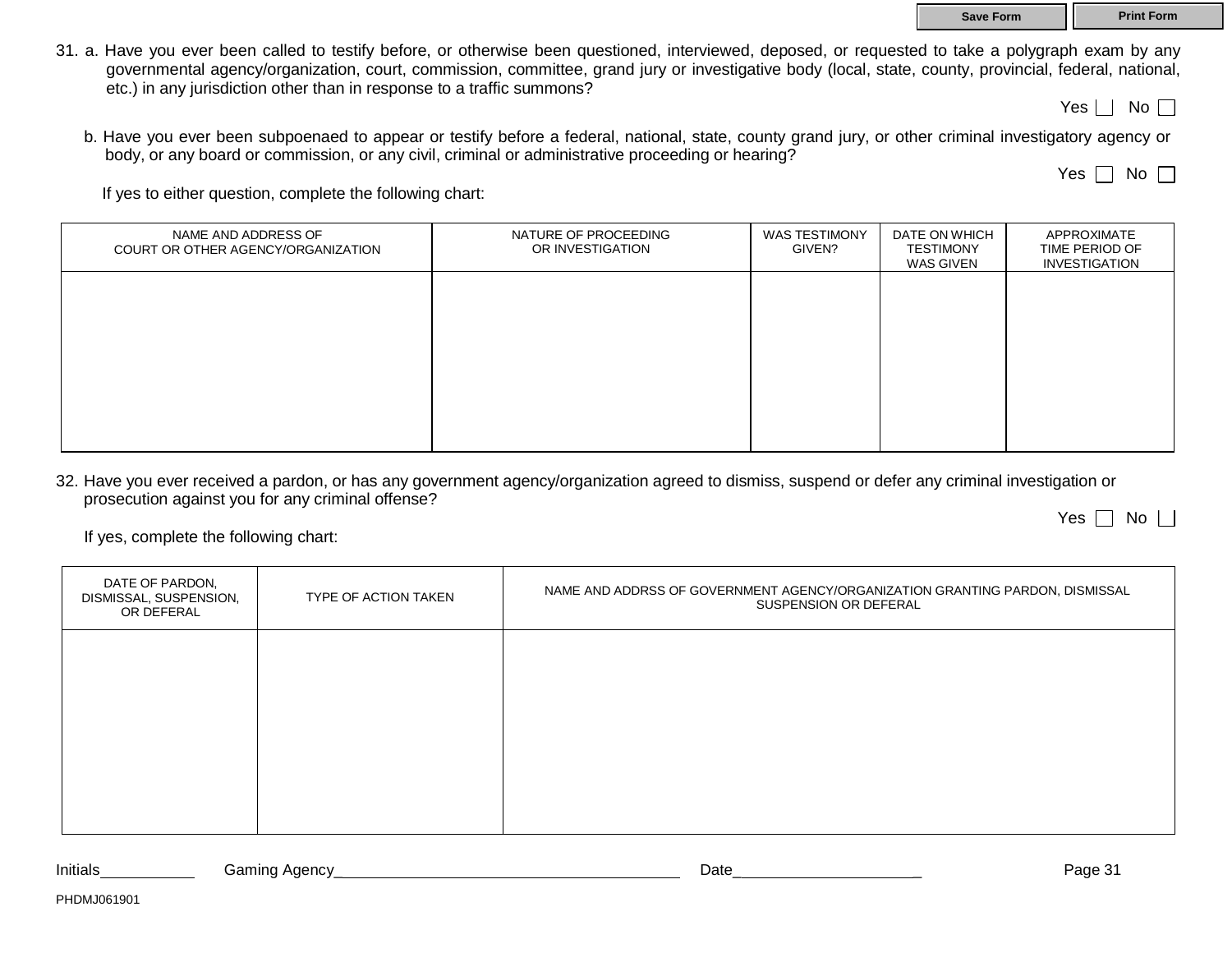31. a. Have you ever been called to testify before, or otherwise been questioned, interviewed, deposed, or requested to take a polygraph exam by any governmental agency/organization, court, commission, committee, grand jury or investigative body (local, state, county, provincial, federal, national, etc.) in any jurisdiction other than in response to a traffic summons?

Yes ☐ No ☐

b. Have you ever been subpoenaed to appear or testify before a federal, national, state, county grand jury, or other criminal investigatory agency or body, or any board or commission, or any civil, criminal or administrative proceeding or hearing?

Yes ☐ No ☐

If yes to either question, complete the following chart:

| NAME AND ADDRESS OF COURT OR OTHER AGENCY/ORGANIZATION | NATURE OF PROCEEDING OR INVESTIGATION | WAS TESTIMONY GIVEN? | DATE ON WHICH TESTIMONY WAS GIVEN | APPROXIMATE TIME PERIOD OF INVESTIGATION |
|---|---|---|---|---|
| | | | | |

32. Have you ever received a pardon, or has any government agency/organization agreed to dismiss, suspend or defer any criminal investigation or prosecution against you for any criminal offense?

Yes ☐ No ☐

If yes, complete the following chart:

| DATE OF PARDON, DISMISSAL, SUSPENSION, OR DEFERAL | TYPE OF ACTION TAKEN | NAME AND ADDRSS OF GOVERNMENT AGENCY/ORGANIZATION GRANTING PARDON, DISMISSAL SUSPENSION OR DEFERAL |
|---|---|---|
| | | |

Initials__________ Gaming Agency______________________________________ Date____________________

PHDMJ061901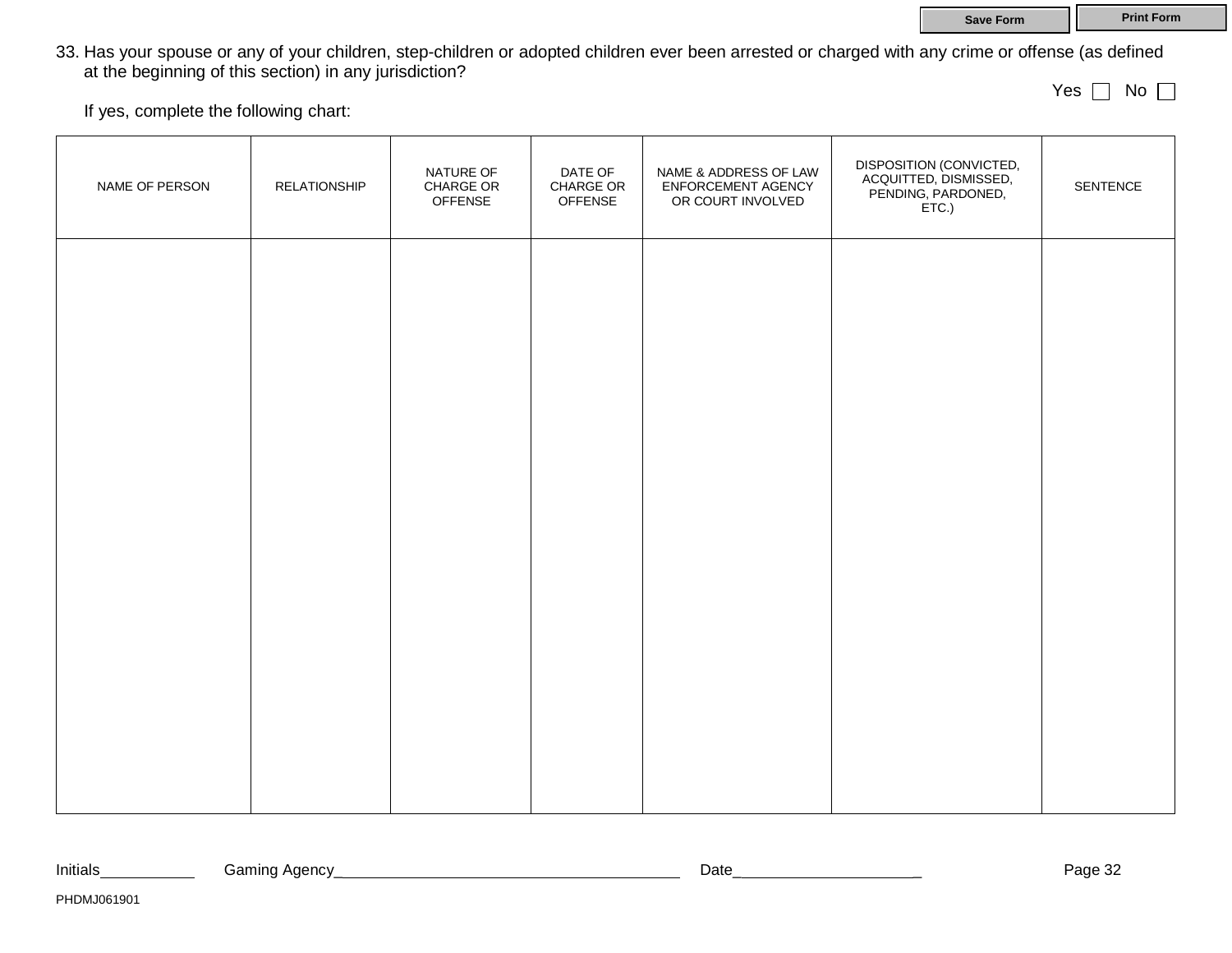33. Has your spouse or any of your children, step-children or adopted children ever been arrested or charged with any crime or offense (as defined at the beginning of this section) in any jurisdiction?

Yes ☐ No ☐

If yes, complete the following chart:

| NAME OF PERSON | RELATIONSHIP | NATURE OF CHARGE OR OFFENSE | DATE OF CHARGE OR OFFENSE | NAME & ADDRESS OF LAW ENFORCEMENT AGENCY OR COURT INVOLVED | DISPOSITION (CONVICTED, ACQUITTED, DISMISSED, PENDING, PARDONED, ETC.) | SENTENCE |
|---|---|---|---|---|---|---|
| | | | | | | |

Initials__________ Gaming Agency____________________________________ Date___________________

PHDMJ061901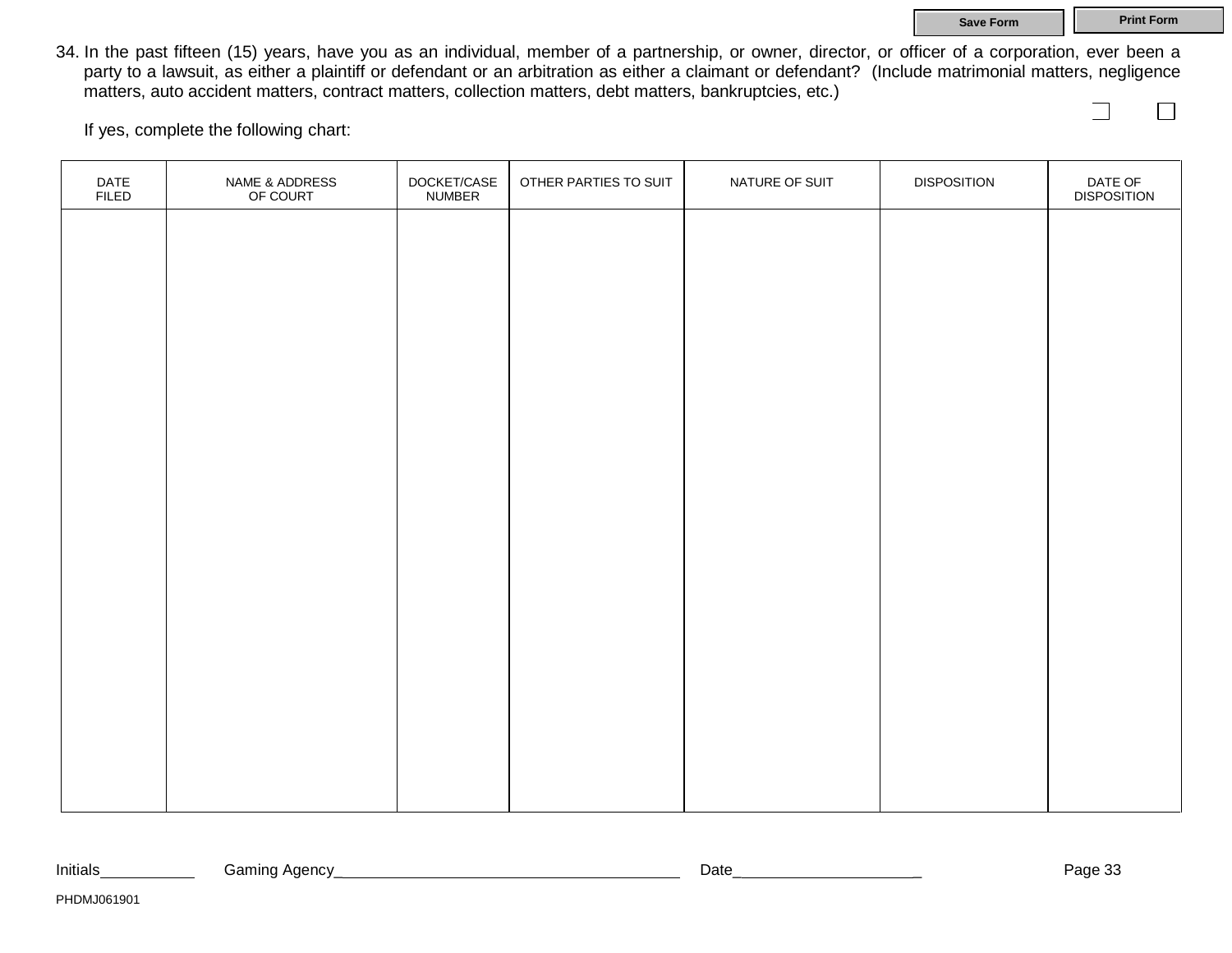34. In the past fifteen (15) years, have you as an individual, member of a partnership, or owner, director, or officer of a corporation, ever been a party to a lawsuit, as either a plaintiff or defendant or an arbitration as either a claimant or defendant? (Include matrimonial matters, negligence matters, auto accident matters, contract matters, collection matters, debt matters, bankruptcies, etc.)

    If yes, complete the following chart:

| DATE FILED | NAME & ADDRESS OF COURT | DOCKET/CASE NUMBER | OTHER PARTIES TO SUIT | NATURE OF SUIT | DISPOSITION | DATE OF DISPOSITION |
|---|---|---|---|---|---|---|
| | | | | | | |

Initials__________ Gaming Agency______________________________________ Date____________________

PHDMJ061901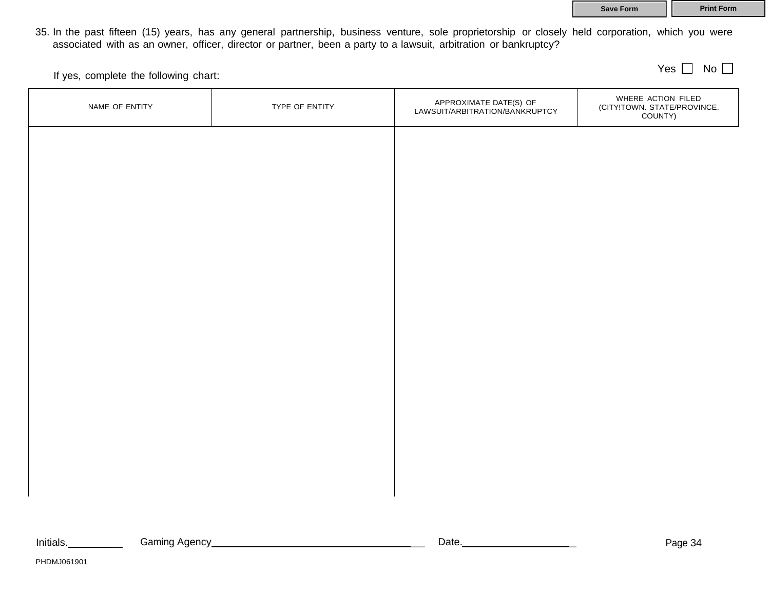Save Form | Print Form

35. In the past fifteen (15) years, has any general partnership, business venture, sole proprietorship or closely held corporation, which you were associated with as an owner, officer, director or partner, been a party to a lawsuit, arbitration or bankruptcy?

Yes ☐ No ☐

If yes, complete the following chart:

| NAME OF ENTITY | TYPE OF ENTITY | APPROXIMATE DATE(S) OF LAWSUIT/ARBITRATION/BANKRUPTCY | WHERE ACTION FILED (CITY!TOWN. STATE/PROVINCE. COUNTY) |
|---|---|---|---|
| | | | |

Initials.__________ Gaming Agency______________________________________ Date.____________________

PHDMJ061901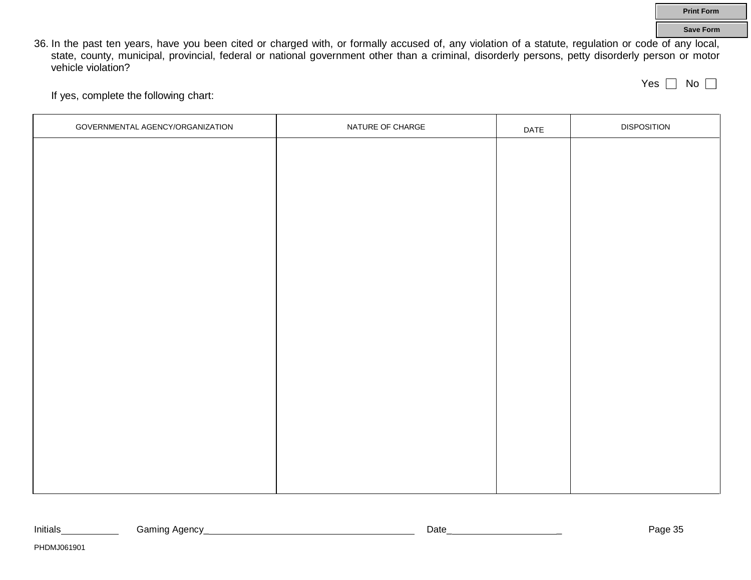36. In the past ten years, have you been cited or charged with, or formally accused of, any violation of a statute, regulation or code of any local, state, county, municipal, provincial, federal or national government other than a criminal, disorderly persons, petty disorderly person or motor vehicle violation?

Yes ☐ No ☐

If yes, complete the following chart:

| GOVERNMENTAL AGENCY/ORGANIZATION | NATURE OF CHARGE | DATE | DISPOSITION |
|---|---|---|---|
| | | | |

Initials__________ Gaming Agency______________________________________ Date____________________

PHDMJ061901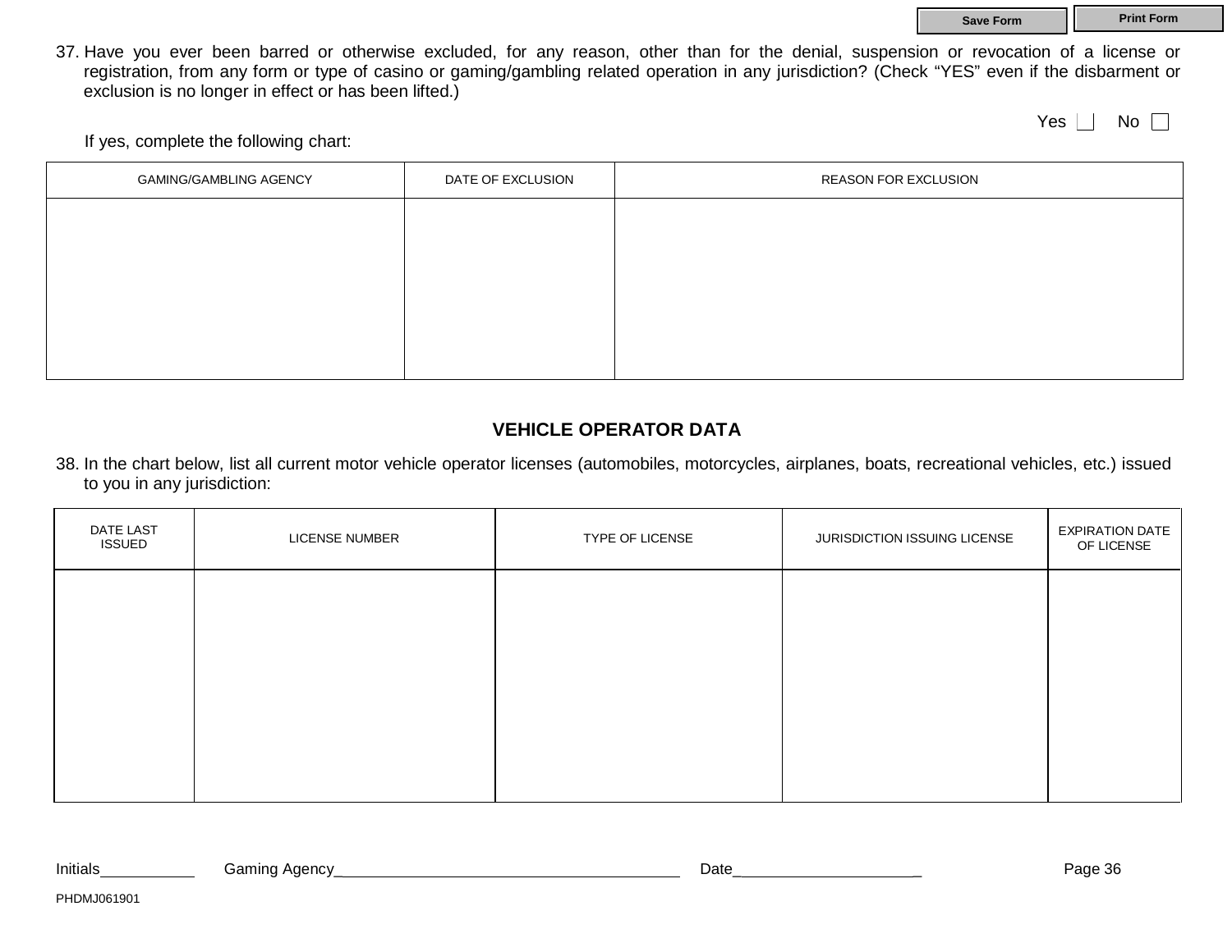37. Have you ever been barred or otherwise excluded, for any reason, other than for the denial, suspension or revocation of a license or registration, from any form or type of casino or gaming/gambling related operation in any jurisdiction? (Check "YES" even if the disbarment or exclusion is no longer in effect or has been lifted.)

Yes ☐ No ☐

If yes, complete the following chart:

| GAMING/GAMBLING AGENCY | DATE OF EXCLUSION | REASON FOR EXCLUSION |
|---|---|---|
| | | |

## VEHICLE OPERATOR DATA

38. In the chart below, list all current motor vehicle operator licenses (automobiles, motorcycles, airplanes, boats, recreational vehicles, etc.) issued to you in any jurisdiction:

| DATE LAST ISSUED | LICENSE NUMBER | TYPE OF LICENSE | JURISDICTION ISSUING LICENSE | EXPIRATION DATE OF LICENSE |
|---|---|---|---|---|
| | | | | |

Initials__________ Gaming Agency______________________________________ Date_____________________

PHDMJ061901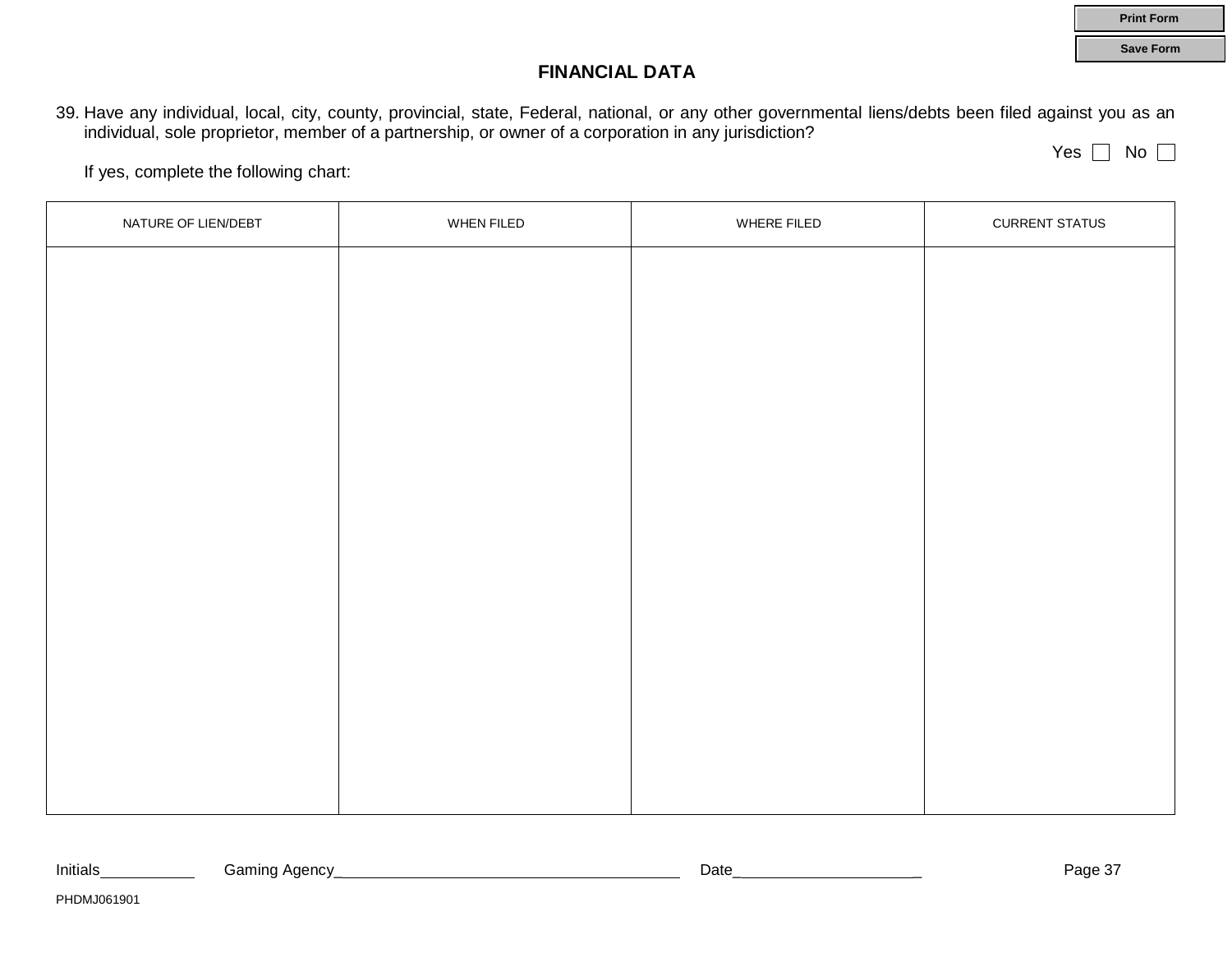## FINANCIAL DATA

39. Have any individual, local, city, county, provincial, state, Federal, national, or any other governmental liens/debts been filed against you as an individual, sole proprietor, member of a partnership, or owner of a corporation in any jurisdiction?

Yes ☐ No ☐

If yes, complete the following chart:

| NATURE OF LIEN/DEBT | WHEN FILED | WHERE FILED | CURRENT STATUS |
|---|---|---|---|
| | | | |

Initials__________ Gaming Agency____________________________________ Date___________________

PHDMJ061901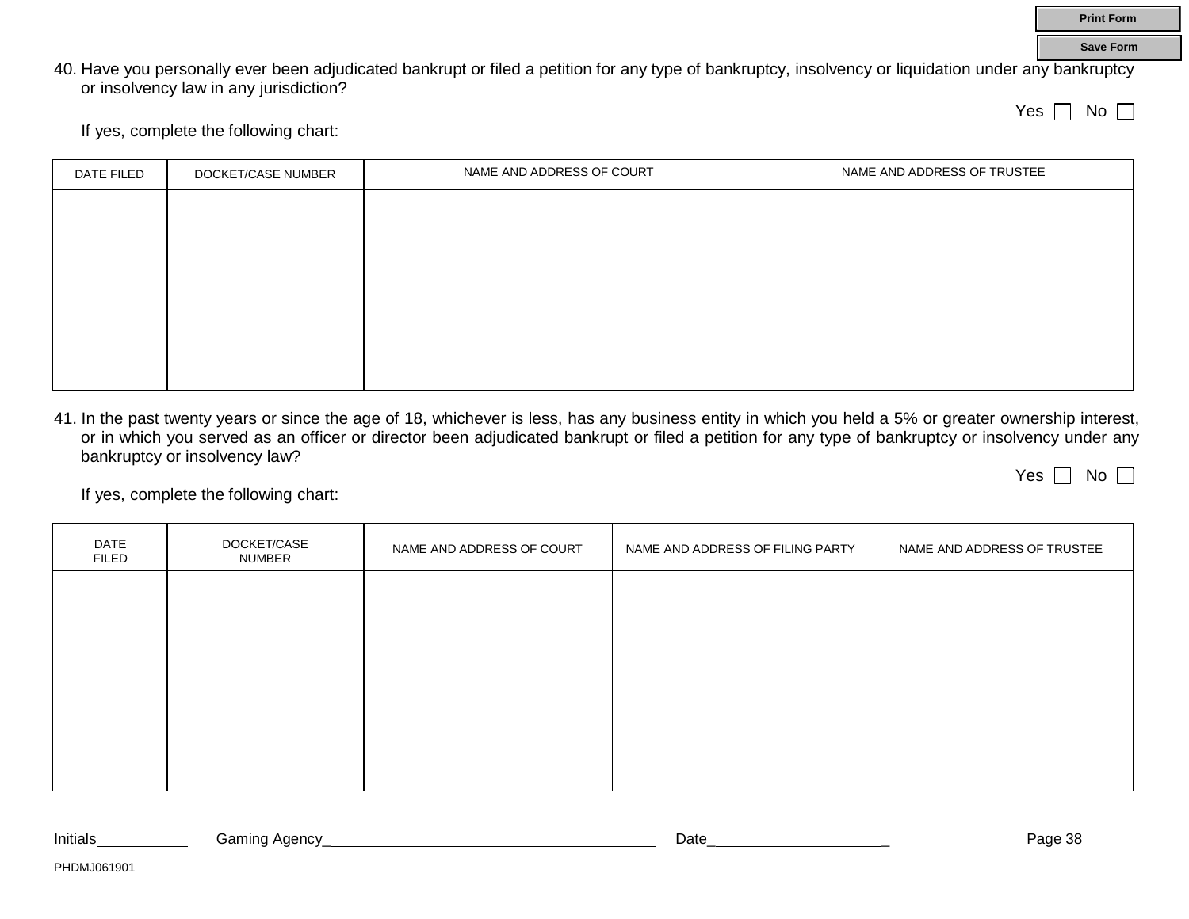40. Have you personally ever been adjudicated bankrupt or filed a petition for any type of bankruptcy, insolvency or liquidation under any bankruptcy or insolvency law in any jurisdiction?

Yes ☐ No ☐

If yes, complete the following chart:

| DATE FILED | DOCKET/CASE NUMBER | NAME AND ADDRESS OF COURT | NAME AND ADDRESS OF TRUSTEE |
|---|---|---|---|
| | | | |

41. In the past twenty years or since the age of 18, whichever is less, has any business entity in which you held a 5% or greater ownership interest, or in which you served as an officer or director been adjudicated bankrupt or filed a petition for any type of bankruptcy or insolvency under any bankruptcy or insolvency law?

Yes ☐ No ☐

If yes, complete the following chart:

| DATE FILED | DOCKET/CASE NUMBER | NAME AND ADDRESS OF COURT | NAME AND ADDRESS OF FILING PARTY | NAME AND ADDRESS OF TRUSTEE |
|---|---|---|---|---|
| | | | | |

Initials__________ Gaming Agency______________________________________ Date____________________

PHDMJ061901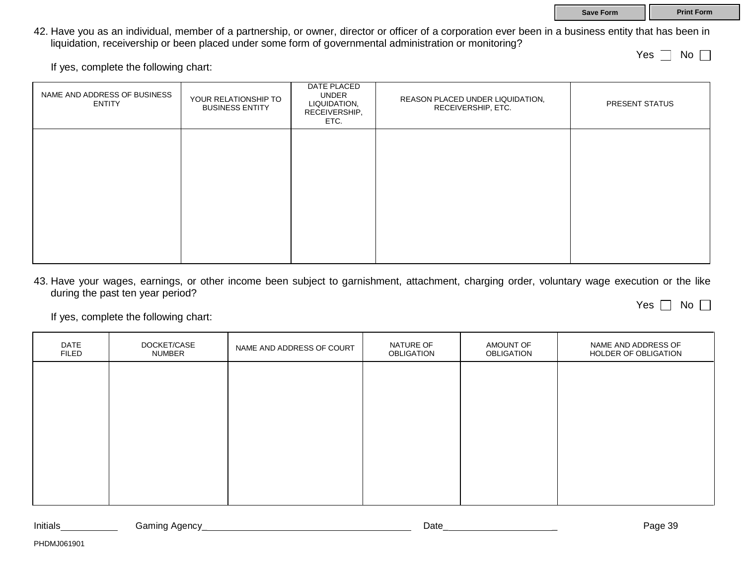42. Have you as an individual, member of a partnership, or owner, director or officer of a corporation ever been in a business entity that has been in liquidation, receivership or been placed under some form of governmental administration or monitoring?

Yes ☐ No ☐

If yes, complete the following chart:

| NAME AND ADDRESS OF BUSINESS ENTITY | YOUR RELATIONSHIP TO BUSINESS ENTITY | DATE PLACED UNDER LIQUIDATION, RECEIVERSHIP, ETC. | REASON PLACED UNDER LIQUIDATION, RECEIVERSHIP, ETC. | PRESENT STATUS |
|---|---|---|---|---|
| | | | | |

43. Have your wages, earnings, or other income been subject to garnishment, attachment, charging order, voluntary wage execution or the like during the past ten year period?

Yes ☐ No ☐

If yes, complete the following chart:

| DATE FILED | DOCKET/CASE NUMBER | NAME AND ADDRESS OF COURT | NATURE OF OBLIGATION | AMOUNT OF OBLIGATION | NAME AND ADDRESS OF HOLDER OF OBLIGATION |
|---|---|---|---|---|---|
| | | | | | |

Initials__________ Gaming Agency____________________________________ Date____________________

PHDMJ061901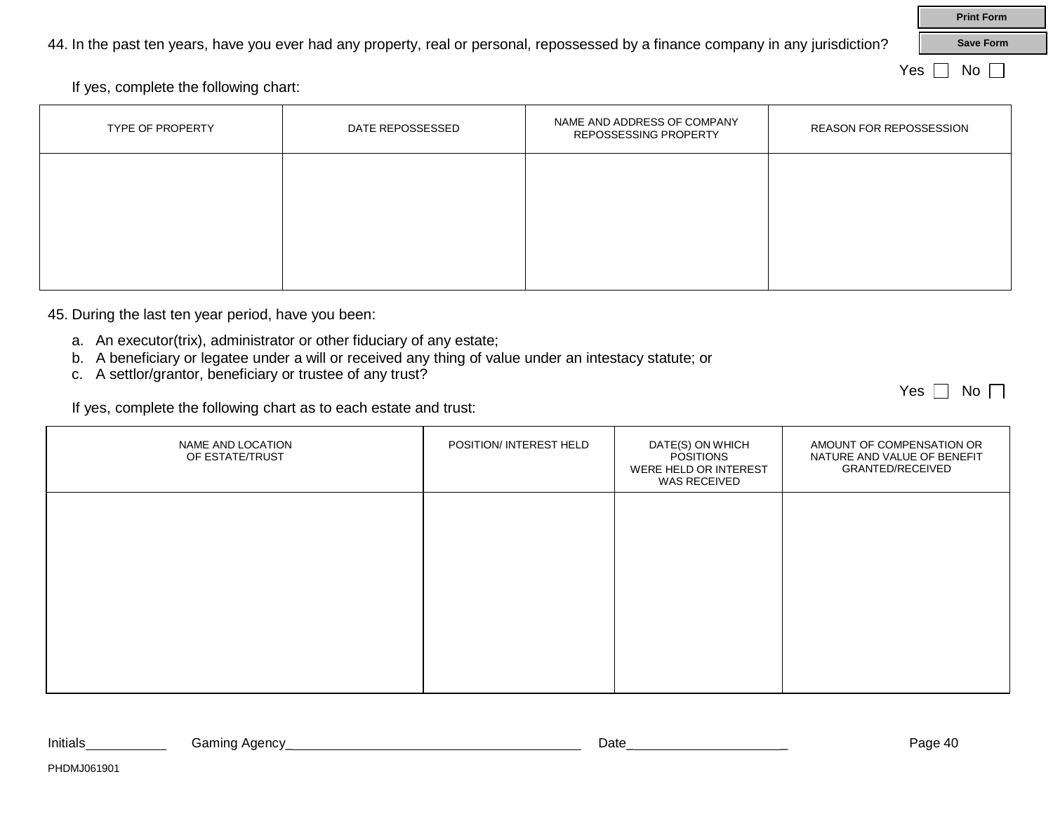44. In the past ten years, have you ever had any property, real or personal, repossessed by a finance company in any jurisdiction?

Yes ☐ No ☐

If yes, complete the following chart:

| TYPE OF PROPERTY | DATE REPOSSESSED | NAME AND ADDRESS OF COMPANY REPOSSESSING PROPERTY | REASON FOR REPOSSESSION |
|---|---|---|---|
| | | | |

45. During the last ten year period, have you been:

a. An executor(trix), administrator or other fiduciary of any estate;
b. A beneficiary or legatee under a will or received any thing of value under an intestacy statute; or
c. A settlor/grantor, beneficiary or trustee of any trust?

Yes ☐ No ☐

If yes, complete the following chart as to each estate and trust:

| NAME AND LOCATION OF ESTATE/TRUST | POSITION/ INTEREST HELD | DATE(S) ON WHICH POSITIONS WERE HELD OR INTEREST WAS RECEIVED | AMOUNT OF COMPENSATION OR NATURE AND VALUE OF BENEFIT GRANTED/RECEIVED |
|---|---|---|---|
| | | | |

Initials__________ Gaming Agency__________________________________ Date____________________

PHDMJ061901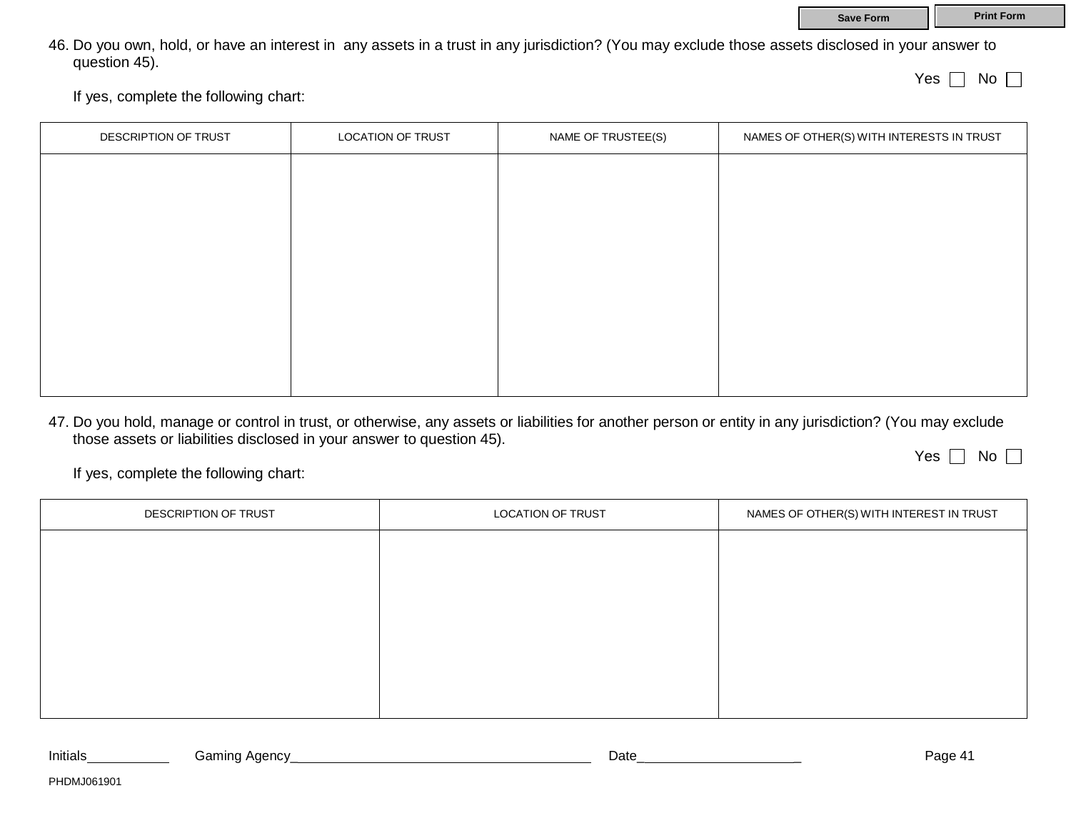46. Do you own, hold, or have an interest in any assets in a trust in any jurisdiction? (You may exclude those assets disclosed in your answer to question 45).

Yes ☐ No ☐

If yes, complete the following chart:

| DESCRIPTION OF TRUST | LOCATION OF TRUST | NAME OF TRUSTEE(S) | NAMES OF OTHER(S) WITH INTERESTS IN TRUST |
|---|---|---|---|
| | | | |

47. Do you hold, manage or control in trust, or otherwise, any assets or liabilities for another person or entity in any jurisdiction? (You may exclude those assets or liabilities disclosed in your answer to question 45).

Yes ☐ No ☐

If yes, complete the following chart:

| DESCRIPTION OF TRUST | LOCATION OF TRUST | NAMES OF OTHER(S) WITH INTEREST IN TRUST |
|---|---|---|
| | | |

Initials__________ Gaming Agency____________________________________ Date____________________

PHDMJ061901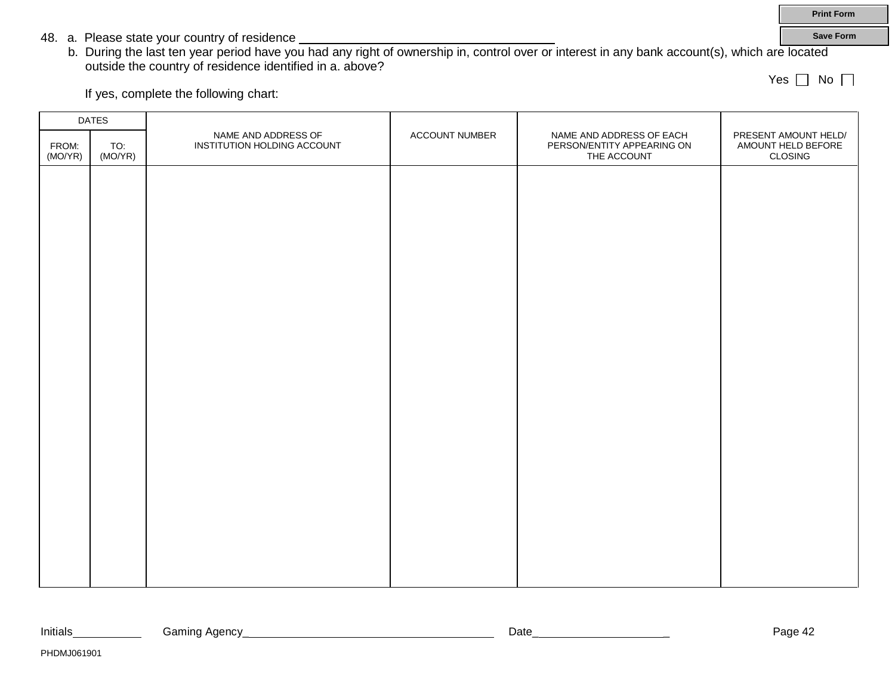48. a. Please state your country of residence ___________________________________

b. During the last ten year period have you had any right of ownership in, control over or interest in any bank account(s), which are located outside the country of residence identified in a. above?

Yes ☐ No ☐

If yes, complete the following chart:

| DATES | | NAME AND ADDRESS OF INSTITUTION HOLDING ACCOUNT | ACCOUNT NUMBER | NAME AND ADDRESS OF EACH PERSON/ENTITY APPEARING ON THE ACCOUNT | PRESENT AMOUNT HELD/ AMOUNT HELD BEFORE CLOSING |
|---|---|---|---|---|---|
| FROM: (MO/YR) | TO: (MO/YR) | | | | |
| | | | | | |

Initials__________ Gaming Agency_____________________________________ Date____________________

PHDMJ061901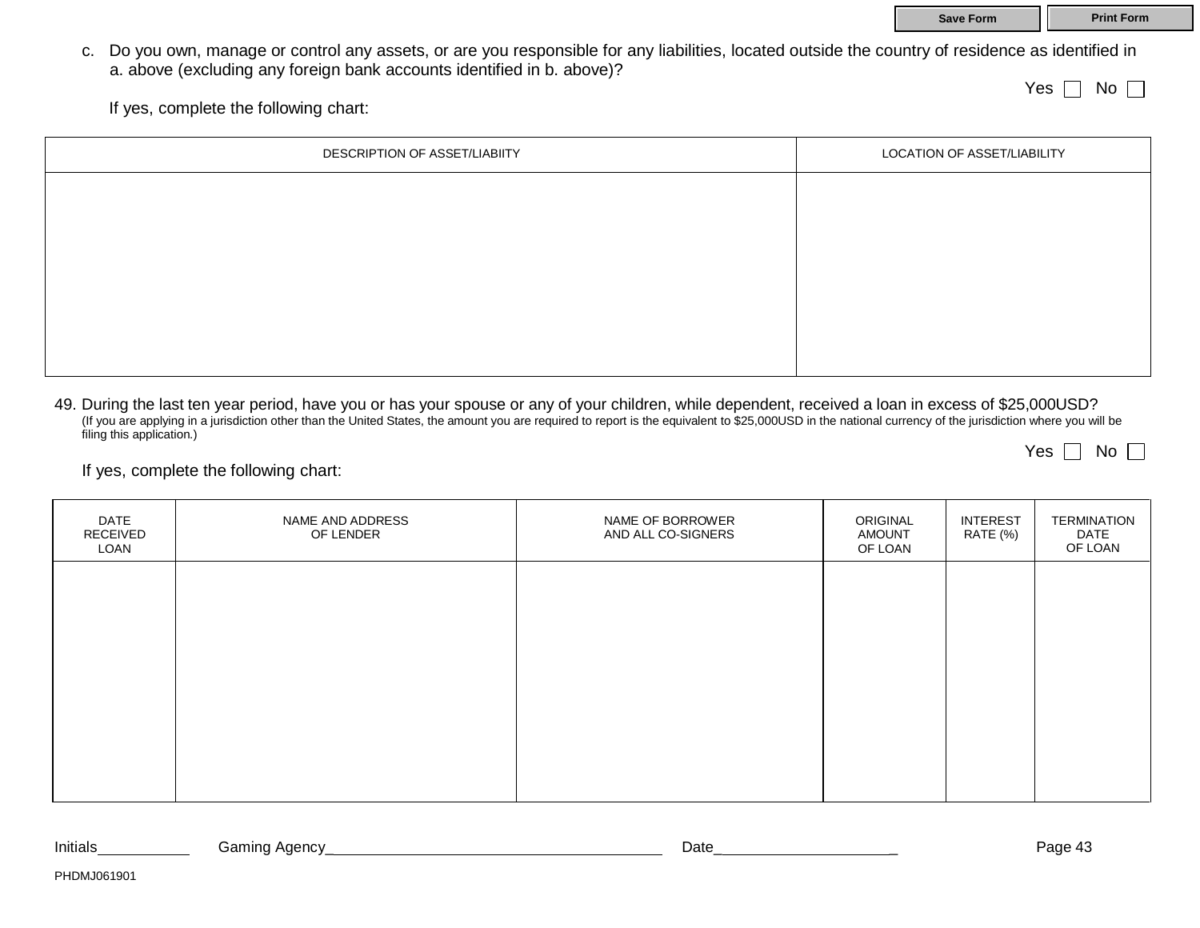c. Do you own, manage or control any assets, or are you responsible for any liabilities, located outside the country of residence as identified in a. above (excluding any foreign bank accounts identified in b. above)?

Yes ☐ No ☐

If yes, complete the following chart:

| DESCRIPTION OF ASSET/LIABIITY | LOCATION OF ASSET/LIABILITY |
|---|---|
| | |

49. During the last ten year period, have you or has your spouse or any of your children, while dependent, received a loan in excess of $25,000USD?
(If you are applying in a jurisdiction other than the United States, the amount you are required to report is the equivalent to $25,000USD in the national currency of the jurisdiction where you will be filing this application.)

Yes ☐ No ☐

If yes, complete the following chart:

| DATE RECEIVED LOAN | NAME AND ADDRESS OF LENDER | NAME OF BORROWER AND ALL CO-SIGNERS | ORIGINAL AMOUNT OF LOAN | INTEREST RATE (%) | TERMINATION DATE OF LOAN |
|---|---|---|---|---|---|
| | | | | | |

Initials__________ Gaming Agency____________________________________ Date____________________

PHDMJ061901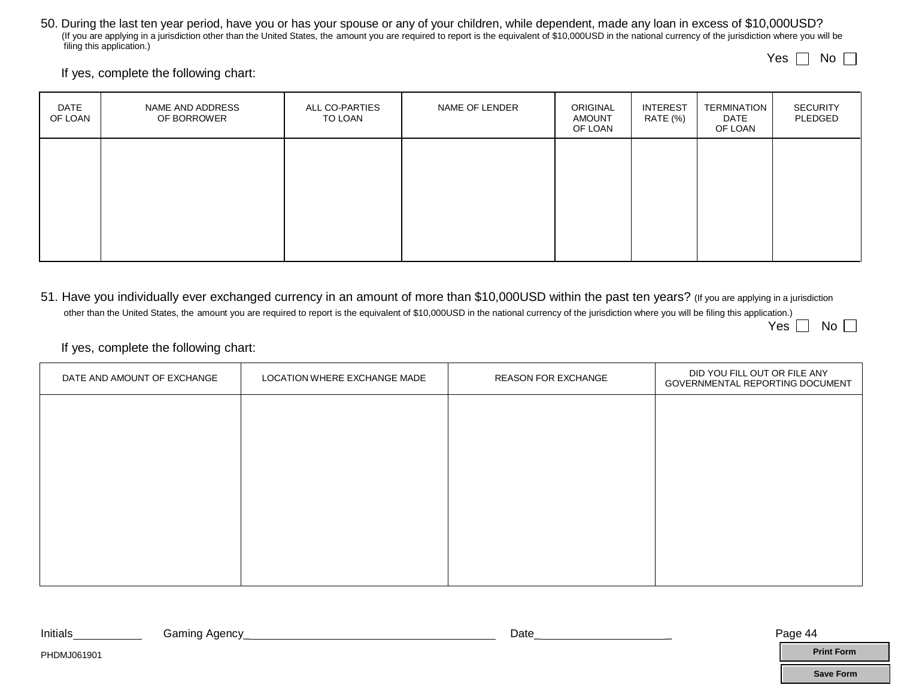50. During the last ten year period, have you or has your spouse or any of your children, while dependent, made any loan in excess of $10,000USD? (If you are applying in a jurisdiction other than the United States, the amount you are required to report is the equivalent of $10,000USD in the national currency of the jurisdiction where you will be filing this application.)

Yes ☐ No ☐

If yes, complete the following chart:

| DATE OF LOAN | NAME AND ADDRESS OF BORROWER | ALL CO-PARTIES TO LOAN | NAME OF LENDER | ORIGINAL AMOUNT OF LOAN | INTEREST RATE (%) | TERMINATION DATE OF LOAN | SECURITY PLEDGED |
|---|---|---|---|---|---|---|---|
| | | | | | | | |

51. Have you individually ever exchanged currency in an amount of more than $10,000USD within the past ten years? (If you are applying in a jurisdiction other than the United States, the amount you are required to report is the equivalent of $10,000USD in the national currency of the jurisdiction where you will be filing this application.)

Yes ☐ No ☐

If yes, complete the following chart:

| DATE AND AMOUNT OF EXCHANGE | LOCATION WHERE EXCHANGE MADE | REASON FOR EXCHANGE | DID YOU FILL OUT OR FILE ANY GOVERNMENTAL REPORTING DOCUMENT |
|---|---|---|---|
| | | | |

Initials__________ Gaming Agency________________________________ Date____________________

PHDMJ061901

Print Form

Save Form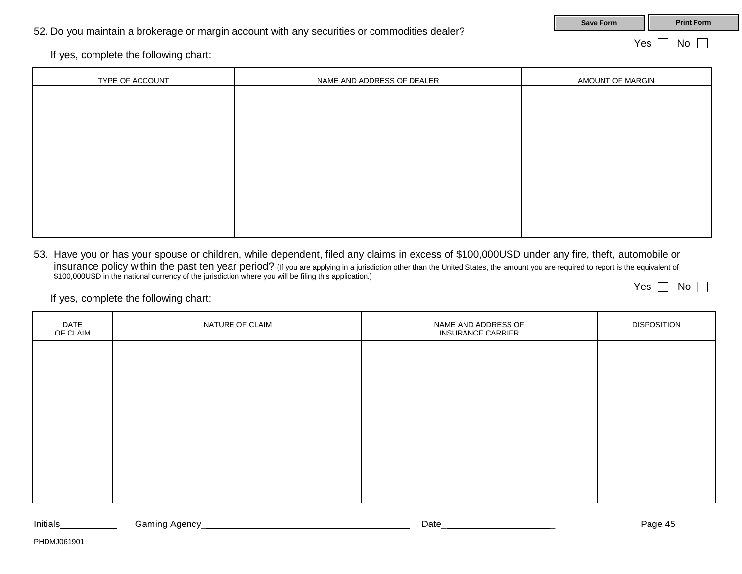52. Do you maintain a brokerage or margin account with any securities or commodities dealer?

Yes ☐ No ☐

If yes, complete the following chart:

| TYPE OF ACCOUNT | NAME AND ADDRESS OF DEALER | AMOUNT OF MARGIN |
|---|---|---|
| | | |

53. Have you or has your spouse or children, while dependent, filed any claims in excess of $100,000USD under any fire, theft, automobile or insurance policy within the past ten year period? (If you are applying in a jurisdiction other than the United States, the amount you are required to report is the equivalent of $100,000USD in the national currency of the jurisdiction where you will be filing this application.)

Yes ☐ No ☐

If yes, complete the following chart:

| DATE OF CLAIM | NATURE OF CLAIM | NAME AND ADDRESS OF INSURANCE CARRIER | DISPOSITION |
|---|---|---|---|
| | | | |

Initials__________ Gaming Agency______________________________________ Date_____________________

PHDMJ061901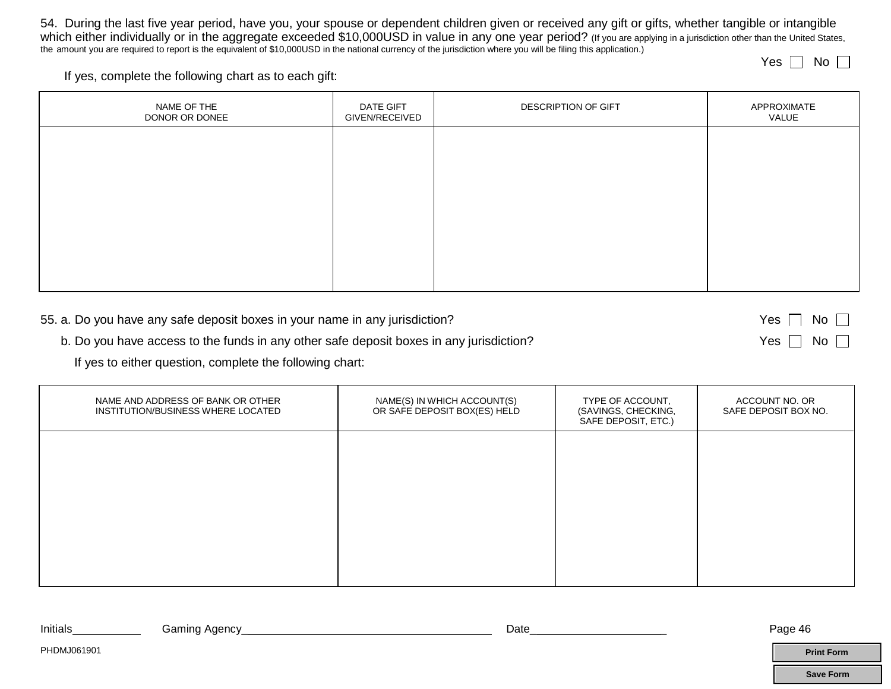54. During the last five year period, have you, your spouse or dependent children given or received any gift or gifts, whether tangible or intangible which either individually or in the aggregate exceeded $10,000USD in value in any one year period? (If you are applying in a jurisdiction other than the United States, the amount you are required to report is the equivalent of $10,000USD in the national currency of the jurisdiction where you will be filing this application.)

Yes ☐ No ☐

If yes, complete the following chart as to each gift:

| NAME OF THE DONOR OR DONEE | DATE GIFT GIVEN/RECEIVED | DESCRIPTION OF GIFT | APPROXIMATE VALUE |
|---|---|---|---|
| | | | |

55. a. Do you have any safe deposit boxes in your name in any jurisdiction? Yes ☐ No ☐

b. Do you have access to the funds in any other safe deposit boxes in any jurisdiction? Yes ☐ No ☐

If yes to either question, complete the following chart:

| NAME AND ADDRESS OF BANK OR OTHER INSTITUTION/BUSINESS WHERE LOCATED | NAME(S) IN WHICH ACCOUNT(S) OR SAFE DEPOSIT BOX(ES) HELD | TYPE OF ACCOUNT, (SAVINGS, CHECKING, SAFE DEPOSIT, ETC.) | ACCOUNT NO. OR SAFE DEPOSIT BOX NO. |
|---|---|---|---|
| | | | |

Initials__________ Gaming Agency____________________________________ Date____________________

PHDMJ061901

Print Form

Save Form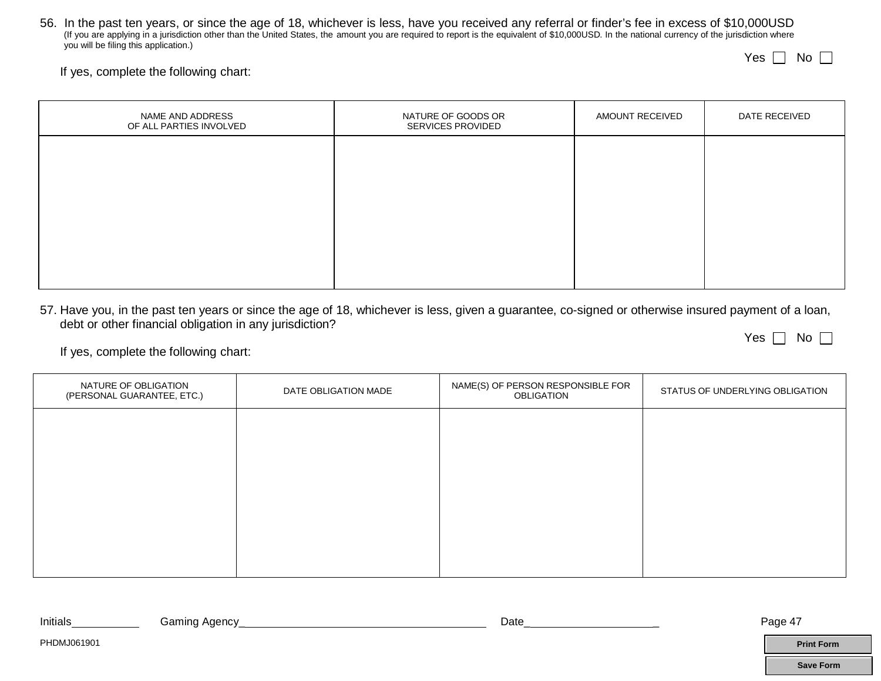56. In the past ten years, or since the age of 18, whichever is less, have you received any referral or finder's fee in excess of $10,000USD
(If you are applying in a jurisdiction other than the United States, the amount you are required to report is the equivalent of $10,000USD. In the national currency of the jurisdiction where you will be filing this application.)

Yes ☐ No ☐

If yes, complete the following chart:

| NAME AND ADDRESS OF ALL PARTIES INVOLVED | NATURE OF GOODS OR SERVICES PROVIDED | AMOUNT RECEIVED | DATE RECEIVED |
|---|---|---|---|
| | | | |

57. Have you, in the past ten years or since the age of 18, whichever is less, given a guarantee, co-signed or otherwise insured payment of a loan, debt or other financial obligation in any jurisdiction?

Yes ☐ No ☐

If yes, complete the following chart:

| NATURE OF OBLIGATION (PERSONAL GUARANTEE, ETC.) | DATE OBLIGATION MADE | NAME(S) OF PERSON RESPONSIBLE FOR OBLIGATION | STATUS OF UNDERLYING OBLIGATION |
|---|---|---|---|
| | | | |

Initials__________ Gaming Agency______________________________________ Date____________________

PHDMJ061901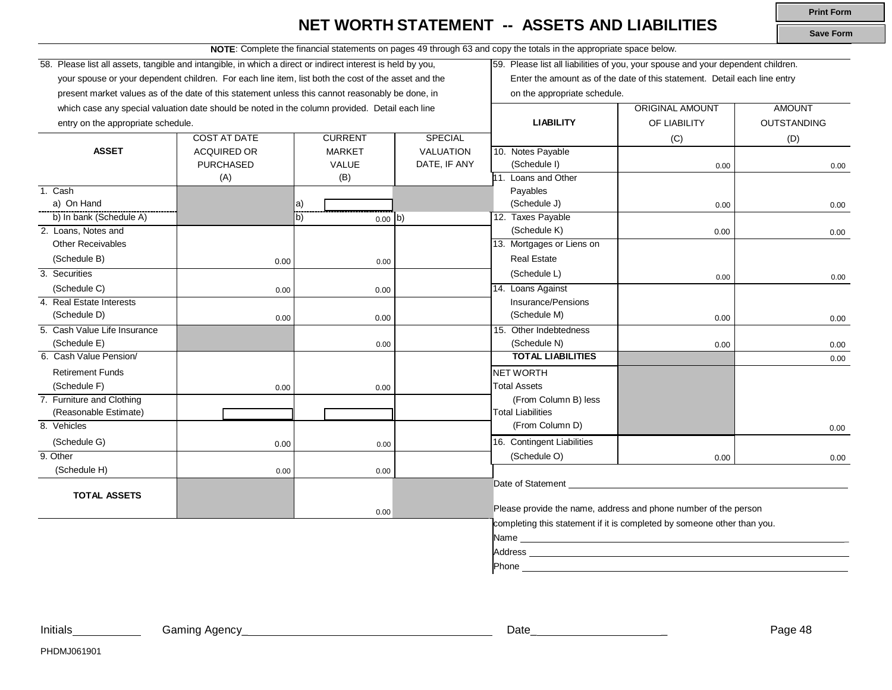# NET WORTH STATEMENT -- ASSETS AND LIABILITIES

**NOTE**: Complete the financial statements on pages 49 through 63 and copy the totals in the appropriate space below.

58. Please list all assets, tangible and intangible, in which a direct or indirect interest is held by you, your spouse or your dependent children. For each line item, list both the cost of the asset and the present market values as of the date of this statement unless this cannot reasonably be done, in which case any special valuation date should be noted in the column provided. Detail each line entry on the appropriate schedule.

| ASSET | COST AT DATE ACQUIRED OR PURCHASED (A) | CURRENT MARKET VALUE (B) | SPECIAL VALUATION DATE, IF ANY |
|---|---|---|---|
| 1. Cash a) On Hand | | a) | |
| b) In bank (Schedule A) | | b) 0.00 | b) |
| 2. Loans, Notes and Other Receivables (Schedule B) | 0.00 | 0.00 | |
| 3. Securities (Schedule C) | 0.00 | 0.00 | |
| 4. Real Estate Interests (Schedule D) | 0.00 | 0.00 | |
| 5. Cash Value Life Insurance (Schedule E) | | 0.00 | |
| 6. Cash Value Pension/ Retirement Funds (Schedule F) | 0.00 | 0.00 | |
| 7. Furniture and Clothing (Reasonable Estimate) | | | |
| 8. Vehicles (Schedule G) | 0.00 | 0.00 | |
| 9. Other (Schedule H) | 0.00 | 0.00 | |
| **TOTAL ASSETS** | | 0.00 | |

59. Please list all liabilities of you, your spouse and your dependent children. Enter the amount as of the date of this statement. Detail each line entry on the appropriate schedule.

| LIABILITY | ORIGINAL AMOUNT OF LIABILITY (C) | AMOUNT OUTSTANDING (D) |
|---|---|---|
| 10. Notes Payable (Schedule I) | 0.00 | 0.00 |
| 11. Loans and Other Payables (Schedule J) | 0.00 | 0.00 |
| 12. Taxes Payable (Schedule K) | 0.00 | 0.00 |
| 13. Mortgages or Liens on Real Estate (Schedule L) | 0.00 | 0.00 |
| 14. Loans Against Insurance/Pensions (Schedule M) | 0.00 | 0.00 |
| 15. Other Indebtedness (Schedule N) | 0.00 | 0.00 |
| **TOTAL LIABILITIES** | | 0.00 |
| NET WORTH Total Assets (From Column B) less Total Liabilities (From Column D) | | 0.00 |
| 16. Contingent Liabilities (Schedule O) | 0.00 | 0.00 |

Date of Statement ____________________

Please provide the name, address and phone number of the person completing this statement if it is completed by someone other than you.

Name ____________________

Address ____________________

Phone ____________________

Initials__________ Gaming Agency____________________ Date____________________

PHDMJ061901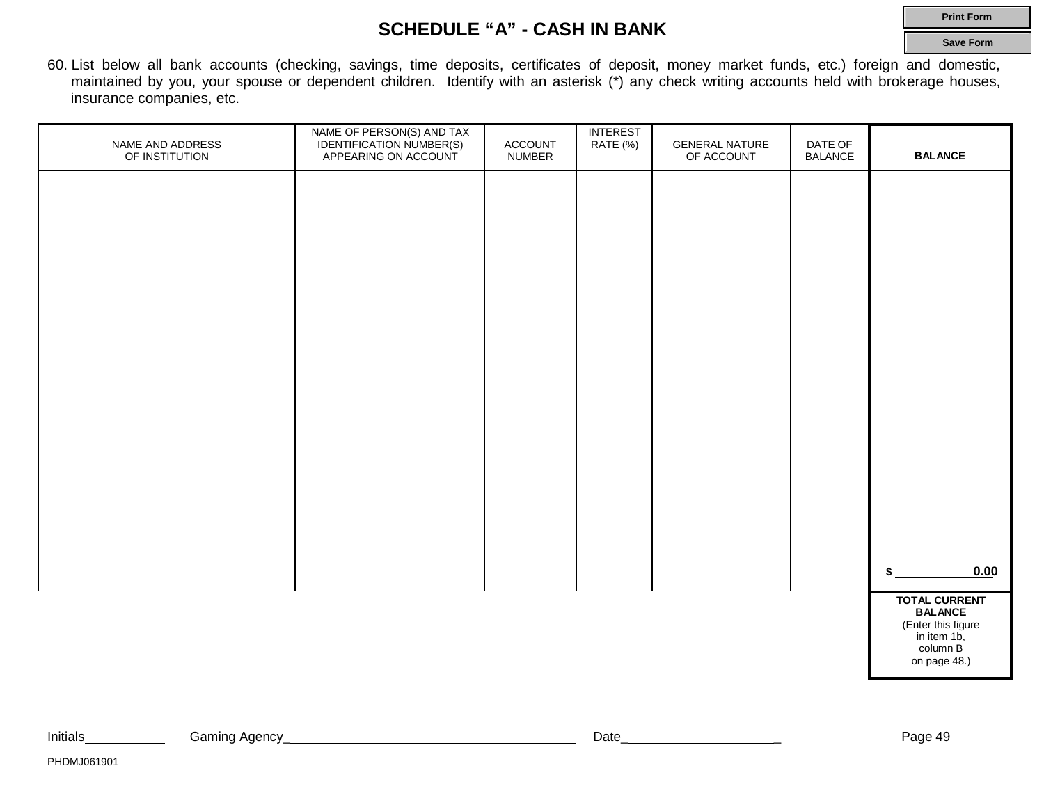# SCHEDULE "A" - CASH IN BANK

60. List below all bank accounts (checking, savings, time deposits, certificates of deposit, money market funds, etc.) foreign and domestic, maintained by you, your spouse or dependent children. Identify with an asterisk (*) any check writing accounts held with brokerage houses, insurance companies, etc.

| NAME AND ADDRESS OF INSTITUTION | NAME OF PERSON(S) AND TAX IDENTIFICATION NUMBER(S) APPEARING ON ACCOUNT | ACCOUNT NUMBER | INTEREST RATE (%) | GENERAL NATURE OF ACCOUNT | DATE OF BALANCE | BALANCE |
|---|---|---|---|---|---|---|
| | | | | | | $ 0.00 |
| | | | | | | **TOTAL CURRENT BALANCE** (Enter this figure in item 1b, column B on page 48.) |

Initials__________ Gaming Agency______________________________________ Date____________________

PHDMJ061901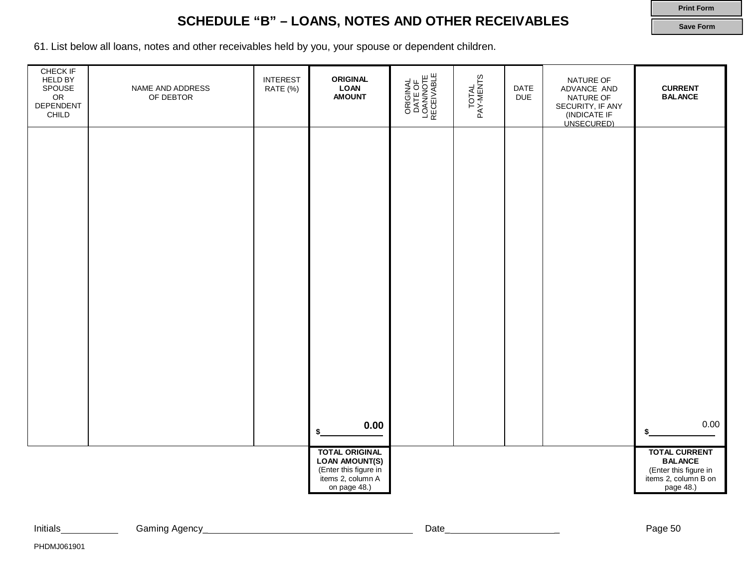# SCHEDULE "B" – LOANS, NOTES AND OTHER RECEIVABLES

61. List below all loans, notes and other receivables held by you, your spouse or dependent children.

| CHECK IF HELD BY SPOUSE OR DEPENDENT CHILD | NAME AND ADDRESS OF DEBTOR | INTEREST RATE (%) | **ORIGINAL LOAN AMOUNT** | ORIGINAL DATE OF LOAN/NOTE RECEIVABLE | TOTAL PAY-MENTS | DATE DUE | NATURE OF ADVANCE AND NATURE OF SECURITY, IF ANY (INDICATE IF UNSECURED) | **CURRENT BALANCE** |
|---|---|---|---|---|---|---|---|---|
| | | | | | | | | |
| | | | $ **0.00** | | | | | $ 0.00 |
| | | | **TOTAL ORIGINAL LOAN AMOUNT(S)** (Enter this figure in items 2, column A on page 48.) | | | | | **TOTAL CURRENT BALANCE** (Enter this figure in items 2, column B on page 48.) |

Initials__________ Gaming Agency________________________________________ Date_____________________

PHDMJ061901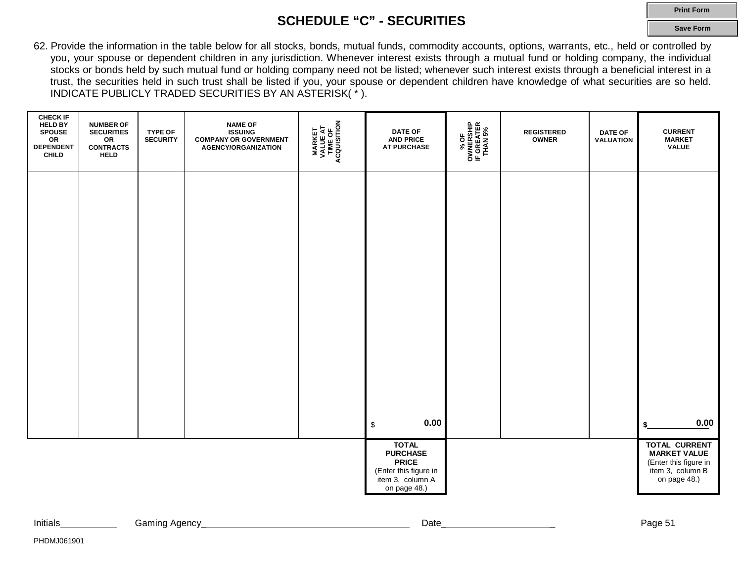# SCHEDULE "C" - SECURITIES

62. Provide the information in the table below for all stocks, bonds, mutual funds, commodity accounts, options, warrants, etc., held or controlled by you, your spouse or dependent children in any jurisdiction. Whenever interest exists through a mutual fund or holding company, the individual stocks or bonds held by such mutual fund or holding company need not be listed; whenever such interest exists through a beneficial interest in a trust, the securities held in such trust shall be listed if you, your spouse or dependent children have knowledge of what securities are so held. INDICATE PUBLICLY TRADED SECURITIES BY AN ASTERISK( * ).

| CHECK IF HELD BY SPOUSE OR DEPENDENT CHILD | NUMBER OF SECURITIES OR CONTRACTS HELD | TYPE OF SECURITY | NAME OF ISSUING COMPANY OR GOVERNMENT AGENCY/ORGANIZATION | MARKET VALUE AT TIME OF ACQUISITION | DATE OF AND PRICE AT PURCHASE | % OF OWNERSHIP IF GREATER THAN 5% | REGISTERED OWNER | DATE OF VALUATION | CURRENT MARKET VALUE |
|---|---|---|---|---|---|---|---|---|---|
| | | | | | | | | | |
| | | | | | $ 0.00 | | | | $ 0.00 |
| | | | | | **TOTAL PURCHASE PRICE** (Enter this figure in item 3, column A on page 48.) | | | | **TOTAL CURRENT MARKET VALUE** (Enter this figure in item 3, column B on page 48.) |

Initials__________ Gaming Agency______________________________________ Date____________________

PHDMJ061901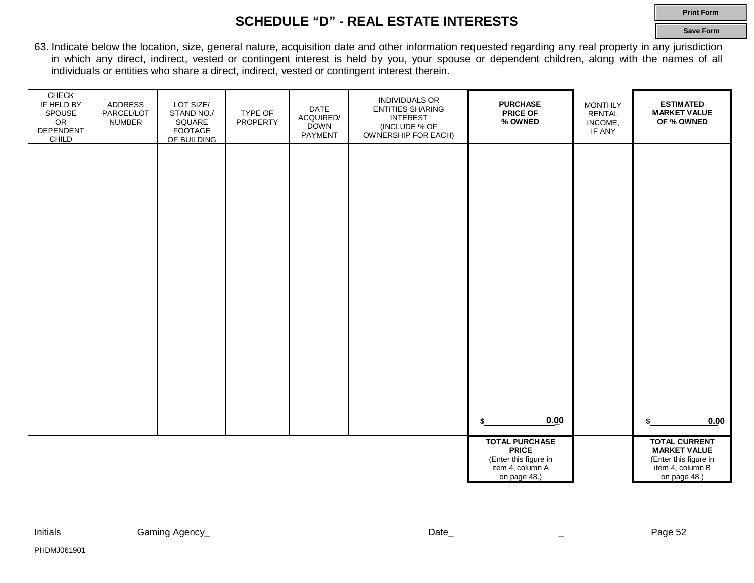# SCHEDULE "D" - REAL ESTATE INTERESTS

63. Indicate below the location, size, general nature, acquisition date and other information requested regarding any real property in any jurisdiction in which any direct, indirect, vested or contingent interest is held by you, your spouse or dependent children, along with the names of all individuals or entities who share a direct, indirect, vested or contingent interest therein.

| CHECK IF HELD BY SPOUSE OR DEPENDENT CHILD | ADDRESS PARCEL/LOT NUMBER | LOT SIZE/ STAND NO./ SQUARE FOOTAGE OF BUILDING | TYPE OF PROPERTY | DATE ACQUIRED/ DOWN PAYMENT | INDIVIDUALS OR ENTITIES SHARING INTEREST (INCLUDE % OF OWNERSHIP FOR EACH) | **PURCHASE PRICE OF % OWNED** | MONTHLY RENTAL INCOME, IF ANY | **ESTIMATED MARKET VALUE OF % OWNED** |
|---|---|---|---|---|---|---|---|---|
| | | | | | | $ 0.00 | | $ 0.00 |
| | | | | | | **TOTAL PURCHASE PRICE** (Enter this figure in item 4, column A on page 48.) | | **TOTAL CURRENT MARKET VALUE** (Enter this figure in item 4, column B on page 48.) |

Initials\_\_\_\_\_\_\_\_\_\_ Gaming Agency\_\_\_\_\_\_\_\_\_\_\_\_\_\_\_\_\_\_\_\_\_\_\_\_\_\_\_\_\_\_\_\_\_\_\_\_ Date\_\_\_\_\_\_\_\_\_\_\_\_\_\_\_\_\_\_\_\_

PHDMJ061901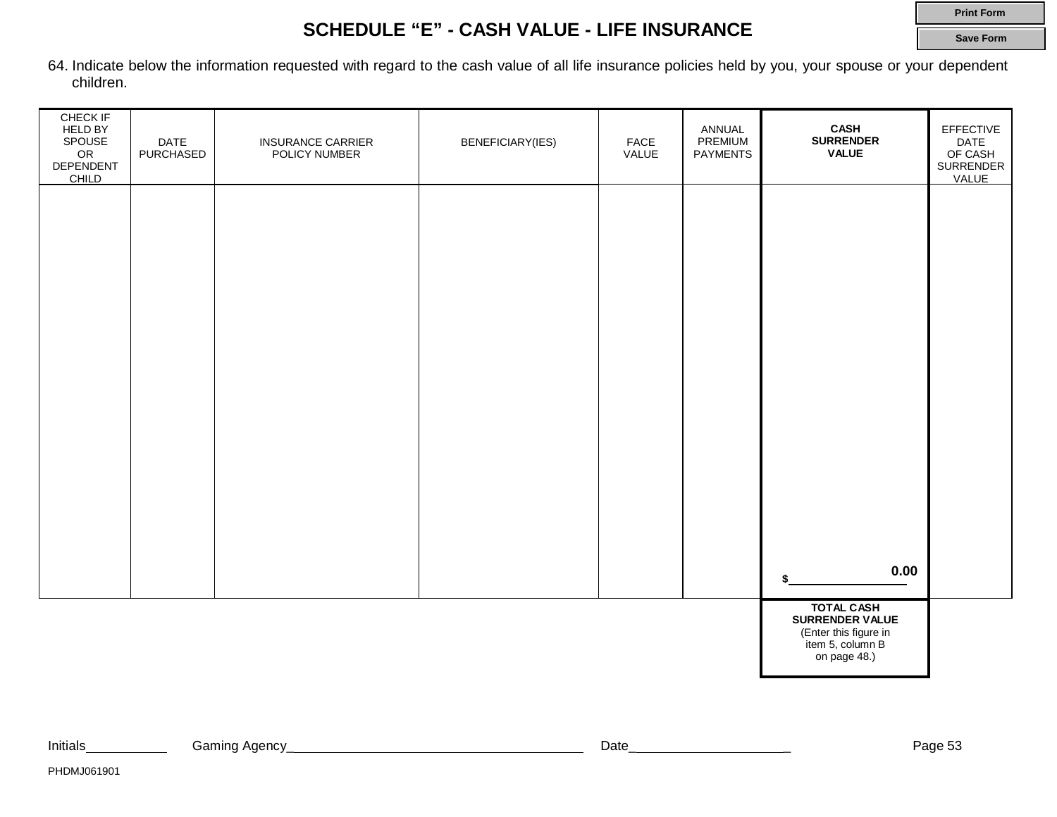# SCHEDULE "E" - CASH VALUE - LIFE INSURANCE

64. Indicate below the information requested with regard to the cash value of all life insurance policies held by you, your spouse or your dependent children.

| CHECK IF HELD BY SPOUSE OR DEPENDENT CHILD | DATE PURCHASED | INSURANCE CARRIER POLICY NUMBER | BENEFICIARY(IES) | FACE VALUE | ANNUAL PREMIUM PAYMENTS | **CASH SURRENDER VALUE** | EFFECTIVE DATE OF CASH SURRENDER VALUE |
|---|---|---|---|---|---|---|---|
| | | | | | | $ 0.00 | |
| | | | | | | **TOTAL CASH SURRENDER VALUE** (Enter this figure in item 5, column B on page 48.) | |

Initials__________ Gaming Agency____________________________________ Date____________________

PHDMJ061901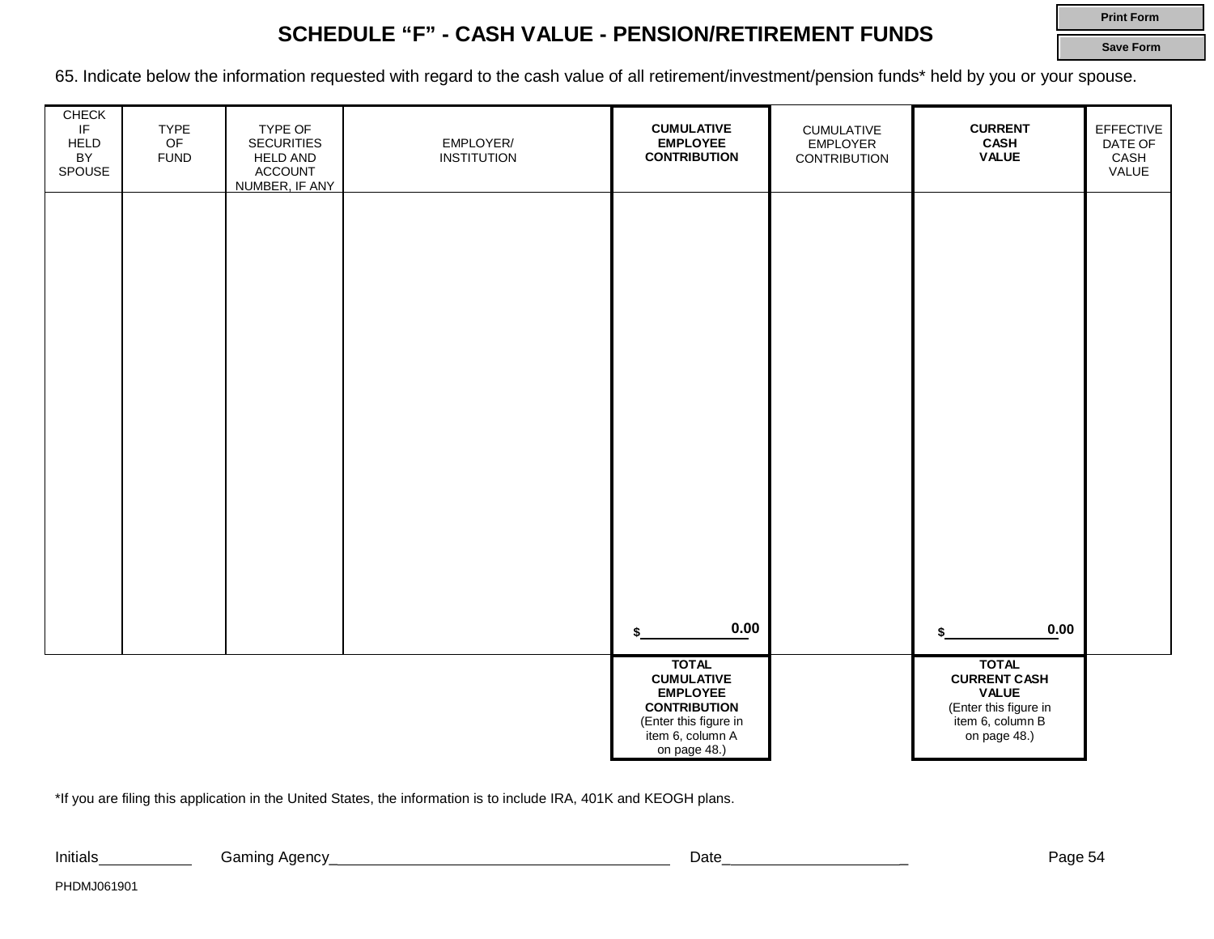# SCHEDULE "F" - CASH VALUE - PENSION/RETIREMENT FUNDS

65. Indicate below the information requested with regard to the cash value of all retirement/investment/pension funds* held by you or your spouse.

| CHECK IF HELD BY SPOUSE | TYPE OF FUND | TYPE OF SECURITIES HELD AND ACCOUNT NUMBER, IF ANY | EMPLOYER/ INSTITUTION | **CUMULATIVE EMPLOYEE CONTRIBUTION** | CUMULATIVE EMPLOYER CONTRIBUTION | **CURRENT CASH VALUE** | EFFECTIVE DATE OF CASH VALUE |
|---|---|---|---|---|---|---|---|
| | | | | | | | |
| | | | | $ 0.00 | | $ 0.00 | |
| | | | | **TOTAL CUMULATIVE EMPLOYEE CONTRIBUTION** (Enter this figure in item 6, column A on page 48.) | | **TOTAL CURRENT CASH VALUE** (Enter this figure in item 6, column B on page 48.) | |

*If you are filing this application in the United States, the information is to include IRA, 401K and KEOGH plans.

Initials__________ Gaming Agency______________________________________ Date_____________________

PHDMJ061901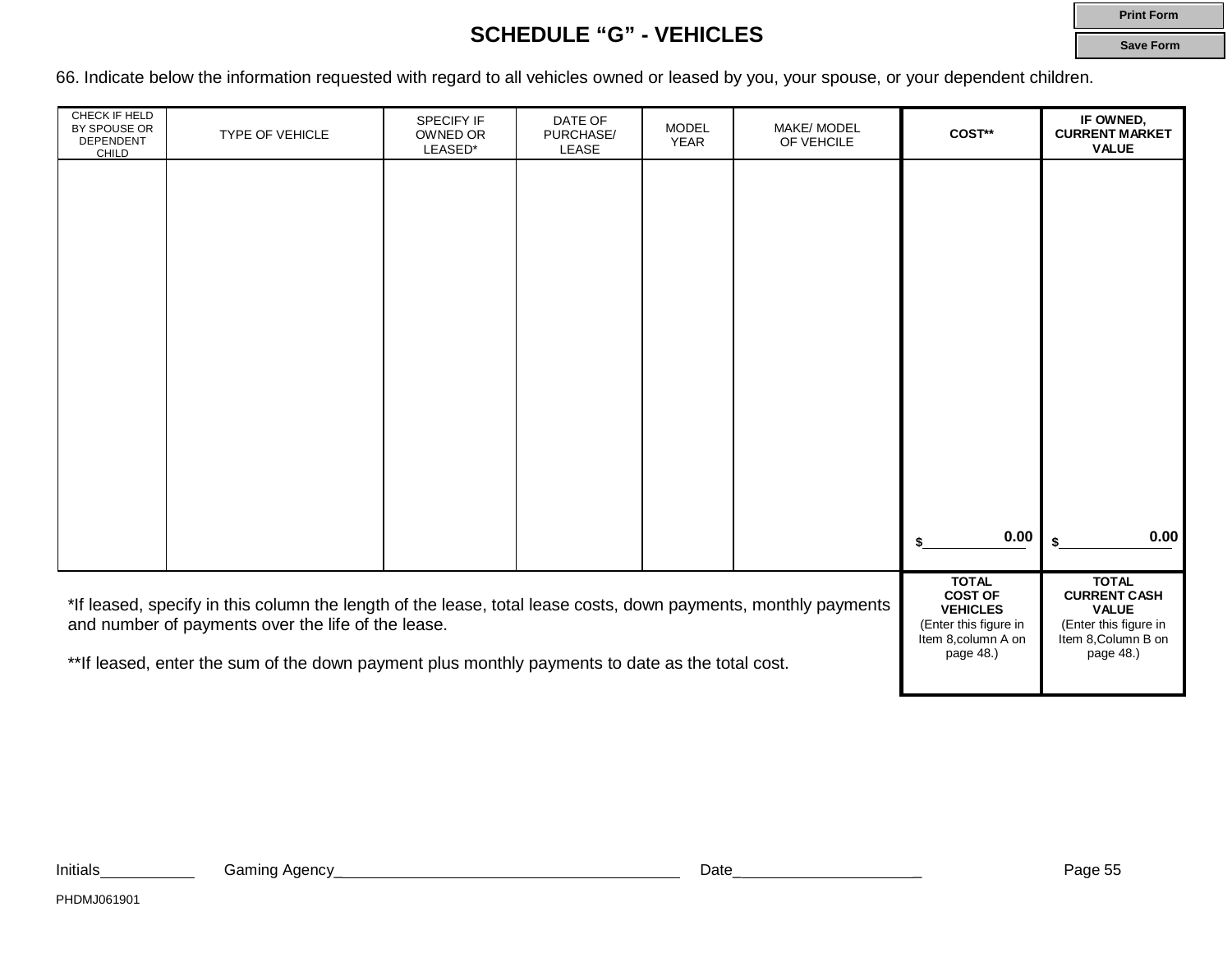# SCHEDULE "G" - VEHICLES

66. Indicate below the information requested with regard to all vehicles owned or leased by you, your spouse, or your dependent children.

| CHECK IF HELD BY SPOUSE OR DEPENDENT CHILD | TYPE OF VEHICLE | SPECIFY IF OWNED OR LEASED* | DATE OF PURCHASE/ LEASE | MODEL YEAR | MAKE/ MODEL OF VEHCILE | COST** | IF OWNED, CURRENT MARKET VALUE |
|---|---|---|---|---|---|---|---|
| | | | | | | | |
| | | | | | | $ 0.00 | $ 0.00 |
| | | | | | | **TOTAL COST OF VEHICLES** (Enter this figure in Item 8,column A on page 48.) | **TOTAL CURRENT CASH VALUE** (Enter this figure in Item 8,Column B on page 48.) |

*If leased, specify in this column the length of the lease, total lease costs, down payments, monthly payments and number of payments over the life of the lease.

**If leased, enter the sum of the down payment plus monthly payments to date as the total cost.

Initials__________ Gaming Agency______________________________________ Date____________________

PHDMJ061901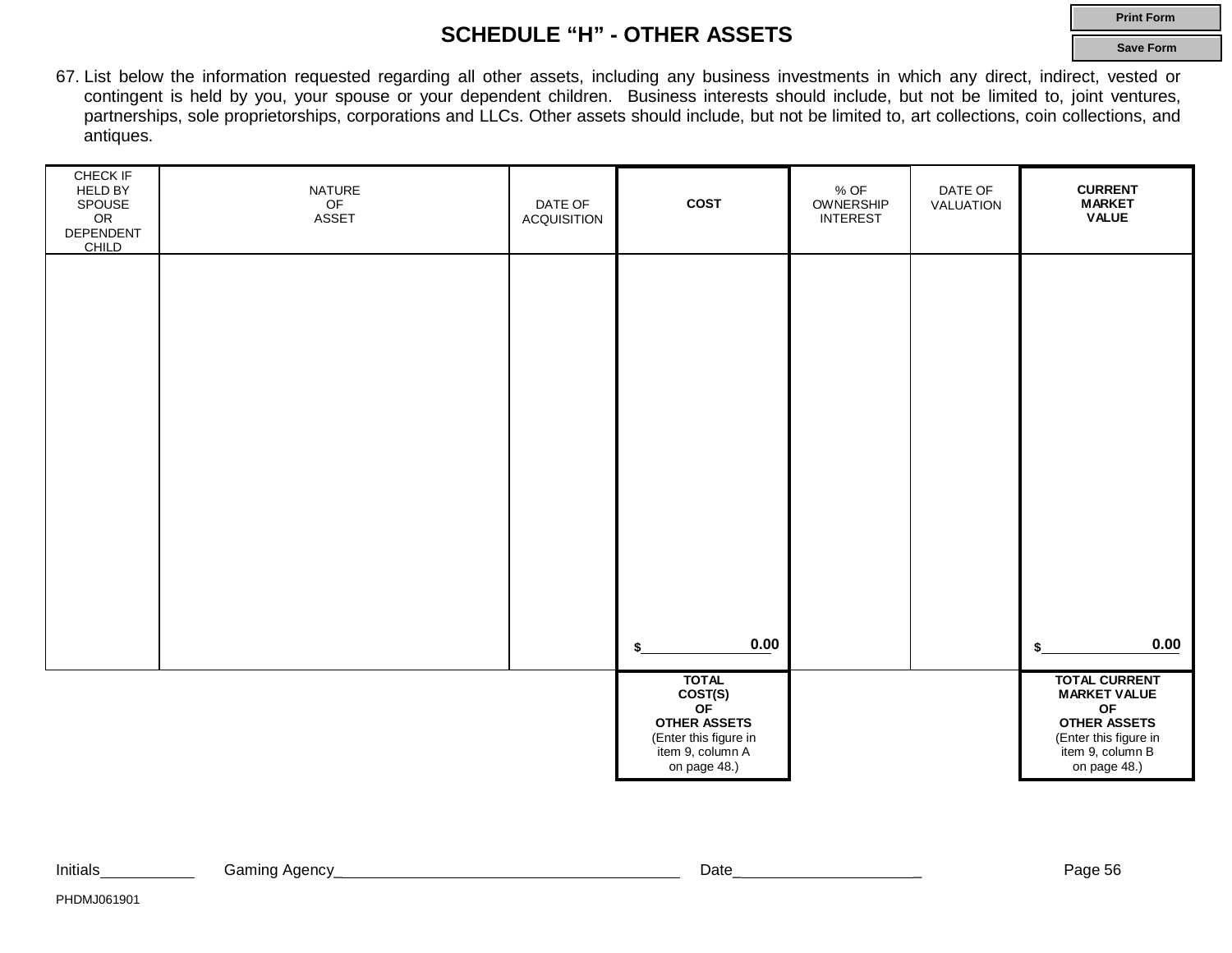## SCHEDULE "H" - OTHER ASSETS

67. List below the information requested regarding all other assets, including any business investments in which any direct, indirect, vested or contingent is held by you, your spouse or your dependent children. Business interests should include, but not be limited to, joint ventures, partnerships, sole proprietorships, corporations and LLCs. Other assets should include, but not be limited to, art collections, coin collections, and antiques.

| CHECK IF HELD BY SPOUSE OR DEPENDENT CHILD | NATURE OF ASSET | DATE OF ACQUISITION | COST | % OF OWNERSHIP INTEREST | DATE OF VALUATION | CURRENT MARKET VALUE |
|---|---|---|---|---|---|---|
| | | | $ 0.00 | | | $ 0.00 |
| | | | **TOTAL COST(S) OF OTHER ASSETS** (Enter this figure in item 9, column A on page 48.) | | | **TOTAL CURRENT MARKET VALUE OF OTHER ASSETS** (Enter this figure in item 9, column B on page 48.) |

Initials\_\_\_\_\_\_\_\_\_\_ Gaming Agency\_\_\_\_\_\_\_\_\_\_\_\_\_\_\_\_\_\_\_\_\_\_\_\_\_\_\_\_\_\_\_\_\_\_\_\_ Date\_\_\_\_\_\_\_\_\_\_\_\_\_\_\_\_\_\_\_\_

PHDMJ061901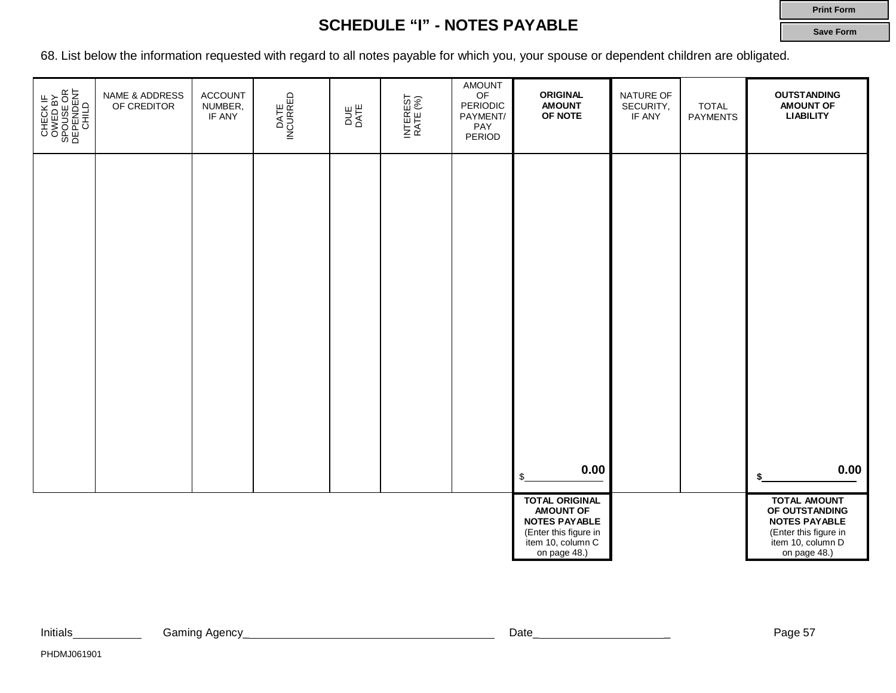## SCHEDULE "I" - NOTES PAYABLE

68. List below the information requested with regard to all notes payable for which you, your spouse or dependent children are obligated.

| CHECK IF OWED BY SPOUSE OR DEPENDENT CHILD | NAME & ADDRESS OF CREDITOR | ACCOUNT NUMBER, IF ANY | DATE INCURRED | DUE DATE | INTEREST RATE (%) | AMOUNT OF PERIODIC PAYMENT/ PAY PERIOD | **ORIGINAL AMOUNT OF NOTE** | NATURE OF SECURITY, IF ANY | TOTAL PAYMENTS | **OUTSTANDING AMOUNT OF LIABILITY** |
|---|---|---|---|---|---|---|---|---|---|---|
| | | | | | | | $ **0.00** | | | **$ 0.00** |
| | | | | | | | **TOTAL ORIGINAL AMOUNT OF NOTES PAYABLE** (Enter this figure in item 10, column C on page 48.) | | | **TOTAL AMOUNT OF OUTSTANDING NOTES PAYABLE** (Enter this figure in item 10, column D on page 48.) |

Initials__________ Gaming Agency______________________________________ Date____________________

PHDMJ061901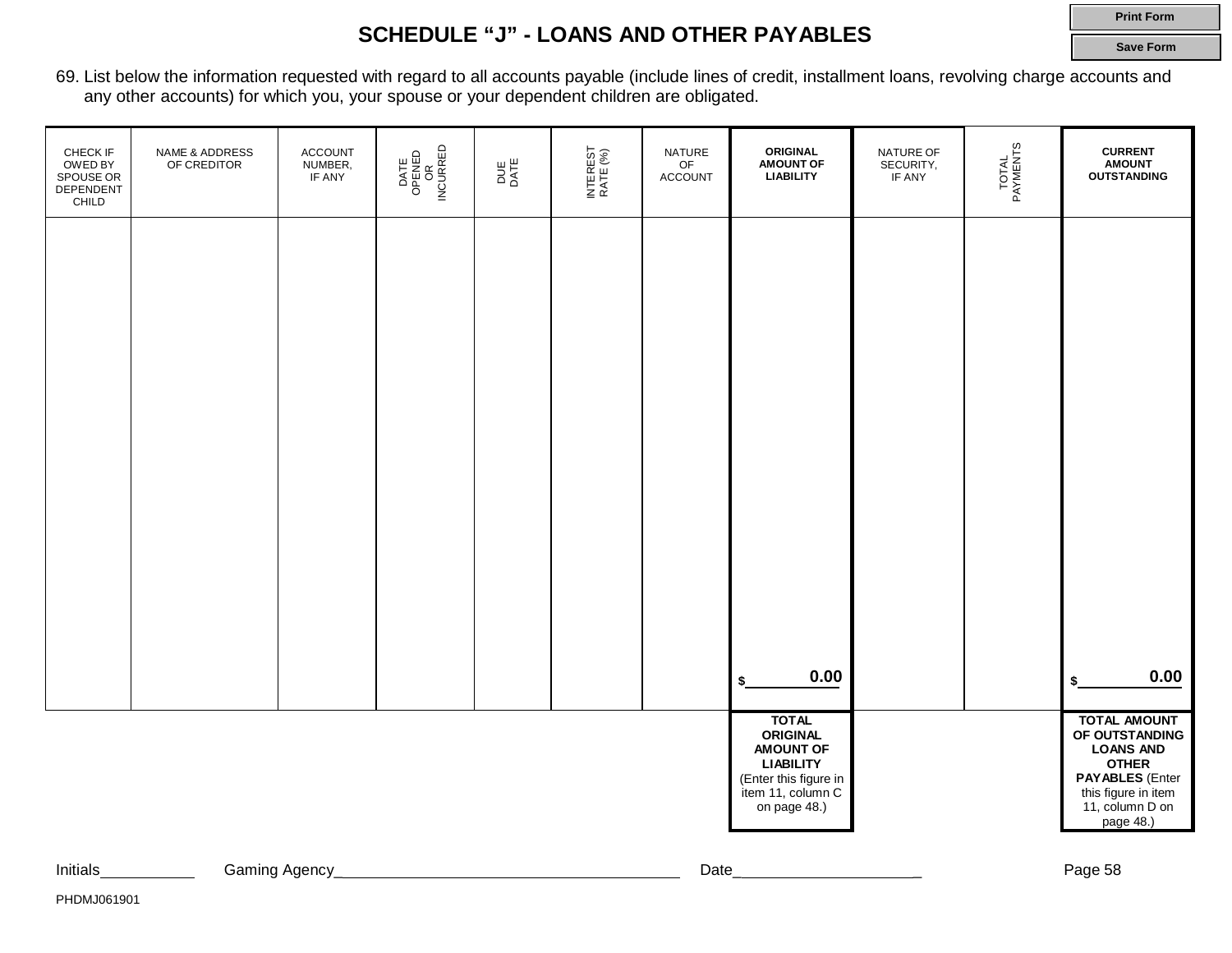# SCHEDULE "J" - LOANS AND OTHER PAYABLES

69. List below the information requested with regard to all accounts payable (include lines of credit, installment loans, revolving charge accounts and any other accounts) for which you, your spouse or your dependent children are obligated.

| CHECK IF OWED BY SPOUSE OR DEPENDENT CHILD | NAME & ADDRESS OF CREDITOR | ACCOUNT NUMBER, IF ANY | DATE OPENED OR INCURRED | DUE DATE | INTEREST RATE (%) | NATURE OF ACCOUNT | ORIGINAL AMOUNT OF LIABILITY | NATURE OF SECURITY, IF ANY | TOTAL PAYMENTS | CURRENT AMOUNT OUTSTANDING |
|---|---|---|---|---|---|---|---|---|---|---|
| | | | | | | | $ 0.00 | | | $ 0.00 |
| | | | | | | | **TOTAL ORIGINAL AMOUNT OF LIABILITY** (Enter this figure in item 11, column C on page 48.) | | | **TOTAL AMOUNT OF OUTSTANDING LOANS AND OTHER PAYABLES** (Enter this figure in item 11, column D on page 48.) |

Initials__________ Gaming Agency______________________________________ Date____________________

PHDMJ061901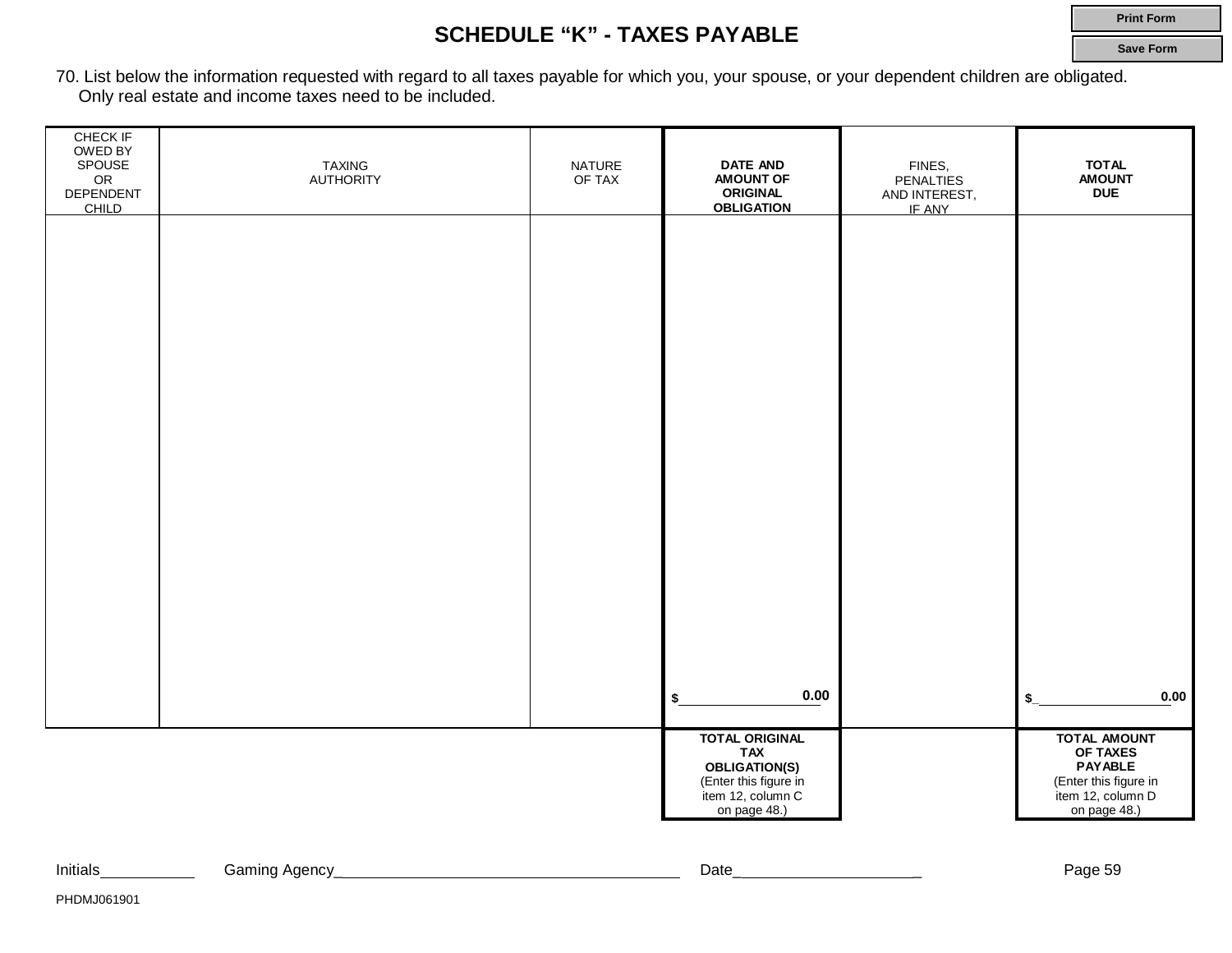# SCHEDULE “K” - TAXES PAYABLE

70. List below the information requested with regard to all taxes payable for which you, your spouse, or your dependent children are obligated. Only real estate and income taxes need to be included.

| CHECK IF OWED BY SPOUSE OR DEPENDENT CHILD | TAXING AUTHORITY | NATURE OF TAX | **DATE AND AMOUNT OF ORIGINAL OBLIGATION** | FINES, PENALTIES AND INTEREST, IF ANY | **TOTAL AMOUNT DUE** |
|---|---|---|---|---|---|
| | | | | | |
| | | | $ 0.00 | | $ 0.00 |
| | | | **TOTAL ORIGINAL TAX OBLIGATION(S)** (Enter this figure in item 12, column C on page 48.) | | **TOTAL AMOUNT OF TAXES PAYABLE** (Enter this figure in item 12, column D on page 48.) |

Initials__________ Gaming Agency______________________________________ Date____________________

PHDMJ061901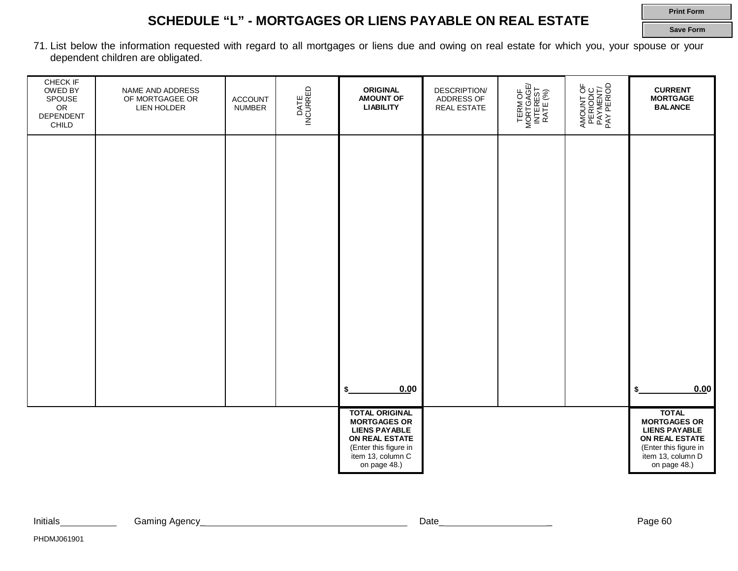# SCHEDULE "L" - MORTGAGES OR LIENS PAYABLE ON REAL ESTATE

71. List below the information requested with regard to all mortgages or liens due and owing on real estate for which you, your spouse or your dependent children are obligated.

| CHECK IF OWED BY SPOUSE OR DEPENDENT CHILD | NAME AND ADDRESS OF MORTGAGEE OR LIEN HOLDER | ACCOUNT NUMBER | DATE INCURRED | **ORIGINAL AMOUNT OF LIABILITY** | DESCRIPTION/ ADDRESS OF REAL ESTATE | TERM OF MORTGAGE/ INTEREST RATE (%) | AMOUNT OF PERIODIC PAYMENT/ PAY PERIOD | **CURRENT MORTGAGE BALANCE** |
|---|---|---|---|---|---|---|---|---|
| | | | | | | | | |
| | | | | $ 0.00 | | | | $ 0.00 |
| | | | | **TOTAL ORIGINAL MORTGAGES OR LIENS PAYABLE ON REAL ESTATE** (Enter this figure in item 13, column C on page 48.) | | | | **TOTAL MORTGAGES OR LIENS PAYABLE ON REAL ESTATE** (Enter this figure in item 13, column D on page 48.) |

Initials__________ Gaming Agency________________________________________ Date_____________________

PHDMJ061901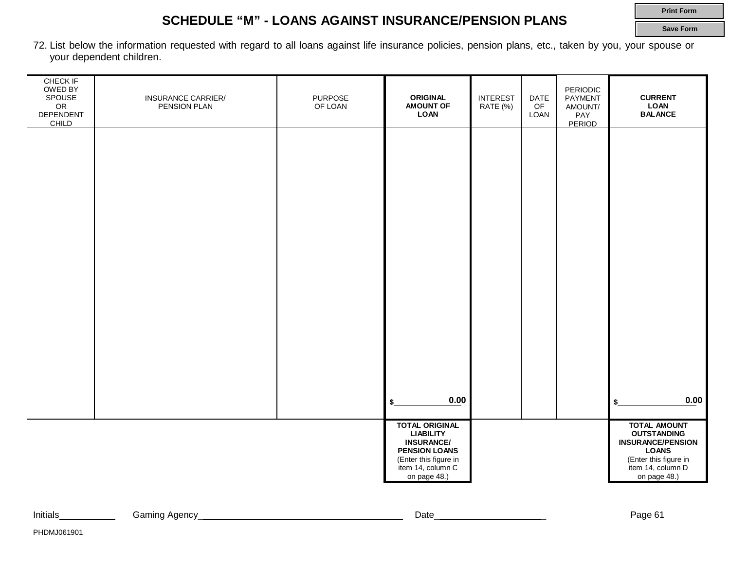## SCHEDULE "M" - LOANS AGAINST INSURANCE/PENSION PLANS

72. List below the information requested with regard to all loans against life insurance policies, pension plans, etc., taken by you, your spouse or your dependent children.

| CHECK IF OWED BY SPOUSE OR DEPENDENT CHILD | INSURANCE CARRIER/ PENSION PLAN | PURPOSE OF LOAN | **ORIGINAL AMOUNT OF LOAN** | INTEREST RATE (%) | DATE OF LOAN | PERIODIC PAYMENT AMOUNT/ PAY PERIOD | **CURRENT LOAN BALANCE** |
|---|---|---|---|---|---|---|---|
| | | | | | | | |
| | | | $ 0.00 | | | | $ 0.00 |
| | | | **TOTAL ORIGINAL LIABILITY INSURANCE/ PENSION LOANS** (Enter this figure in item 14, column C on page 48.) | | | | **TOTAL AMOUNT OUTSTANDING INSURANCE/PENSION LOANS** (Enter this figure in item 14, column D on page 48.) |

Initials__________ Gaming Agency__________________________________ Date____________________

PHDMJ061901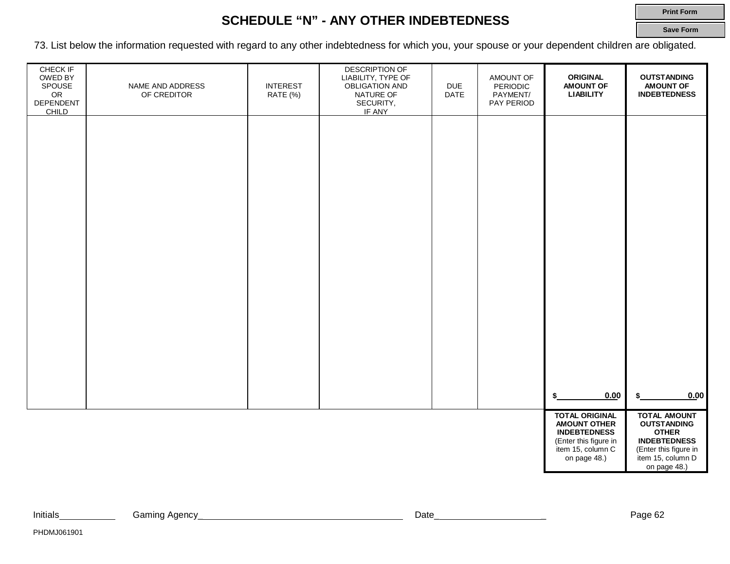# SCHEDULE "N" - ANY OTHER INDEBTEDNESS

73. List below the information requested with regard to any other indebtedness for which you, your spouse or your dependent children are obligated.

| CHECK IF OWED BY SPOUSE OR DEPENDENT CHILD | NAME AND ADDRESS OF CREDITOR | INTEREST RATE (%) | DESCRIPTION OF LIABILITY, TYPE OF OBLIGATION AND NATURE OF SECURITY, IF ANY | DUE DATE | AMOUNT OF PERIODIC PAYMENT/ PAY PERIOD | **ORIGINAL AMOUNT OF LIABILITY** | **OUTSTANDING AMOUNT OF INDEBTEDNESS** |
|---|---|---|---|---|---|---|---|
| | | | | | | | |
| | | | | | | $ 0.00 | $ 0.00 |
| | | | | | | **TOTAL ORIGINAL AMOUNT OTHER INDEBTEDNESS** (Enter this figure in item 15, column C on page 48.) | **TOTAL AMOUNT OUTSTANDING OTHER INDEBTEDNESS** (Enter this figure in item 15, column D on page 48.) |

Initials__________ Gaming Agency______________________________________ Date____________________

PHDMJ061901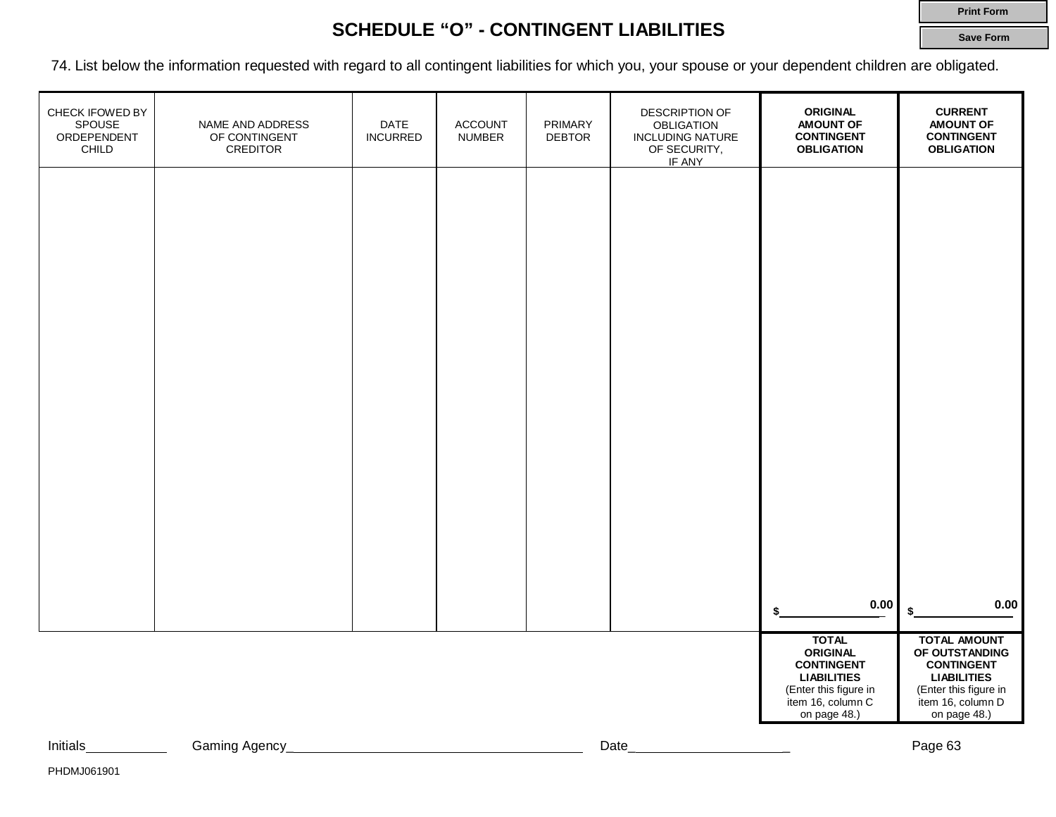# SCHEDULE “O” - CONTINGENT LIABILITIES

74. List below the information requested with regard to all contingent liabilities for which you, your spouse or your dependent children are obligated.

| CHECK IFOWED BY SPOUSE ORDEPENDENT CHILD | NAME AND ADDRESS OF CONTINGENT CREDITOR | DATE INCURRED | ACCOUNT NUMBER | PRIMARY DEBTOR | DESCRIPTION OF OBLIGATION INCLUDING NATURE OF SECURITY, IF ANY | **ORIGINAL AMOUNT OF CONTINGENT OBLIGATION** | **CURRENT AMOUNT OF CONTINGENT OBLIGATION** |
|---|---|---|---|---|---|---|---|
| | | | | | | $ 0.00 | $ 0.00 |
| | | | | | | **TOTAL ORIGINAL CONTINGENT LIABILITIES** (Enter this figure in item 16, column C on page 48.) | **TOTAL AMOUNT OF OUTSTANDING CONTINGENT LIABILITIES** (Enter this figure in item 16, column D on page 48.) |

Initials__________ Gaming Agency______________________________________ Date____________________

PHDMJ061901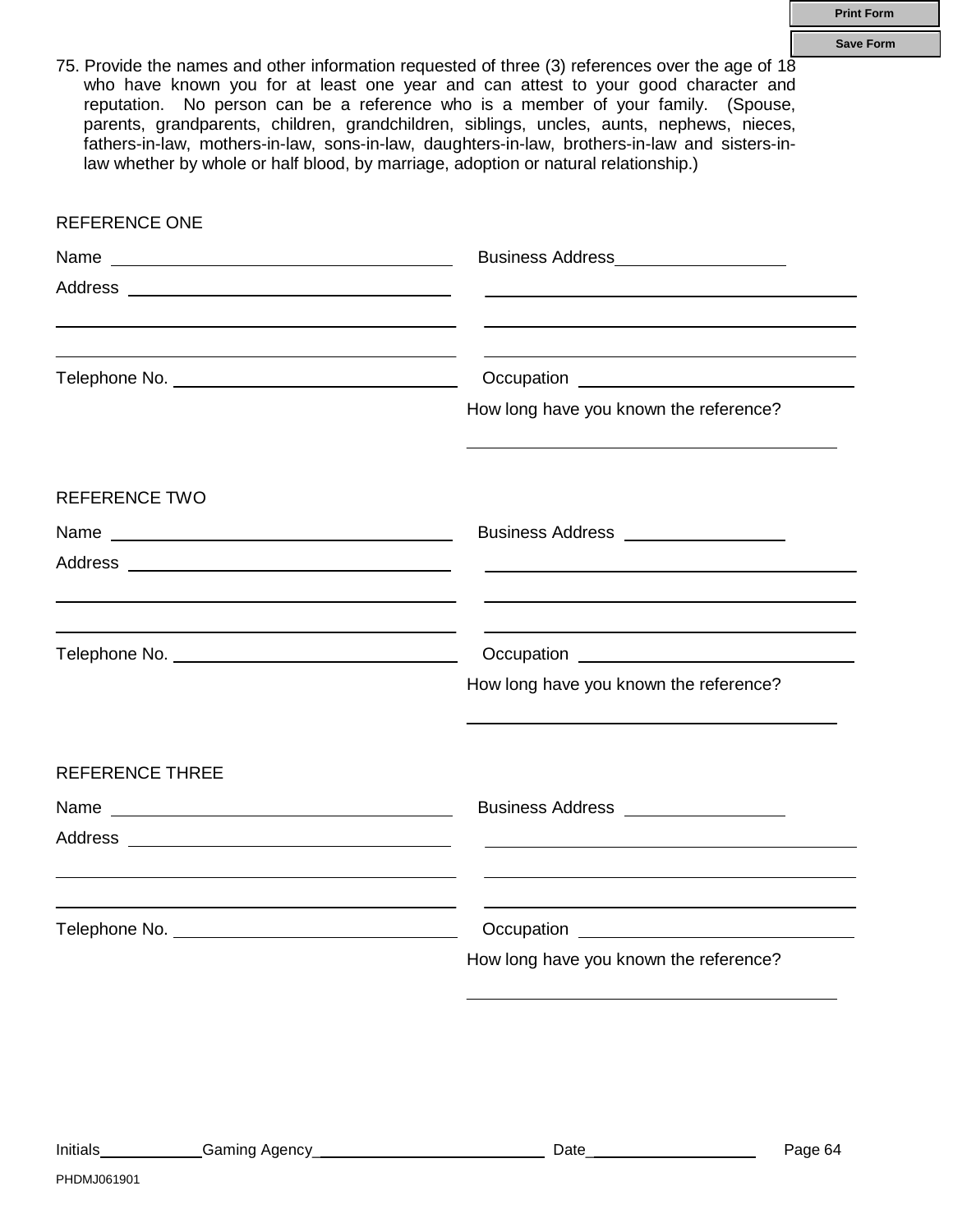75. Provide the names and other information requested of three (3) references over the age of 18 who have known you for at least one year and can attest to your good character and reputation. No person can be a reference who is a member of your family. (Spouse, parents, grandparents, children, grandchildren, siblings, uncles, aunts, nephews, nieces, fathers-in-law, mothers-in-law, sons-in-law, daughters-in-law, brothers-in-law and sisters-in-law whether by whole or half blood, by marriage, adoption or natural relationship.)

REFERENCE ONE

Name ______________________________ Business Address ______________________________

Address ______________________________ ______________________________

______________________________ ______________________________

______________________________ ______________________________

Telephone No. ______________________________ Occupation ______________________________

How long have you known the reference?

______________________________

REFERENCE TWO

Name ______________________________ Business Address ______________________________

Address ______________________________ ______________________________

______________________________ ______________________________

______________________________ ______________________________

Telephone No. ______________________________ Occupation ______________________________

How long have you known the reference?

______________________________

REFERENCE THREE

Name ______________________________ Business Address ______________________________

Address ______________________________ ______________________________

______________________________ ______________________________

______________________________ ______________________________

Telephone No. ______________________________ Occupation ______________________________

How long have you known the reference?

______________________________

Initials__________ Gaming Agency______________________ Date________________

PHDMJ061901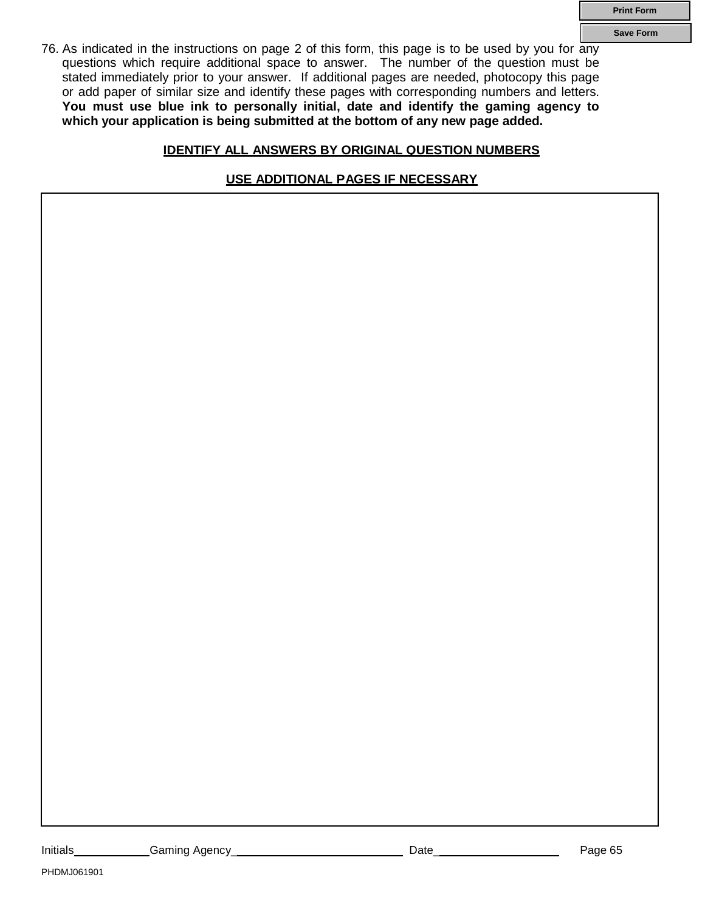76. As indicated in the instructions on page 2 of this form, this page is to be used by you for any questions which require additional space to answer. The number of the question must be stated immediately prior to your answer. If additional pages are needed, photocopy this page or add paper of similar size and identify these pages with corresponding numbers and letters. **You must use blue ink to personally initial, date and identify the gaming agency to which your application is being submitted at the bottom of any new page added.**

**IDENTIFY ALL ANSWERS BY ORIGINAL QUESTION NUMBERS**

**USE ADDITIONAL PAGES IF NECESSARY**

Initials\_\_\_\_\_\_\_\_\_\_ Gaming Agency\_\_\_\_\_\_\_\_\_\_\_\_\_\_\_\_\_\_\_\_ Date\_\_\_\_\_\_\_\_\_\_\_\_\_\_\_\_

PHDMJ061901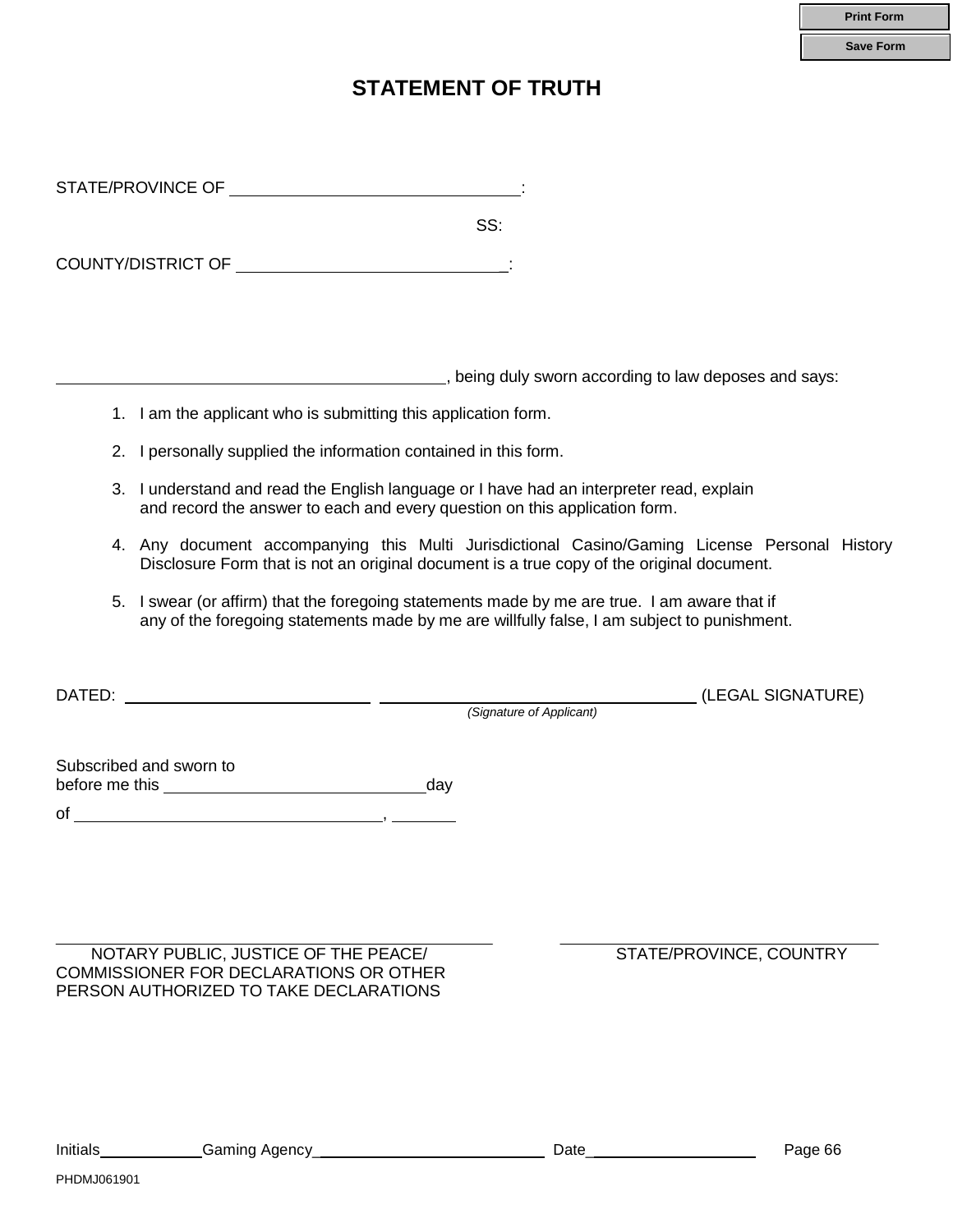# STATEMENT OF TRUTH

STATE/PROVINCE OF ________________________________:

SS:

COUNTY/DISTRICT OF ______________________________:

_____________________________________________, being duly sworn according to law deposes and says:

1. I am the applicant who is submitting this application form.
2. I personally supplied the information contained in this form.
3. I understand and read the English language or I have had an interpreter read, explain and record the answer to each and every question on this application form.
4. Any document accompanying this Multi Jurisdictional Casino/Gaming License Personal History Disclosure Form that is not an original document is a true copy of the original document.
5. I swear (or affirm) that the foregoing statements made by me are true. I am aware that if any of the foregoing statements made by me are willfully false, I am subject to punishment.

DATED: ___________________________ ___________________________________ (LEGAL SIGNATURE)

*(Signature of Applicant)*

Subscribed and sworn to
before me this ____________________________day
of __________________________________, _______

_____________________________________________
NOTARY PUBLIC, JUSTICE OF THE PEACE/
COMMISSIONER FOR DECLARATIONS OR OTHER
PERSON AUTHORIZED TO TAKE DECLARATIONS

_____________________________________________
STATE/PROVINCE, COUNTRY

Initials____________Gaming Agency___________________________ Date___________________

PHDMJ061901